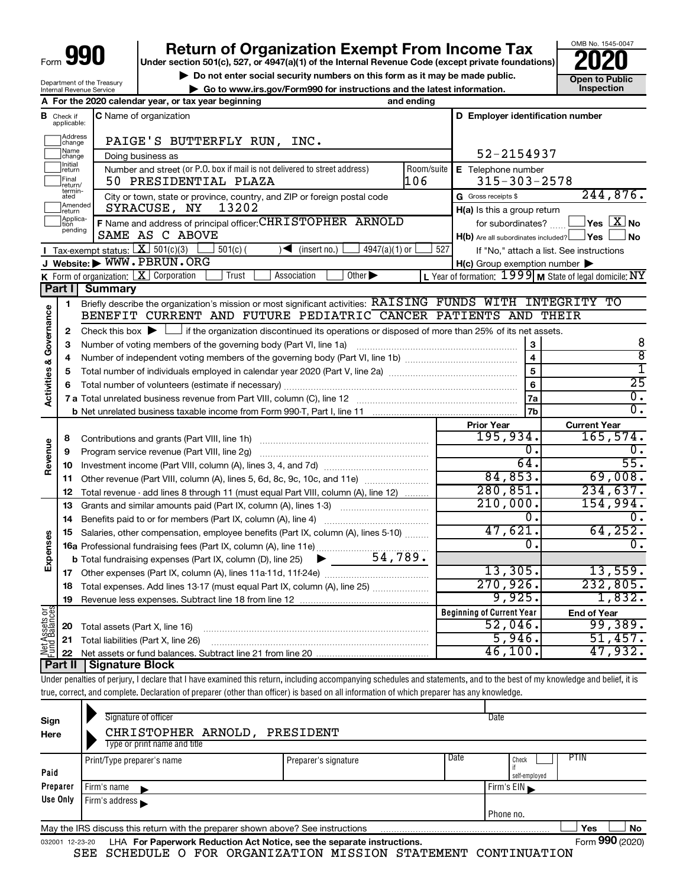Form **990**

# Return of Organization Exempt From Income Tax

**Under section 501(c), 527, or 4947(a)(1) of the Internal Revenue Code (except private foundations)**

▶ Do not enter social security numbers on this form as it may be made public.

▶ Go to www.irs.gov/Form990 for instructions and the latest information.

OMB No. 1545-0047

**2020**

**Open to Public Inspection**

Department of the Treasury
Internal Revenue Service

**A** For the 2020 calendar year, or tax year beginning and ending

**B** Check if applicable: Address change, Name change, Initial return, Final return/terminated, Amended return, Application pending

**C** Name of organization: PAIGE'S BUTTERFLY RUN, INC.

Doing business as

Number and street (or P.O. box if mail is not delivered to street address): 50 PRESIDENTIAL PLAZA Room/suite: 106

City or town, state or province, country, and ZIP or foreign postal code: SYRACUSE, NY 13202

**D** Employer identification number: 52-2154937

**E** Telephone number: 315-303-2578

**G** Gross receipts $ 244,876.

**F** Name and address of principal officer: CHRISTOPHER ARNOLD
SAME AS C ABOVE

**H(a)** Is this a group return for subordinates? ☐ Yes ☒ No

**H(b)** Are all subordinates included? ☐ Yes ☐ No
If "No," attach a list. See instructions

**I** Tax-exempt status: ☒ 501(c)(3) ☐ 501(c) ( ) ◀ (insert no.) ☐ 4947(a)(1) or ☐ 527

**J** Website: ▶ WWW.PBRUN.ORG

**H(c)** Group exemption number ▶

**K** Form of organization: ☒ Corporation ☐ Trust ☐ Association ☐ Other ▶

**L** Year of formation: 1999 **M** State of legal domicile: NY

## Part I Summary

**Activities & Governance**

1 Briefly describe the organization's mission or most significant activities: RAISING FUNDS WITH INTEGRITY TO BENEFIT CURRENT AND FUTURE PEDIATRIC CANCER PATIENTS AND THEIR

2 Check this box ▶ ☐ if the organization discontinued its operations or disposed of more than 25% of its net assets.

| | | | |
|---|---|---|---|
| 3 | Number of voting members of the governing body (Part VI, line 1a) | 3 | 8 |
| 4 | Number of independent voting members of the governing body (Part VI, line 1b) | 4 | 8 |
| 5 | Total number of individuals employed in calendar year 2020 (Part V, line 2a) | 5 | 1 |
| 6 | Total number of volunteers (estimate if necessary) | 6 | 25 |
| 7a | Total unrelated business revenue from Part VIII, column (C), line 12 | 7a | 0. |
| b | Net unrelated business taxable income from Form 990-T, Part I, line 11 | 7b | 0. |

| | | | Prior Year | Current Year |
|---|---|---|---|---|
| **Revenue** | 8 | Contributions and grants (Part VIII, line 1h) | 195,934. | 165,574. |
| | 9 | Program service revenue (Part VIII, line 2g) | 0. | 0. |
| | 10 | Investment income (Part VIII, column (A), lines 3, 4, and 7d) | 64. | 55. |
| | 11 | Other revenue (Part VIII, column (A), lines 5, 6d, 8c, 9c, 10c, and 11e) | 84,853. | 69,008. |
| | 12 | Total revenue - add lines 8 through 11 (must equal Part VIII, column (A), line 12) | 280,851. | 234,637. |
| **Expenses** | 13 | Grants and similar amounts paid (Part IX, column (A), lines 1-3) | 210,000. | 154,994. |
| | 14 | Benefits paid to or for members (Part IX, column (A), line 4) | 0. | 0. |
| | 15 | Salaries, other compensation, employee benefits (Part IX, column (A), lines 5-10) | 47,621. | 64,252. |
| | 16a | Professional fundraising fees (Part IX, column (A), line 11e) | 0. | 0. |
| | b | Total fundraising expenses (Part IX, column (D), line 25) ▶ 54,789. | | |
| | 17 | Other expenses (Part IX, column (A), lines 11a-11d, 11f-24e) | 13,305. | 13,559. |
| | 18 | Total expenses. Add lines 13-17 (must equal Part IX, column (A), line 25) | 270,926. | 232,805. |
| | 19 | Revenue less expenses. Subtract line 18 from line 12 | 9,925. | 1,832. |

| | | | Beginning of Current Year | End of Year |
|---|---|---|---|---|
| **Net Assets or Fund Balances** | 20 | Total assets (Part X, line 16) | 52,046. | 99,389. |
| | 21 | Total liabilities (Part X, line 26) | 5,946. | 51,457. |
| | 22 | Net assets or fund balances. Subtract line 21 from line 20 | 46,100. | 47,932. |

## Part II Signature Block

Under penalties of perjury, I declare that I have examined this return, including accompanying schedules and statements, and to the best of my knowledge and belief, it is true, correct, and complete. Declaration of preparer (other than officer) is based on all information of which preparer has any knowledge.

**Sign Here**

Signature of officer | Date

CHRISTOPHER ARNOLD, PRESIDENT
Type or print name and title

**Paid Preparer Use Only**

| Print/Type preparer's name | Preparer's signature | Date | Check ☐ if self-employed | PTIN |
|---|---|---|---|---|
| Firm's name ▶ | | | Firm's EIN ▶ | |
| Firm's address ▶ | | | Phone no. | |

May the IRS discuss this return with the preparer shown above? See instructions ☐ Yes ☐ No

032001 12-23-20 LHA For Paperwork Reduction Act Notice, see the separate instructions. Form **990** (2020)

SEE SCHEDULE O FOR ORGANIZATION MISSION STATEMENT CONTINUATION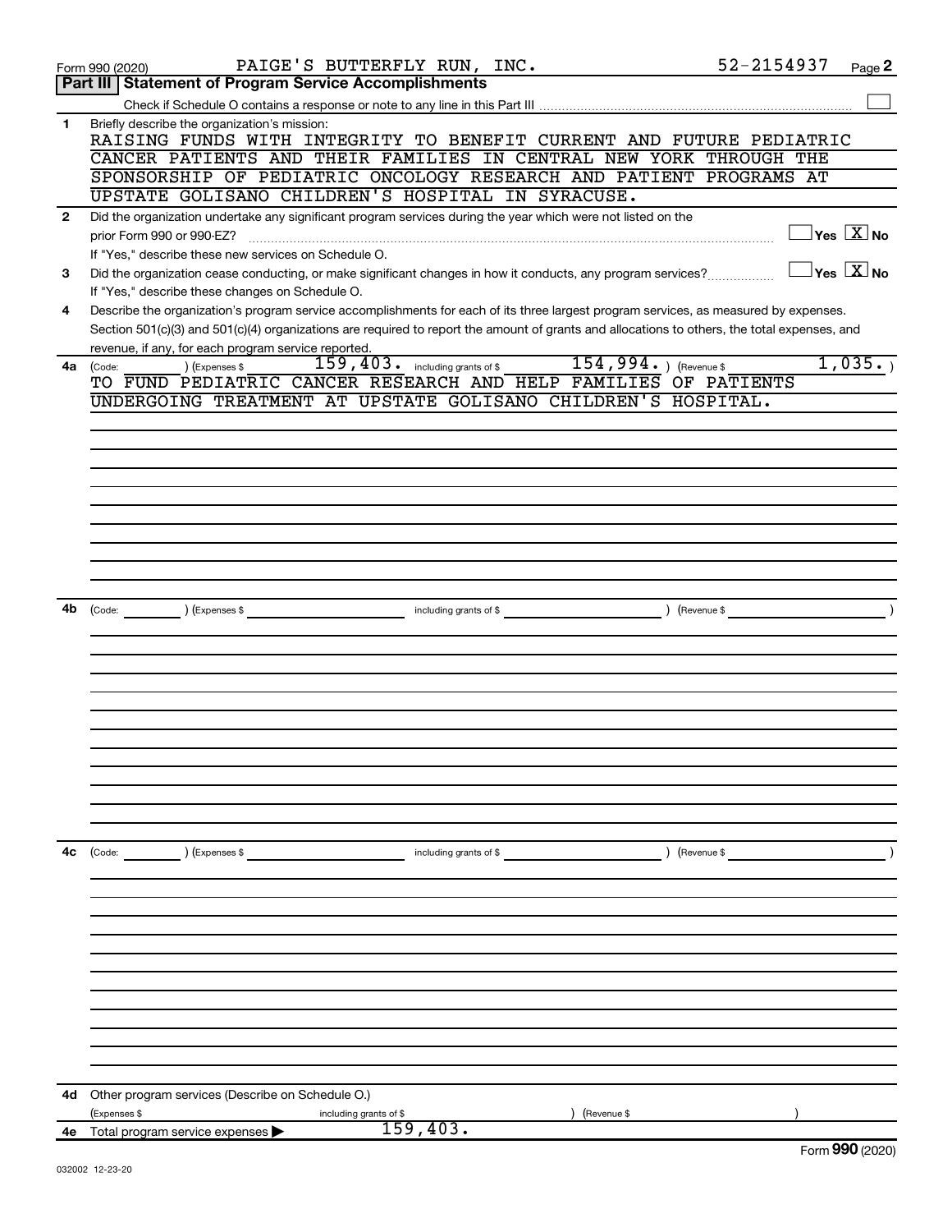Form 990 (2020) PAIGE'S BUTTERFLY RUN, INC. 52-2154937 Page **2**

## Part III | Statement of Program Service Accomplishments

Check if Schedule O contains a response or note to any line in this Part III ☐

**1** Briefly describe the organization's mission:

RAISING FUNDS WITH INTEGRITY TO BENEFIT CURRENT AND FUTURE PEDIATRIC CANCER PATIENTS AND THEIR FAMILIES IN CENTRAL NEW YORK THROUGH THE SPONSORSHIP OF PEDIATRIC ONCOLOGY RESEARCH AND PATIENT PROGRAMS AT UPSTATE GOLISANO CHILDREN'S HOSPITAL IN SYRACUSE.

**2** Did the organization undertake any significant program services during the year which were not listed on the prior Form 990 or 990-EZ? ☐ Yes ☒ No

If "Yes," describe these new services on Schedule O.

**3** Did the organization cease conducting, or make significant changes in how it conducts, any program services? ☐ Yes ☒ No

If "Yes," describe these changes on Schedule O.

**4** Describe the organization's program service accomplishments for each of its three largest program services, as measured by expenses. Section 501(c)(3) and 501(c)(4) organizations are required to report the amount of grants and allocations to others, the total expenses, and revenue, if any, for each program service reported.

**4a** (Code: ) (Expenses $ 159,403. including grants of $ 154,994. ) (Revenue $ 1,035. )

TO FUND PEDIATRIC CANCER RESEARCH AND HELP FAMILIES OF PATIENTS UNDERGOING TREATMENT AT UPSTATE GOLISANO CHILDREN'S HOSPITAL.

**4b** (Code: ) (Expenses $ including grants of $ ) (Revenue $ )

**4c** (Code: ) (Expenses $ including grants of $ ) (Revenue $ )

**4d** Other program services (Describe on Schedule O.)

(Expenses $ including grants of $ ) (Revenue $ )

**4e** Total program service expenses ▶ 159,403.

Form **990** (2020)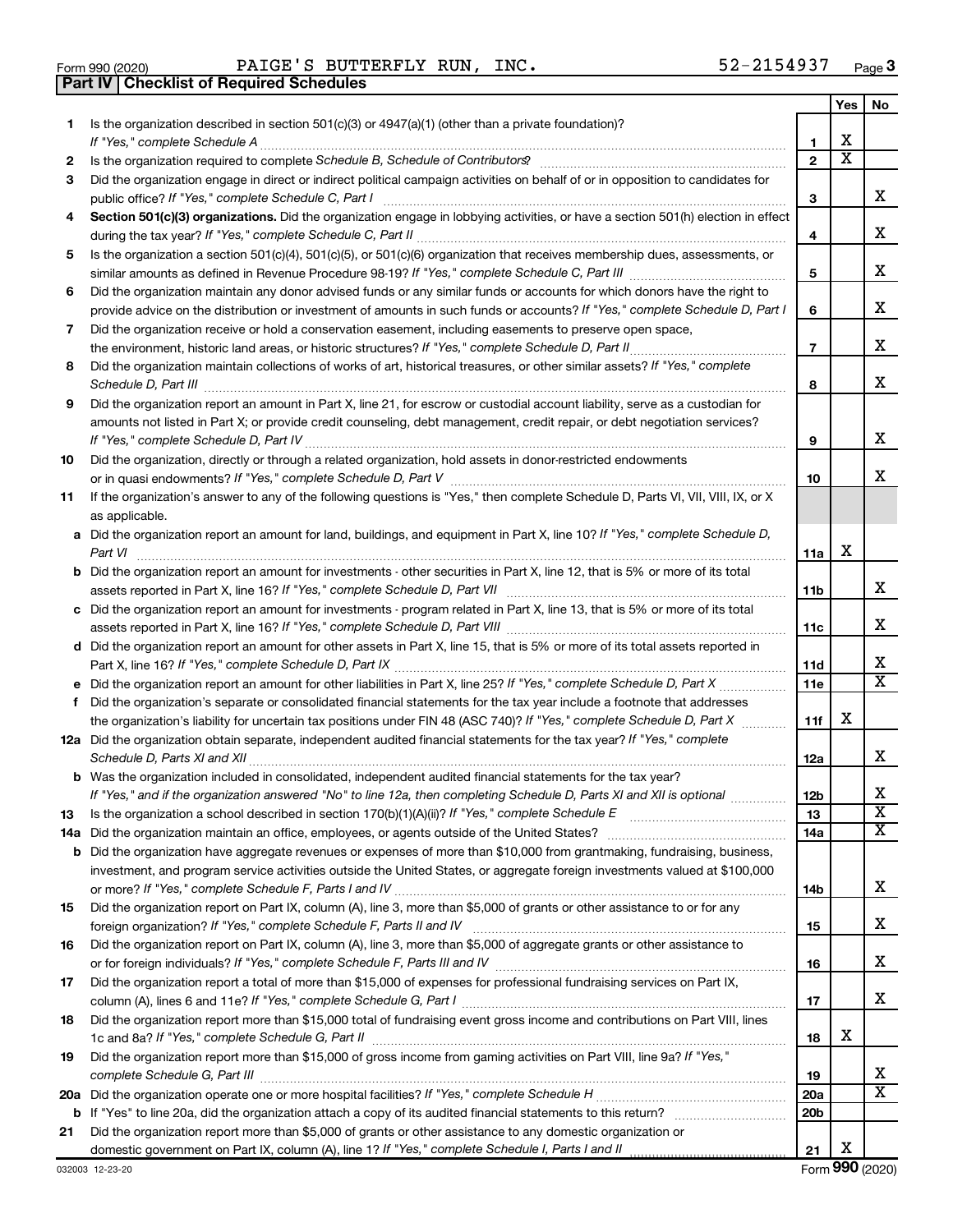Form 990 (2020) PAIGE'S BUTTERFLY RUN, INC. 52-2154937 Page **3**

## Part IV | Checklist of Required Schedules

| | | | Yes | No |
|---|---|---|---|---|
| **1** | Is the organization described in section 501(c)(3) or 4947(a)(1) (other than a private foundation)? *If "Yes," complete Schedule A* | **1** | X | |
| **2** | Is the organization required to complete *Schedule B, Schedule of Contributors*? | **2** | X | |
| **3** | Did the organization engage in direct or indirect political campaign activities on behalf of or in opposition to candidates for public office? *If "Yes," complete Schedule C, Part I* | **3** | | X |
| **4** | **Section 501(c)(3) organizations.** Did the organization engage in lobbying activities, or have a section 501(h) election in effect during the tax year? *If "Yes," complete Schedule C, Part II* | **4** | | X |
| **5** | Is the organization a section 501(c)(4), 501(c)(5), or 501(c)(6) organization that receives membership dues, assessments, or similar amounts as defined in Revenue Procedure 98-19? *If "Yes," complete Schedule C, Part III* | **5** | | X |
| **6** | Did the organization maintain any donor advised funds or any similar funds or accounts for which donors have the right to provide advice on the distribution or investment of amounts in such funds or accounts? *If "Yes," complete Schedule D, Part I* | **6** | | X |
| **7** | Did the organization receive or hold a conservation easement, including easements to preserve open space, the environment, historic land areas, or historic structures? *If "Yes," complete Schedule D, Part II* | **7** | | X |
| **8** | Did the organization maintain collections of works of art, historical treasures, or other similar assets? *If "Yes," complete Schedule D, Part III* | **8** | | X |
| **9** | Did the organization report an amount in Part X, line 21, for escrow or custodial account liability, serve as a custodian for amounts not listed in Part X; or provide credit counseling, debt management, credit repair, or debt negotiation services? *If "Yes," complete Schedule D, Part IV* | **9** | | X |
| **10** | Did the organization, directly or through a related organization, hold assets in donor-restricted endowments or in quasi endowments? *If "Yes," complete Schedule D, Part V* | **10** | | X |
| **11** | If the organization's answer to any of the following questions is "Yes," then complete Schedule D, Parts VI, VII, VIII, IX, or X as applicable. | | | |
| **a** | Did the organization report an amount for land, buildings, and equipment in Part X, line 10? *If "Yes," complete Schedule D, Part VI* | **11a** | X | |
| **b** | Did the organization report an amount for investments - other securities in Part X, line 12, that is 5% or more of its total assets reported in Part X, line 16? *If "Yes," complete Schedule D, Part VII* | **11b** | | X |
| **c** | Did the organization report an amount for investments - program related in Part X, line 13, that is 5% or more of its total assets reported in Part X, line 16? *If "Yes," complete Schedule D, Part VIII* | **11c** | | X |
| **d** | Did the organization report an amount for other assets in Part X, line 15, that is 5% or more of its total assets reported in Part X, line 16? *If "Yes," complete Schedule D, Part IX* | **11d** | | X |
| **e** | Did the organization report an amount for other liabilities in Part X, line 25? *If "Yes," complete Schedule D, Part X* | **11e** | | X |
| **f** | Did the organization's separate or consolidated financial statements for the tax year include a footnote that addresses the organization's liability for uncertain tax positions under FIN 48 (ASC 740)? *If "Yes," complete Schedule D, Part X* | **11f** | X | |
| **12a** | Did the organization obtain separate, independent audited financial statements for the tax year? *If "Yes," complete Schedule D, Parts XI and XII* | **12a** | | X |
| **b** | Was the organization included in consolidated, independent audited financial statements for the tax year? *If "Yes," and if the organization answered "No" to line 12a, then completing Schedule D, Parts XI and XII is optional* | **12b** | | X |
| **13** | Is the organization a school described in section 170(b)(1)(A)(ii)? *If "Yes," complete Schedule E* | **13** | | X |
| **14a** | Did the organization maintain an office, employees, or agents outside of the United States? | **14a** | | X |
| **b** | Did the organization have aggregate revenues or expenses of more than $10,000 from grantmaking, fundraising, business, investment, and program service activities outside the United States, or aggregate foreign investments valued at $100,000 or more? *If "Yes," complete Schedule F, Parts I and IV* | **14b** | | X |
| **15** | Did the organization report on Part IX, column (A), line 3, more than $5,000 of grants or other assistance to or for any foreign organization? *If "Yes," complete Schedule F, Parts II and IV* | **15** | | X |
| **16** | Did the organization report on Part IX, column (A), line 3, more than $5,000 of aggregate grants or other assistance to or for foreign individuals? *If "Yes," complete Schedule F, Parts III and IV* | **16** | | X |
| **17** | Did the organization report a total of more than $15,000 of expenses for professional fundraising services on Part IX, column (A), lines 6 and 11e? *If "Yes," complete Schedule G, Part I* | **17** | | X |
| **18** | Did the organization report more than $15,000 total of fundraising event gross income and contributions on Part VIII, lines 1c and 8a? *If "Yes," complete Schedule G, Part II* | **18** | X | |
| **19** | Did the organization report more than $15,000 of gross income from gaming activities on Part VIII, line 9a? *If "Yes," complete Schedule G, Part III* | **19** | | X |
| **20a** | Did the organization operate one or more hospital facilities? *If "Yes," complete Schedule H* | **20a** | | X |
| **b** | If "Yes" to line 20a, did the organization attach a copy of its audited financial statements to this return? | **20b** | | |
| **21** | Did the organization report more than $5,000 of grants or other assistance to any domestic organization or domestic government on Part IX, column (A), line 1? *If "Yes," complete Schedule I, Parts I and II* | **21** | X | |

032003 12-23-20 Form **990** (2020)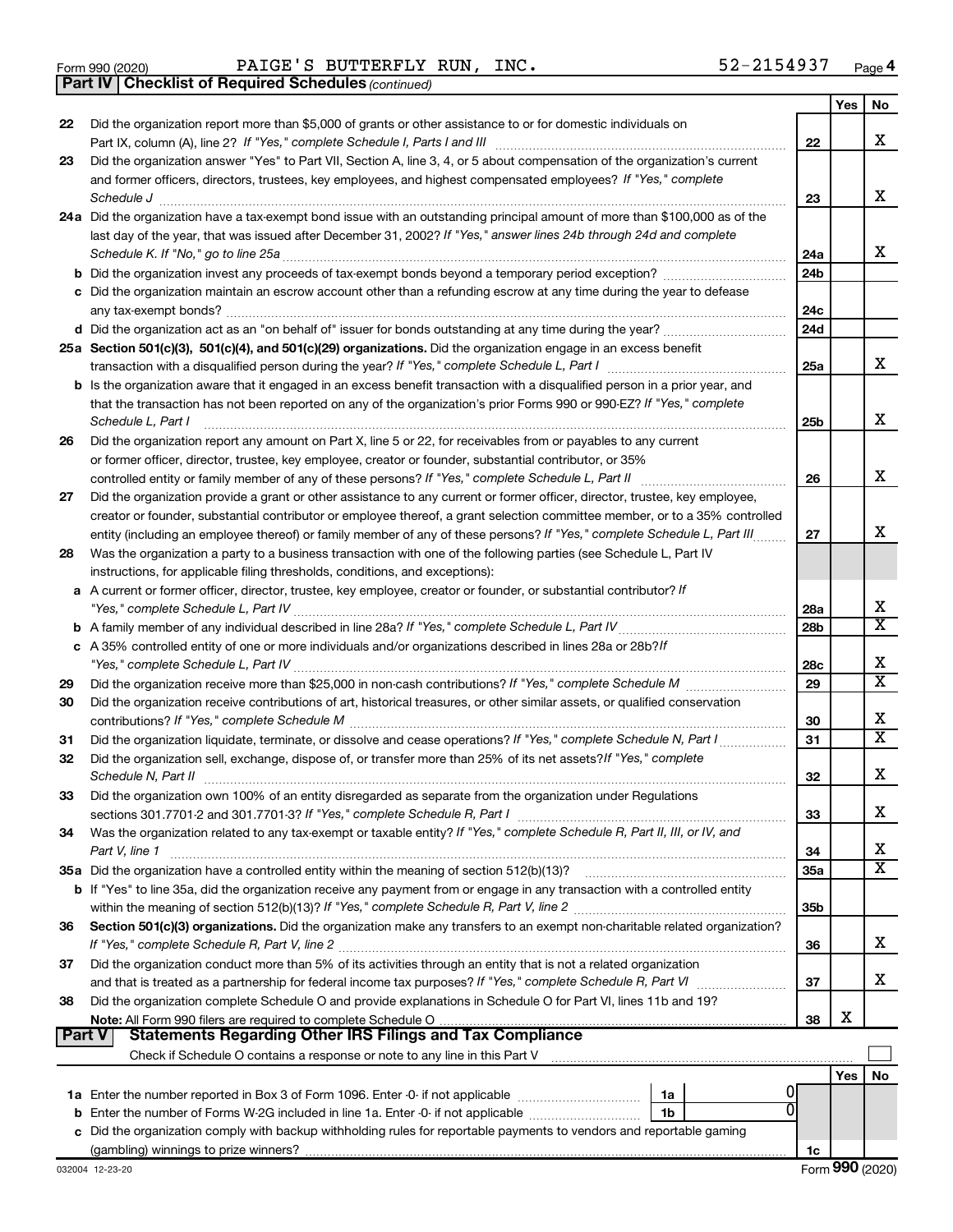Form 990 (2020) PAIGE'S BUTTERFLY RUN, INC. 52-2154937 Page 4

**Part IV | Checklist of Required Schedules** *(continued)*

| | | | Yes | No |
|---|---|---|---|---|
| 22 | Did the organization report more than $5,000 of grants or other assistance to or for domestic individuals on Part IX, column (A), line 2? *If "Yes," complete Schedule I, Parts I and III* | 22 | | X |
| 23 | Did the organization answer "Yes" to Part VII, Section A, line 3, 4, or 5 about compensation of the organization's current and former officers, directors, trustees, key employees, and highest compensated employees? *If "Yes," complete Schedule J* | 23 | | X |
| 24a | Did the organization have a tax-exempt bond issue with an outstanding principal amount of more than $100,000 as of the last day of the year, that was issued after December 31, 2002? *If "Yes," answer lines 24b through 24d and complete Schedule K. If "No," go to line 25a* | 24a | | X |
| b | Did the organization invest any proceeds of tax-exempt bonds beyond a temporary period exception? | 24b | | |
| c | Did the organization maintain an escrow account other than a refunding escrow at any time during the year to defease any tax-exempt bonds? | 24c | | |
| d | Did the organization act as an "on behalf of" issuer for bonds outstanding at any time during the year? | 24d | | |
| 25a | **Section 501(c)(3), 501(c)(4), and 501(c)(29) organizations.** Did the organization engage in an excess benefit transaction with a disqualified person during the year? *If "Yes," complete Schedule L, Part I* | 25a | | X |
| b | Is the organization aware that it engaged in an excess benefit transaction with a disqualified person in a prior year, and that the transaction has not been reported on any of the organization's prior Forms 990 or 990-EZ? *If "Yes," complete Schedule L, Part I* | 25b | | X |
| 26 | Did the organization report any amount on Part X, line 5 or 22, for receivables from or payables to any current or former officer, director, trustee, key employee, creator or founder, substantial contributor, or 35% controlled entity or family member of any of these persons? *If "Yes," complete Schedule L, Part II* | 26 | | X |
| 27 | Did the organization provide a grant or other assistance to any current or former officer, director, trustee, key employee, creator or founder, substantial contributor or employee thereof, a grant selection committee member, or to a 35% controlled entity (including an employee thereof) or family member of any of these persons? *If "Yes," complete Schedule L, Part III* | 27 | | X |
| 28 | Was the organization a party to a business transaction with one of the following parties (see Schedule L, Part IV instructions, for applicable filing thresholds, conditions, and exceptions): | | | |
| a | A current or former officer, director, trustee, key employee, creator or founder, or substantial contributor? *If "Yes," complete Schedule L, Part IV* | 28a | | X |
| b | A family member of any individual described in line 28a? *If "Yes," complete Schedule L, Part IV* | 28b | | X |
| c | A 35% controlled entity of one or more individuals and/or organizations described in lines 28a or 28b? *If "Yes," complete Schedule L, Part IV* | 28c | | X |
| 29 | Did the organization receive more than $25,000 in non-cash contributions? *If "Yes," complete Schedule M* | 29 | | X |
| 30 | Did the organization receive contributions of art, historical treasures, or other similar assets, or qualified conservation contributions? *If "Yes," complete Schedule M* | 30 | | X |
| 31 | Did the organization liquidate, terminate, or dissolve and cease operations? *If "Yes," complete Schedule N, Part I* | 31 | | X |
| 32 | Did the organization sell, exchange, dispose of, or transfer more than 25% of its net assets? *If "Yes," complete Schedule N, Part II* | 32 | | X |
| 33 | Did the organization own 100% of an entity disregarded as separate from the organization under Regulations sections 301.7701-2 and 301.7701-3? *If "Yes," complete Schedule R, Part I* | 33 | | X |
| 34 | Was the organization related to any tax-exempt or taxable entity? *If "Yes," complete Schedule R, Part II, III, or IV, and Part V, line 1* | 34 | | X |
| 35a | Did the organization have a controlled entity within the meaning of section 512(b)(13)? | 35a | | X |
| b | If "Yes" to line 35a, did the organization receive any payment from or engage in any transaction with a controlled entity within the meaning of section 512(b)(13)? *If "Yes," complete Schedule R, Part V, line 2* | 35b | | |
| 36 | **Section 501(c)(3) organizations.** Did the organization make any transfers to an exempt non-charitable related organization? *If "Yes," complete Schedule R, Part V, line 2* | 36 | | X |
| 37 | Did the organization conduct more than 5% of its activities through an entity that is not a related organization and that is treated as a partnership for federal income tax purposes? *If "Yes," complete Schedule R, Part VI* | 37 | | X |
| 38 | Did the organization complete Schedule O and provide explanations in Schedule O for Part VI, lines 11b and 19? **Note:** All Form 990 filers are required to complete Schedule O | 38 | X | |

**Part V | Statements Regarding Other IRS Filings and Tax Compliance**

Check if Schedule O contains a response or note to any line in this Part V ☐

| | | | | | Yes | No |
|---|---|---|---|---|---|---|
| 1a | Enter the number reported in Box 3 of Form 1096. Enter -0- if not applicable | 1a | 0 | | | |
| b | Enter the number of Forms W-2G included in line 1a. Enter -0- if not applicable | 1b | 0 | | | |
| c | Did the organization comply with backup withholding rules for reportable payments to vendors and reportable gaming (gambling) winnings to prize winners? | | | 1c | | |

032004 12-23-20 Form **990** (2020)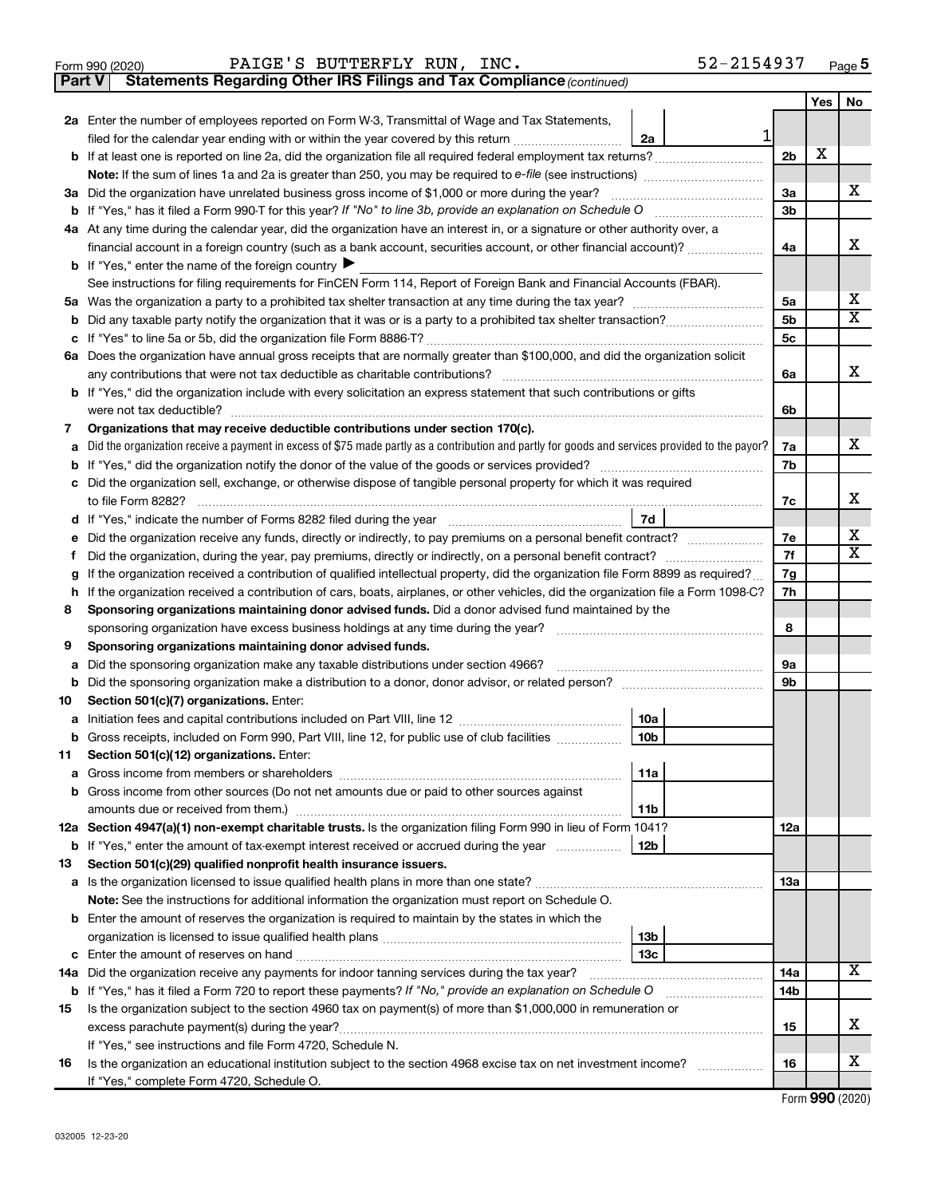Form 990 (2020) PAIGE'S BUTTERFLY RUN, INC. 52-2154937

**Part V | Statements Regarding Other IRS Filings and Tax Compliance** *(continued)*

| | | | | Yes | No |
|---|---|---|---|---|---|
| **2a** | Enter the number of employees reported on Form W-3, Transmittal of Wage and Tax Statements, filed for the calendar year ending with or within the year covered by this return | 2a | 1 | | |
| **b** | If at least one is reported on line 2a, did the organization file all required federal employment tax returns? | | 2b | X | |
| | **Note:** If the sum of lines 1a and 2a is greater than 250, you may be required to *e-file* (see instructions) | | | | |
| **3a** | Did the organization have unrelated business gross income of $1,000 or more during the year? | | 3a | | X |
| **b** | If "Yes," has it filed a Form 990-T for this year? *If "No" to line 3b, provide an explanation on Schedule O* | | 3b | | |
| **4a** | At any time during the calendar year, did the organization have an interest in, or a signature or other authority over, a financial account in a foreign country (such as a bank account, securities account, or other financial account)? | | 4a | | X |
| **b** | If "Yes," enter the name of the foreign country ▶ | | | | |
| | See instructions for filing requirements for FinCEN Form 114, Report of Foreign Bank and Financial Accounts (FBAR). | | | | |
| **5a** | Was the organization a party to a prohibited tax shelter transaction at any time during the tax year? | | 5a | | X |
| **b** | Did any taxable party notify the organization that it was or is a party to a prohibited tax shelter transaction? | | 5b | | X |
| **c** | If "Yes" to line 5a or 5b, did the organization file Form 8886-T? | | 5c | | |
| **6a** | Does the organization have annual gross receipts that are normally greater than $100,000, and did the organization solicit any contributions that were not tax deductible as charitable contributions? | | 6a | | X |
| **b** | If "Yes," did the organization include with every solicitation an express statement that such contributions or gifts were not tax deductible? | | 6b | | |
| **7** | **Organizations that may receive deductible contributions under section 170(c).** | | | | |
| **a** | Did the organization receive a payment in excess of $75 made partly as a contribution and partly for goods and services provided to the payor? | | 7a | | X |
| **b** | If "Yes," did the organization notify the donor of the value of the goods or services provided? | | 7b | | |
| **c** | Did the organization sell, exchange, or otherwise dispose of tangible personal property for which it was required to file Form 8282? | | 7c | | X |
| **d** | If "Yes," indicate the number of Forms 8282 filed during the year | 7d | | | |
| **e** | Did the organization receive any funds, directly or indirectly, to pay premiums on a personal benefit contract? | | 7e | | X |
| **f** | Did the organization, during the year, pay premiums, directly or indirectly, on a personal benefit contract? | | 7f | | X |
| **g** | If the organization received a contribution of qualified intellectual property, did the organization file Form 8899 as required? | | 7g | | |
| **h** | If the organization received a contribution of cars, boats, airplanes, or other vehicles, did the organization file a Form 1098-C? | | 7h | | |
| **8** | **Sponsoring organizations maintaining donor advised funds.** Did a donor advised fund maintained by the sponsoring organization have excess business holdings at any time during the year? | | 8 | | |
| **9** | **Sponsoring organizations maintaining donor advised funds.** | | | | |
| **a** | Did the sponsoring organization make any taxable distributions under section 4966? | | 9a | | |
| **b** | Did the sponsoring organization make a distribution to a donor, donor advisor, or related person? | | 9b | | |
| **10** | **Section 501(c)(7) organizations.** Enter: | | | | |
| **a** | Initiation fees and capital contributions included on Part VIII, line 12 | 10a | | | |
| **b** | Gross receipts, included on Form 990, Part VIII, line 12, for public use of club facilities | 10b | | | |
| **11** | **Section 501(c)(12) organizations.** Enter: | | | | |
| **a** | Gross income from members or shareholders | 11a | | | |
| **b** | Gross income from other sources (Do not net amounts due or paid to other sources against amounts due or received from them.) | 11b | | | |
| **12a** | **Section 4947(a)(1) non-exempt charitable trusts.** Is the organization filing Form 990 in lieu of Form 1041? | | 12a | | |
| **b** | If "Yes," enter the amount of tax-exempt interest received or accrued during the year | 12b | | | |
| **13** | **Section 501(c)(29) qualified nonprofit health insurance issuers.** | | | | |
| **a** | Is the organization licensed to issue qualified health plans in more than one state? | | 13a | | |
| | **Note:** See the instructions for additional information the organization must report on Schedule O. | | | | |
| **b** | Enter the amount of reserves the organization is required to maintain by the states in which the organization is licensed to issue qualified health plans | 13b | | | |
| **c** | Enter the amount of reserves on hand | 13c | | | |
| **14a** | Did the organization receive any payments for indoor tanning services during the tax year? | | 14a | | X |
| **b** | If "Yes," has it filed a Form 720 to report these payments? *If "No," provide an explanation on Schedule O* | | 14b | | |
| **15** | Is the organization subject to the section 4960 tax on payment(s) of more than $1,000,000 in remuneration or excess parachute payment(s) during the year? | | 15 | | X |
| | If "Yes," see instructions and file Form 4720, Schedule N. | | | | |
| **16** | Is the organization an educational institution subject to the section 4968 excise tax on net investment income? | | 16 | | X |
| | If "Yes," complete Form 4720, Schedule O. | | | | |

Form **990** (2020)

032005 12-23-20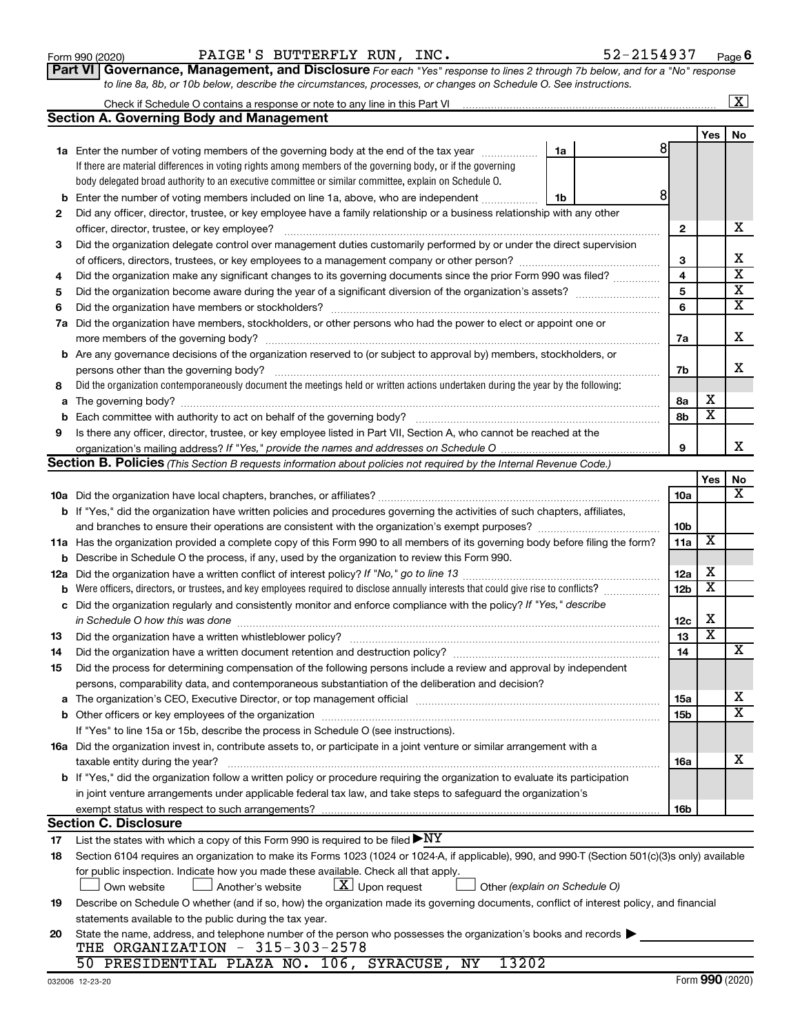Form 990 (2020) PAIGE'S BUTTERFLY RUN, INC. 52-2154937 Page 6

**Part VI Governance, Management, and Disclosure** *For each "Yes" response to lines 2 through 7b below, and for a "No" response to line 8a, 8b, or 10b below, describe the circumstances, processes, or changes on Schedule O. See instructions.*

Check if Schedule O contains a response or note to any line in this Part VI ... [X]

## Section A. Governing Body and Management

| | | | | Yes | No |
|---|---|---|---|---|---|
| **1a** | Enter the number of voting members of the governing body at the end of the tax year ... **1a** 8<br>If there are material differences in voting rights among members of the governing body, or if the governing body delegated broad authority to an executive committee or similar committee, explain on Schedule O. | | | | |
| **b** | Enter the number of voting members included on line 1a, above, who are independent ... **1b** 8 | | | | |
| **2** | Did any officer, director, trustee, or key employee have a family relationship or a business relationship with any other officer, director, trustee, or key employee? | **2** | | | X |
| **3** | Did the organization delegate control over management duties customarily performed by or under the direct supervision of officers, directors, trustees, or key employees to a management company or other person? | **3** | | | X |
| **4** | Did the organization make any significant changes to its governing documents since the prior Form 990 was filed? | **4** | | | X |
| **5** | Did the organization become aware during the year of a significant diversion of the organization's assets? | **5** | | | X |
| **6** | Did the organization have members or stockholders? | **6** | | | X |
| **7a** | Did the organization have members, stockholders, or other persons who had the power to elect or appoint one or more members of the governing body? | **7a** | | | X |
| **b** | Are any governance decisions of the organization reserved to (or subject to approval by) members, stockholders, or persons other than the governing body? | **7b** | | | X |
| **8** | Did the organization contemporaneously document the meetings held or written actions undertaken during the year by the following: | | | | |
| **a** | The governing body? | **8a** | | X | |
| **b** | Each committee with authority to act on behalf of the governing body? | **8b** | | X | |
| **9** | Is there any officer, director, trustee, or key employee listed in Part VII, Section A, who cannot be reached at the organization's mailing address? *If "Yes," provide the names and addresses on Schedule O* | **9** | | | X |

## Section B. Policies *(This Section B requests information about policies not required by the Internal Revenue Code.)*

| | | | Yes | No |
|---|---|---|---|---|
| **10a** | Did the organization have local chapters, branches, or affiliates? | **10a** | | X |
| **b** | If "Yes," did the organization have written policies and procedures governing the activities of such chapters, affiliates, and branches to ensure their operations are consistent with the organization's exempt purposes? | **10b** | | |
| **11a** | Has the organization provided a complete copy of this Form 990 to all members of its governing body before filing the form? | **11a** | X | |
| **b** | Describe in Schedule O the process, if any, used by the organization to review this Form 990. | | | |
| **12a** | Did the organization have a written conflict of interest policy? *If "No," go to line 13* | **12a** | X | |
| **b** | Were officers, directors, or trustees, and key employees required to disclose annually interests that could give rise to conflicts? | **12b** | X | |
| **c** | Did the organization regularly and consistently monitor and enforce compliance with the policy? *If "Yes," describe in Schedule O how this was done* | **12c** | X | |
| **13** | Did the organization have a written whistleblower policy? | **13** | X | |
| **14** | Did the organization have a written document retention and destruction policy? | **14** | | X |
| **15** | Did the process for determining compensation of the following persons include a review and approval by independent persons, comparability data, and contemporaneous substantiation of the deliberation and decision? | | | |
| **a** | The organization's CEO, Executive Director, or top management official | **15a** | | X |
| **b** | Other officers or key employees of the organization | **15b** | | X |
| | If "Yes" to line 15a or 15b, describe the process in Schedule O (see instructions). | | | |
| **16a** | Did the organization invest in, contribute assets to, or participate in a joint venture or similar arrangement with a taxable entity during the year? | **16a** | | X |
| **b** | If "Yes," did the organization follow a written policy or procedure requiring the organization to evaluate its participation in joint venture arrangements under applicable federal tax law, and take steps to safeguard the organization's exempt status with respect to such arrangements? | **16b** | | |

## Section C. Disclosure

**17** List the states with which a copy of this Form 990 is required to be filed ▶ NY

**18** Section 6104 requires an organization to make its Forms 1023 (1024 or 1024-A, if applicable), 990, and 990-T (Section 501(c)(3)s only) available for public inspection. Indicate how you made these available. Check all that apply.

[ ] Own website [ ] Another's website [X] Upon request [ ] Other *(explain on Schedule O)*

**19** Describe on Schedule O whether (and if so, how) the organization made its governing documents, conflict of interest policy, and financial statements available to the public during the tax year.

**20** State the name, address, and telephone number of the person who possesses the organization's books and records ▶

THE ORGANIZATION - 315-303-2578
50 PRESIDENTIAL PLAZA NO. 106, SYRACUSE, NY 13202

032006 12-23-20 Form **990** (2020)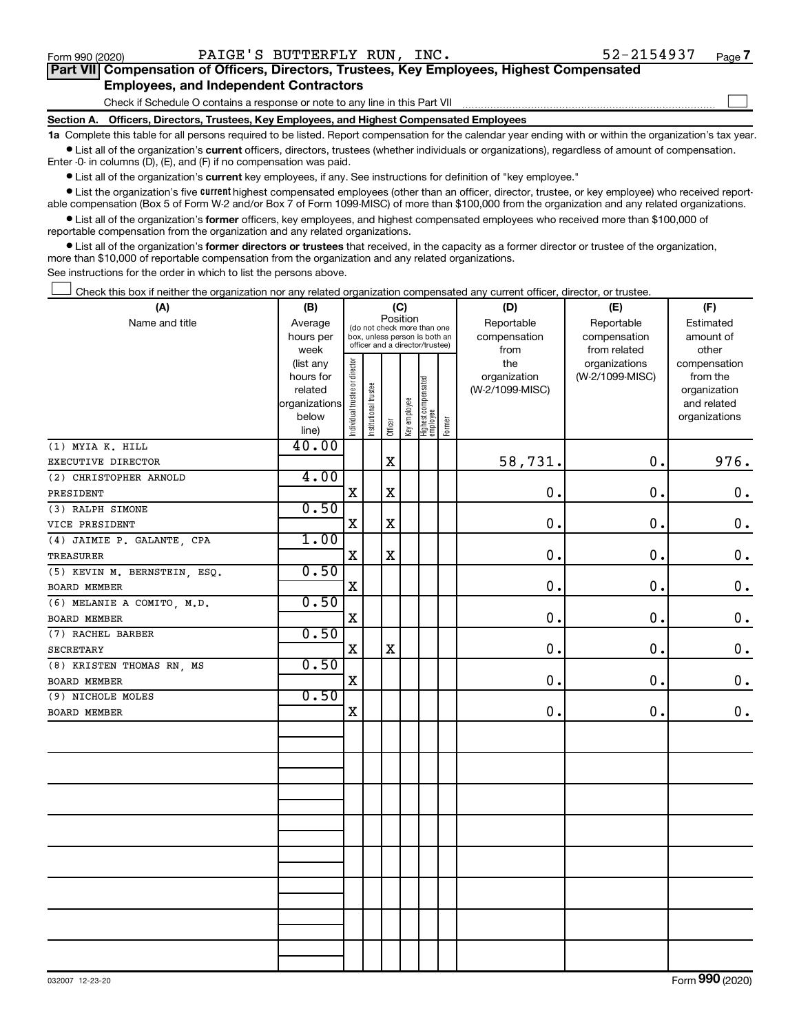Form 990 (2020) PAIGE'S BUTTERFLY RUN, INC. 52-2154937

**Part VII Compensation of Officers, Directors, Trustees, Key Employees, Highest Compensated Employees, and Independent Contractors**

Check if Schedule O contains a response or note to any line in this Part VII ☐

**Section A. Officers, Directors, Trustees, Key Employees, and Highest Compensated Employees**

**1a** Complete this table for all persons required to be listed. Report compensation for the calendar year ending with or within the organization's tax year.

- List all of the organization's **current** officers, directors, trustees (whether individuals or organizations), regardless of amount of compensation. Enter -0- in columns (D), (E), and (F) if no compensation was paid.
- List all of the organization's **current** key employees, if any. See instructions for definition of "key employee."
- List the organization's five **current** highest compensated employees (other than an officer, director, trustee, or key employee) who received reportable compensation (Box 5 of Form W-2 and/or Box 7 of Form 1099-MISC) of more than $100,000 from the organization and any related organizations.
- List all of the organization's **former** officers, key employees, and highest compensated employees who received more than $100,000 of reportable compensation from the organization and any related organizations.
- List all of the organization's **former directors or trustees** that received, in the capacity as a former director or trustee of the organization, more than $10,000 of reportable compensation from the organization and any related organizations.

See instructions for the order in which to list the persons above.

☐ Check this box if neither the organization nor any related organization compensated any current officer, director, or trustee.

| (A) Name and title | (B) Average hours per week (list any hours for related organizations below line) | (C) Position: Individual trustee or director | Institutional trustee | Officer | Key employee | Highest compensated employee | Former | (D) Reportable compensation from the organization (W-2/1099-MISC) | (E) Reportable compensation from related organizations (W-2/1099-MISC) | (F) Estimated amount of other compensation from the organization and related organizations |
|---|---|---|---|---|---|---|---|---|---|---|
| (1) MYIA K. HILL<br>EXECUTIVE DIRECTOR | 40.00 | | | X | | | | 58,731. | 0. | 976. |
| (2) CHRISTOPHER ARNOLD<br>PRESIDENT | 4.00 | X | | X | | | | 0. | 0. | 0. |
| (3) RALPH SIMONE<br>VICE PRESIDENT | 0.50 | X | | X | | | | 0. | 0. | 0. |
| (4) JAIMIE P. GALANTE, CPA<br>TREASURER | 1.00 | X | | X | | | | 0. | 0. | 0. |
| (5) KEVIN M. BERNSTEIN, ESQ.<br>BOARD MEMBER | 0.50 | X | | | | | | 0. | 0. | 0. |
| (6) MELANIE A COMITO, M.D.<br>BOARD MEMBER | 0.50 | X | | | | | | 0. | 0. | 0. |
| (7) RACHEL BARBER<br>SECRETARY | 0.50 | X | | X | | | | 0. | 0. | 0. |
| (8) KRISTEN THOMAS RN, MS<br>BOARD MEMBER | 0.50 | X | | | | | | 0. | 0. | 0. |
| (9) NICHOLE MOLES<br>BOARD MEMBER | 0.50 | X | | | | | | 0. | 0. | 0. |

032007 12-23-20 Form 990 (2020)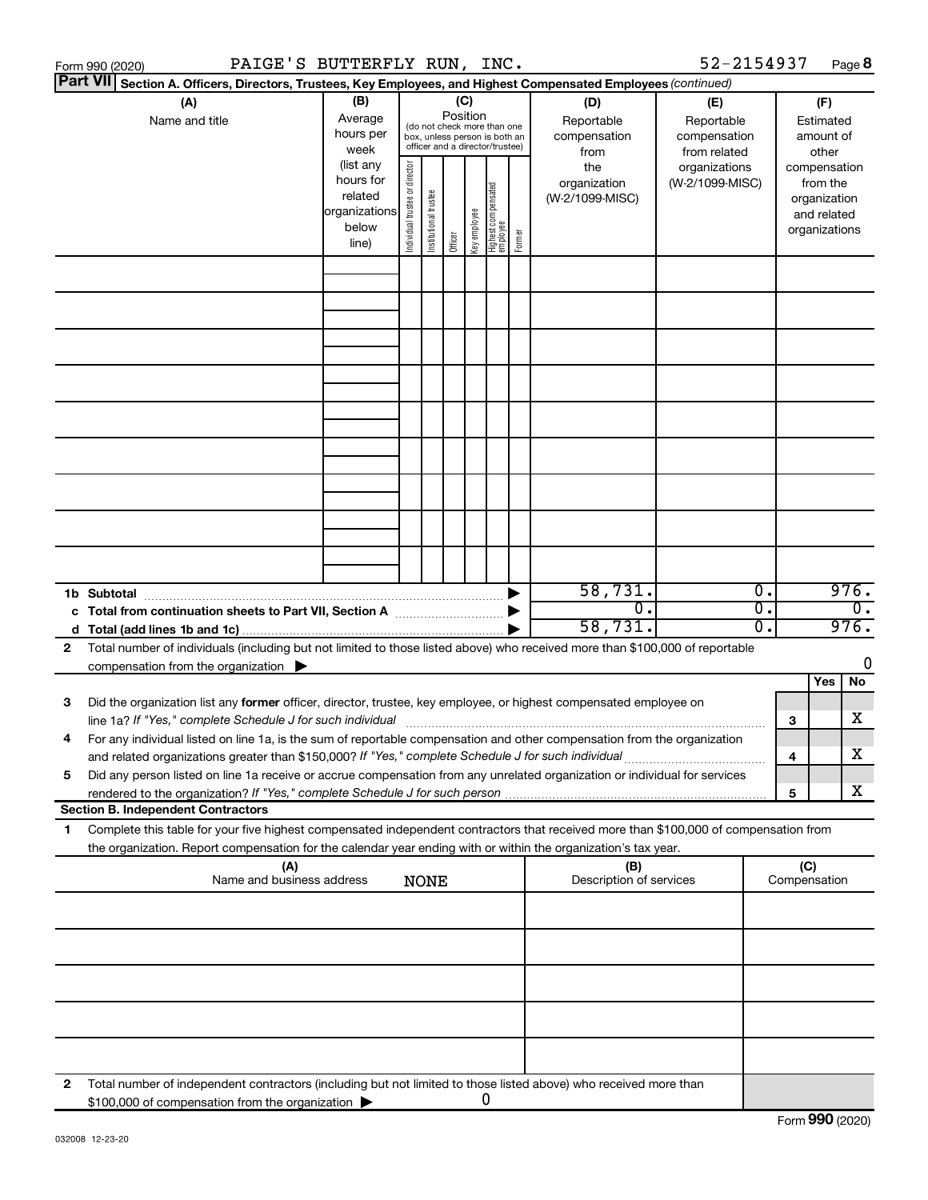Form 990 (2020) PAIGE'S BUTTERFLY RUN, INC. 52-2154937 Page 8

**Part VII** **Section A. Officers, Directors, Trustees, Key Employees, and Highest Compensated Employees** *(continued)*

| (A) Name and title | (B) Average hours per week (list any hours for related organizations below line) | (C) Position (do not check more than one box, unless person is both an officer and a director/trustee): Individual trustee or director | Institutional trustee | Officer | Key employee | Highest compensated employee | Former | (D) Reportable compensation from the organization (W-2/1099-MISC) | (E) Reportable compensation from related organizations (W-2/1099-MISC) | (F) Estimated amount of other compensation from the organization and related organizations |
|---|---|---|---|---|---|---|---|---|---|---|
| | | | | | | | | | | |
| | | | | | | | | | | |
| | | | | | | | | | | |
| | | | | | | | | | | |
| | | | | | | | | | | |
| | | | | | | | | | | |
| | | | | | | | | | | |
| | | | | | | | | | | |
| | | | | | | | | | | |
| **1b Subtotal** | | | | | | | | 58,731. | 0. | 976. |
| **c Total from continuation sheets to Part VII, Section A** | | | | | | | | 0. | 0. | 0. |
| **d Total (add lines 1b and 1c)** | | | | | | | | 58,731. | 0. | 976. |

**2** Total number of individuals (including but not limited to those listed above) who received more than $100,000 of reportable compensation from the organization ▶ 0

| | | | Yes | No |
|---|---|---|---|---|
| **3** | Did the organization list any **former** officer, director, trustee, key employee, or highest compensated employee on line 1a? *If "Yes," complete Schedule J for such individual* | 3 | | X |
| **4** | For any individual listed on line 1a, is the sum of reportable compensation and other compensation from the organization and related organizations greater than $150,000? *If "Yes," complete Schedule J for such individual* | 4 | | X |
| **5** | Did any person listed on line 1a receive or accrue compensation from any unrelated organization or individual for services rendered to the organization? *If "Yes," complete Schedule J for such person* | 5 | | X |

**Section B. Independent Contractors**

**1** Complete this table for your five highest compensated independent contractors that received more than $100,000 of compensation from the organization. Report compensation for the calendar year ending with or within the organization's tax year.

| (A) Name and business address | (B) Description of services | (C) Compensation |
|---|---|---|
| NONE | | |
| | | |
| | | |
| | | |
| | | |

**2** Total number of independent contractors (including but not limited to those listed above) who received more than $100,000 of compensation from the organization ▶ 0

Form **990** (2020)

032008 12-23-20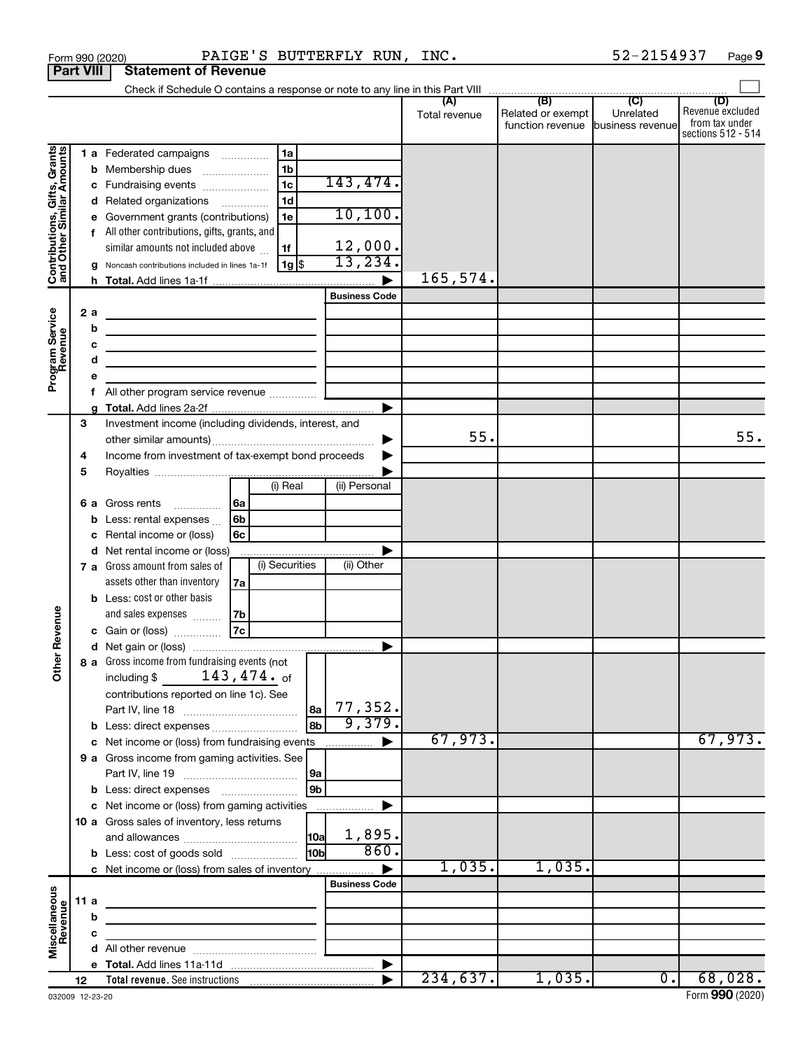Form 990 (2020) PAIGE'S BUTTERFLY RUN, INC. 52-2154937 Page 9

**Part VIII Statement of Revenue**

Check if Schedule O contains a response or note to any line in this Part VIII

| | | | (A) Total revenue | (B) Related or exempt function revenue | (C) Unrelated business revenue | (D) Revenue excluded from tax under sections 512 - 514 |
|---|---|---|---|---|---|---|
| **Contributions, Gifts, Grants and Other Similar Amounts** | 1 a Federated campaigns | 1a | | | | |
| | b Membership dues | 1b | | | | |
| | c Fundraising events | 1c 143,474. | | | | |
| | d Related organizations | 1d | | | | |
| | e Government grants (contributions) | 1e 10,100. | | | | |
| | f All other contributions, gifts, grants, and similar amounts not included above | 1f 12,000. | | | | |
| | g Noncash contributions included in lines 1a-1f | 1g $ 13,234. | | | | |
| | h Total. Add lines 1a-1f | | 165,574. | | | |
| **Program Service Revenue** | | Business Code | | | | |
| | 2 a | | | | | |
| | b | | | | | |
| | c | | | | | |
| | d | | | | | |
| | e | | | | | |
| | f All other program service revenue | | | | | |
| | g Total. Add lines 2a-2f | | | | | |
| **Other Revenue** | 3 Investment income (including dividends, interest, and other similar amounts) | | 55. | | | 55. |
| | 4 Income from investment of tax-exempt bond proceeds | | | | | |
| | 5 Royalties | | | | | |
| | 6 a Gross rents | 6a (i) Real: / (ii) Personal: | | | | |
| | b Less: rental expenses | 6b | | | | |
| | c Rental income or (loss) | 6c | | | | |
| | d Net rental income or (loss) | | | | | |
| | 7 a Gross amount from sales of assets other than inventory | 7a (i) Securities: / (ii) Other: | | | | |
| | b Less: cost or other basis and sales expenses | 7b | | | | |
| | c Gain or (loss) | 7c | | | | |
| | d Net gain or (loss) | | | | | |
| | 8 a Gross income from fundraising events (not including $ 143,474. of contributions reported on line 1c). See Part IV, line 18 | 8a 77,352. | | | | |
| | b Less: direct expenses | 8b 9,379. | | | | |
| | c Net income or (loss) from fundraising events | | 67,973. | | | 67,973. |
| | 9 a Gross income from gaming activities. See Part IV, line 19 | 9a | | | | |
| | b Less: direct expenses | 9b | | | | |
| | c Net income or (loss) from gaming activities | | | | | |
| | 10 a Gross sales of inventory, less returns and allowances | 10a 1,895. | | | | |
| | b Less: cost of goods sold | 10b 860. | | | | |
| | c Net income or (loss) from sales of inventory | | 1,035. | 1,035. | | |
| **Miscellaneous Revenue** | | Business Code | | | | |
| | 11 a | | | | | |
| | b | | | | | |
| | c | | | | | |
| | d All other revenue | | | | | |
| | e Total. Add lines 11a-11d | | | | | |
| | 12 **Total revenue.** See instructions | | 234,637. | 1,035. | 0. | 68,028. |

032009 12-23-20 Form **990** (2020)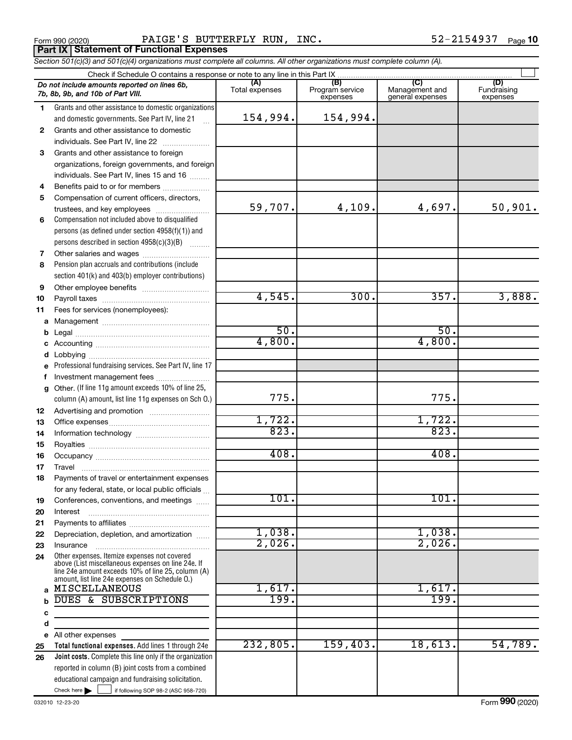Form 990 (2020) PAIGE'S BUTTERFLY RUN, INC. 52-2154937 Page **10**

## Part IX Statement of Functional Expenses

*Section 501(c)(3) and 501(c)(4) organizations must complete all columns. All other organizations must complete column (A).*

Check if Schedule O contains a response or note to any line in this Part IX

| | *Do not include amounts reported on lines 6b, 7b, 8b, 9b, and 10b of Part VIII.* | (A) Total expenses | (B) Program service expenses | (C) Management and general expenses | (D) Fundraising expenses |
|---|---|---|---|---|---|
| 1 | Grants and other assistance to domestic organizations and domestic governments. See Part IV, line 21 | 154,994. | 154,994. | | |
| 2 | Grants and other assistance to domestic individuals. See Part IV, line 22 | | | | |
| 3 | Grants and other assistance to foreign organizations, foreign governments, and foreign individuals. See Part IV, lines 15 and 16 | | | | |
| 4 | Benefits paid to or for members | | | | |
| 5 | Compensation of current officers, directors, trustees, and key employees | 59,707. | 4,109. | 4,697. | 50,901. |
| 6 | Compensation not included above to disqualified persons (as defined under section 4958(f)(1)) and persons described in section 4958(c)(3)(B) | | | | |
| 7 | Other salaries and wages | | | | |
| 8 | Pension plan accruals and contributions (include section 401(k) and 403(b) employer contributions) | | | | |
| 9 | Other employee benefits | | | | |
| 10 | Payroll taxes | 4,545. | 300. | 357. | 3,888. |
| 11 | Fees for services (nonemployees): | | | | |
| a | Management | | | | |
| b | Legal | 50. | | 50. | |
| c | Accounting | 4,800. | | 4,800. | |
| d | Lobbying | | | | |
| e | Professional fundraising services. See Part IV, line 17 | | | | |
| f | Investment management fees | | | | |
| g | Other. (If line 11g amount exceeds 10% of line 25, column (A) amount, list line 11g expenses on Sch O.) | 775. | | 775. | |
| 12 | Advertising and promotion | | | | |
| 13 | Office expenses | 1,722. | | 1,722. | |
| 14 | Information technology | 823. | | 823. | |
| 15 | Royalties | | | | |
| 16 | Occupancy | 408. | | 408. | |
| 17 | Travel | | | | |
| 18 | Payments of travel or entertainment expenses for any federal, state, or local public officials | | | | |
| 19 | Conferences, conventions, and meetings | 101. | | 101. | |
| 20 | Interest | | | | |
| 21 | Payments to affiliates | | | | |
| 22 | Depreciation, depletion, and amortization | 1,038. | | 1,038. | |
| 23 | Insurance | 2,026. | | 2,026. | |
| 24 | Other expenses. Itemize expenses not covered above (List miscellaneous expenses on line 24e. If line 24e amount exceeds 10% of line 25, column (A) amount, list line 24e expenses on Schedule O.) | | | | |
| a | MISCELLANEOUS | 1,617. | | 1,617. | |
| b | DUES & SUBSCRIPTIONS | 199. | | 199. | |
| c | | | | | |
| d | | | | | |
| e | All other expenses | | | | |
| 25 | **Total functional expenses.** Add lines 1 through 24e | 232,805. | 159,403. | 18,613. | 54,789. |
| 26 | **Joint costs.** Complete this line only if the organization reported in column (B) joint costs from a combined educational campaign and fundraising solicitation. Check here ☐ if following SOP 98-2 (ASC 958-720) | | | | |

032010 12-23-20 Form **990** (2020)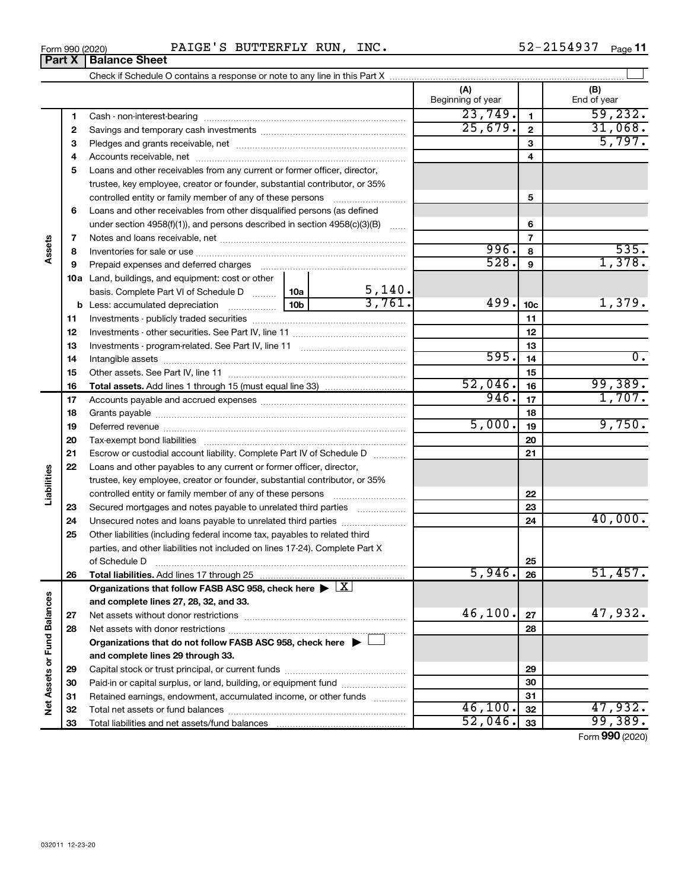Form 990 (2020) PAIGE'S BUTTERFLY RUN, INC. 52-2154937 Page 11

## Part X | Balance Sheet

Check if Schedule O contains a response or note to any line in this Part X

| | | | (A) Beginning of year | | (B) End of year |
|---|---|---|---|---|---|
| **Assets** | 1 | Cash - non-interest-bearing | 23,749. | 1 | 59,232. |
| | 2 | Savings and temporary cash investments | 25,679. | 2 | 31,068. |
| | 3 | Pledges and grants receivable, net | | 3 | 5,797. |
| | 4 | Accounts receivable, net | | 4 | |
| | 5 | Loans and other receivables from any current or former officer, director, trustee, key employee, creator or founder, substantial contributor, or 35% controlled entity or family member of any of these persons | | 5 | |
| | 6 | Loans and other receivables from other disqualified persons (as defined under section 4958(f)(1)), and persons described in section 4958(c)(3)(B) | | 6 | |
| | 7 | Notes and loans receivable, net | | 7 | |
| | 8 | Inventories for sale or use | 996. | 8 | 535. |
| | 9 | Prepaid expenses and deferred charges | 528. | 9 | 1,378. |
| | 10a | Land, buildings, and equipment: cost or other basis. Complete Part VI of Schedule D — 10a: 5,140. | | | |
| | b | Less: accumulated depreciation — 10b: 3,761. | 499. | 10c | 1,379. |
| | 11 | Investments - publicly traded securities | | 11 | |
| | 12 | Investments - other securities. See Part IV, line 11 | | 12 | |
| | 13 | Investments - program-related. See Part IV, line 11 | | 13 | |
| | 14 | Intangible assets | 595. | 14 | 0. |
| | 15 | Other assets. See Part IV, line 11 | | 15 | |
| | 16 | **Total assets.** Add lines 1 through 15 (must equal line 33) | 52,046. | 16 | 99,389. |
| **Liabilities** | 17 | Accounts payable and accrued expenses | 946. | 17 | 1,707. |
| | 18 | Grants payable | | 18 | |
| | 19 | Deferred revenue | 5,000. | 19 | 9,750. |
| | 20 | Tax-exempt bond liabilities | | 20 | |
| | 21 | Escrow or custodial account liability. Complete Part IV of Schedule D | | 21 | |
| | 22 | Loans and other payables to any current or former officer, director, trustee, key employee, creator or founder, substantial contributor, or 35% controlled entity or family member of any of these persons | | 22 | |
| | 23 | Secured mortgages and notes payable to unrelated third parties | | 23 | |
| | 24 | Unsecured notes and loans payable to unrelated third parties | | 24 | 40,000. |
| | 25 | Other liabilities (including federal income tax, payables to related third parties, and other liabilities not included on lines 17-24). Complete Part X of Schedule D | | 25 | |
| | 26 | **Total liabilities.** Add lines 17 through 25 | 5,946. | 26 | 51,457. |
| **Net Assets or Fund Balances** | | **Organizations that follow FASB ASC 958, check here** ▶ [X] **and complete lines 27, 28, 32, and 33.** | | | |
| | 27 | Net assets without donor restrictions | 46,100. | 27 | 47,932. |
| | 28 | Net assets with donor restrictions | | 28 | |
| | | **Organizations that do not follow FASB ASC 958, check here** ▶ [ ] **and complete lines 29 through 33.** | | | |
| | 29 | Capital stock or trust principal, or current funds | | 29 | |
| | 30 | Paid-in or capital surplus, or land, building, or equipment fund | | 30 | |
| | 31 | Retained earnings, endowment, accumulated income, or other funds | | 31 | |
| | 32 | Total net assets or fund balances | 46,100. | 32 | 47,932. |
| | 33 | Total liabilities and net assets/fund balances | 52,046. | 33 | 99,389. |

Form **990** (2020)

032011 12-23-20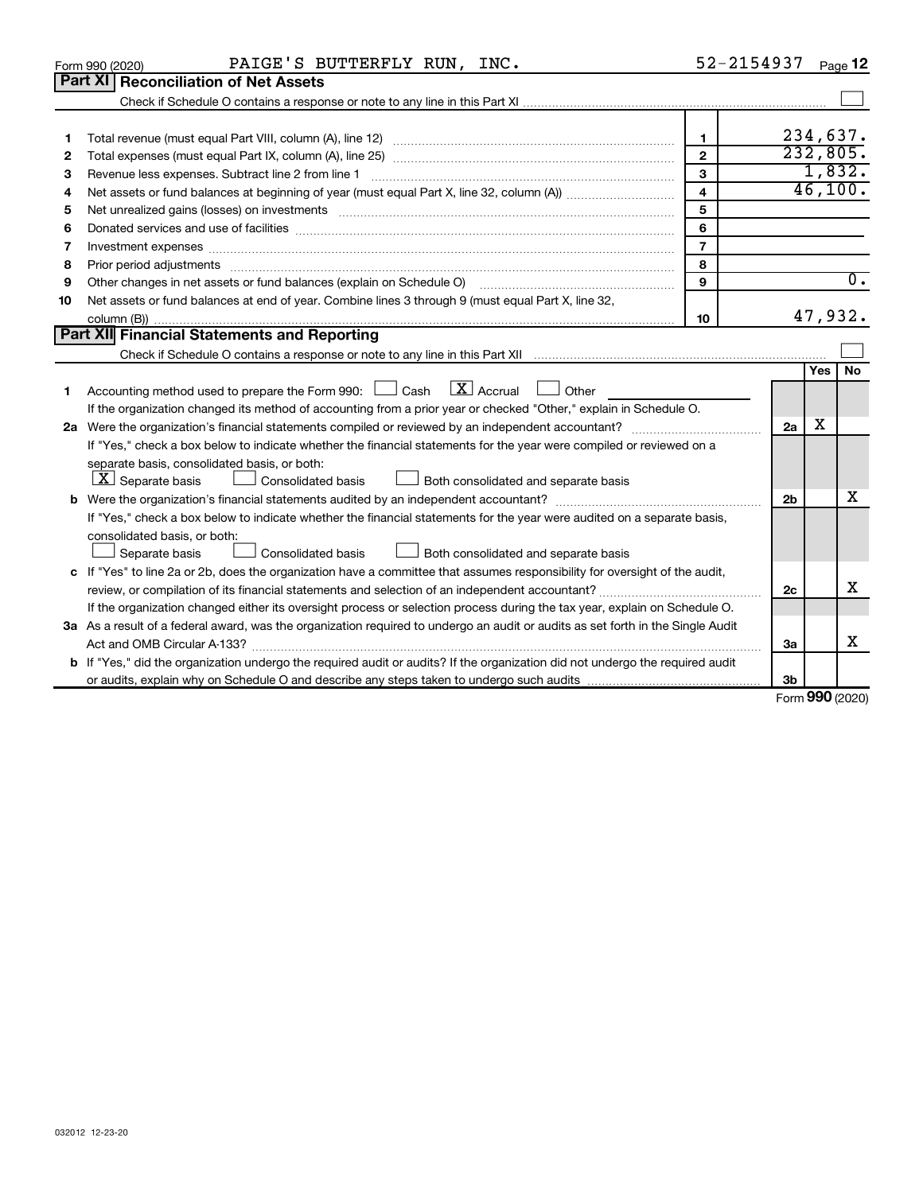Form 990 (2020) PAIGE'S BUTTERFLY RUN, INC. 52-2154937

## Part XI Reconciliation of Net Assets

Check if Schedule O contains a response or note to any line in this Part XI ☐

| | | | |
|---|---|---|---|
| 1 | Total revenue (must equal Part VIII, column (A), line 12) | 1 | 234,637. |
| 2 | Total expenses (must equal Part IX, column (A), line 25) | 2 | 232,805. |
| 3 | Revenue less expenses. Subtract line 2 from line 1 | 3 | 1,832. |
| 4 | Net assets or fund balances at beginning of year (must equal Part X, line 32, column (A)) | 4 | 46,100. |
| 5 | Net unrealized gains (losses) on investments | 5 | |
| 6 | Donated services and use of facilities | 6 | |
| 7 | Investment expenses | 7 | |
| 8 | Prior period adjustments | 8 | |
| 9 | Other changes in net assets or fund balances (explain on Schedule O) | 9 | 0. |
| 10 | Net assets or fund balances at end of year. Combine lines 3 through 9 (must equal Part X, line 32, column (B)) | 10 | 47,932. |

## Part XII Financial Statements and Reporting

Check if Schedule O contains a response or note to any line in this Part XII ☐

| | | | Yes | No |
|---|---|---|---|---|
| 1 | Accounting method used to prepare the Form 990: ☐ Cash ☒ Accrual ☐ Other<br>If the organization changed its method of accounting from a prior year or checked "Other," explain in Schedule O. | | | |
| 2a | Were the organization's financial statements compiled or reviewed by an independent accountant?<br>If "Yes," check a box below to indicate whether the financial statements for the year were compiled or reviewed on a separate basis, consolidated basis, or both:<br>☒ Separate basis ☐ Consolidated basis ☐ Both consolidated and separate basis | 2a | X | |
| b | Were the organization's financial statements audited by an independent accountant?<br>If "Yes," check a box below to indicate whether the financial statements for the year were audited on a separate basis, consolidated basis, or both:<br>☐ Separate basis ☐ Consolidated basis ☐ Both consolidated and separate basis | 2b | | X |
| c | If "Yes" to line 2a or 2b, does the organization have a committee that assumes responsibility for oversight of the audit, review, or compilation of its financial statements and selection of an independent accountant?<br>If the organization changed either its oversight process or selection process during the tax year, explain on Schedule O. | 2c | | X |
| 3a | As a result of a federal award, was the organization required to undergo an audit or audits as set forth in the Single Audit Act and OMB Circular A-133? | 3a | | X |
| b | If "Yes," did the organization undergo the required audit or audits? If the organization did not undergo the required audit or audits, explain why on Schedule O and describe any steps taken to undergo such audits | 3b | | |

Form 990 (2020)

032012 12-23-20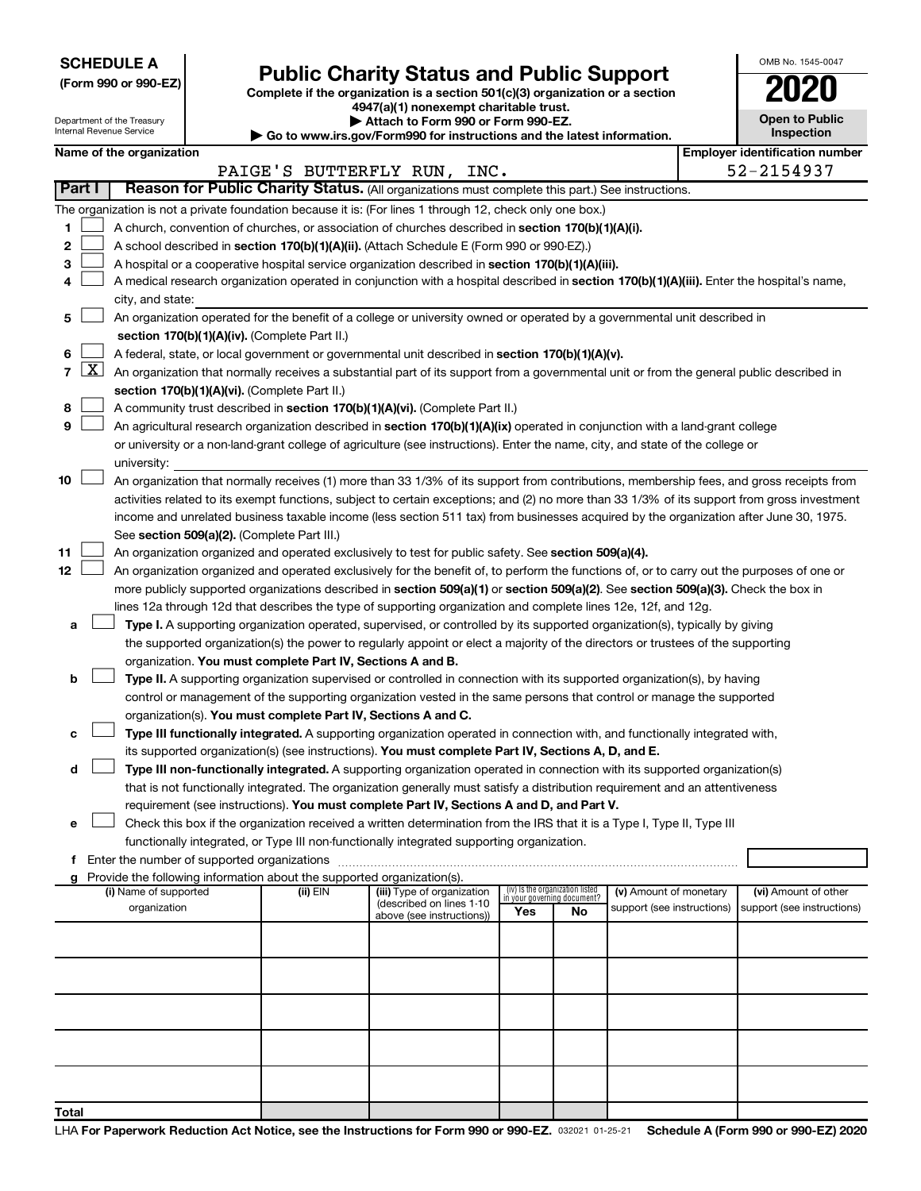**SCHEDULE A**
**(Form 990 or 990-EZ)**

Department of the Treasury
Internal Revenue Service

# Public Charity Status and Public Support

**Complete if the organization is a section 501(c)(3) organization or a section 4947(a)(1) nonexempt charitable trust.**
**▶ Attach to Form 990 or Form 990-EZ.**
**▶ Go to www.irs.gov/Form990 for instructions and the latest information.**

OMB No. 1545-0047

**2020**

**Open to Public Inspection**

**Name of the organization**
PAIGE'S BUTTERFLY RUN, INC.

**Employer identification number**
52-2154937

## Part I — Reason for Public Charity Status. (All organizations must complete this part.) See instructions.

The organization is not a private foundation because it is: (For lines 1 through 12, check only one box.)

1. [ ] A church, convention of churches, or association of churches described in **section 170(b)(1)(A)(i).**
2. [ ] A school described in **section 170(b)(1)(A)(ii).** (Attach Schedule E (Form 990 or 990-EZ).)
3. [ ] A hospital or a cooperative hospital service organization described in **section 170(b)(1)(A)(iii).**
4. [ ] A medical research organization operated in conjunction with a hospital described in **section 170(b)(1)(A)(iii).** Enter the hospital's name, city, and state:
5. [ ] An organization operated for the benefit of a college or university owned or operated by a governmental unit described in **section 170(b)(1)(A)(iv).** (Complete Part II.)
6. [ ] A federal, state, or local government or governmental unit described in **section 170(b)(1)(A)(v).**
7. [X] An organization that normally receives a substantial part of its support from a governmental unit or from the general public described in **section 170(b)(1)(A)(vi).** (Complete Part II.)
8. [ ] A community trust described in **section 170(b)(1)(A)(vi).** (Complete Part II.)
9. [ ] An agricultural research organization described in **section 170(b)(1)(A)(ix)** operated in conjunction with a land-grant college or university or a non-land-grant college of agriculture (see instructions). Enter the name, city, and state of the college or university:
10. [ ] An organization that normally receives (1) more than 33 1/3% of its support from contributions, membership fees, and gross receipts from activities related to its exempt functions, subject to certain exceptions; and (2) no more than 33 1/3% of its support from gross investment income and unrelated business taxable income (less section 511 tax) from businesses acquired by the organization after June 30, 1975. See **section 509(a)(2).** (Complete Part III.)
11. [ ] An organization organized and operated exclusively to test for public safety. See **section 509(a)(4).**
12. [ ] An organization organized and operated exclusively for the benefit of, to perform the functions of, or to carry out the purposes of one or more publicly supported organizations described in **section 509(a)(1)** or **section 509(a)(2)**. See **section 509(a)(3).** Check the box in lines 12a through 12d that describes the type of supporting organization and complete lines 12e, 12f, and 12g.
   - **a** [ ] **Type I.** A supporting organization operated, supervised, or controlled by its supported organization(s), typically by giving the supported organization(s) the power to regularly appoint or elect a majority of the directors or trustees of the supporting organization. **You must complete Part IV, Sections A and B.**
   - **b** [ ] **Type II.** A supporting organization supervised or controlled in connection with its supported organization(s), by having control or management of the supporting organization vested in the same persons that control or manage the supported organization(s). **You must complete Part IV, Sections A and C.**
   - **c** [ ] **Type III functionally integrated.** A supporting organization operated in connection with, and functionally integrated with, its supported organization(s) (see instructions). **You must complete Part IV, Sections A, D, and E.**
   - **d** [ ] **Type III non-functionally integrated.** A supporting organization operated in connection with its supported organization(s) that is not functionally integrated. The organization generally must satisfy a distribution requirement and an attentiveness requirement (see instructions). **You must complete Part IV, Sections A and D, and Part V.**
   - **e** [ ] Check this box if the organization received a written determination from the IRS that it is a Type I, Type II, Type III functionally integrated, or Type III non-functionally integrated supporting organization.
   - **f** Enter the number of supported organizations
   - **g** Provide the following information about the supported organization(s).

| (i) Name of supported organization | (ii) EIN | (iii) Type of organization (described on lines 1-10 above (see instructions)) | (iv) Is the organization listed in your governing document? Yes | No | (v) Amount of monetary support (see instructions) | (vi) Amount of other support (see instructions) |
|---|---|---|---|---|---|---|
| | | | | | | |
| | | | | | | |
| | | | | | | |
| | | | | | | |
| | | | | | | |
| **Total** | | | | | | |

LHA **For Paperwork Reduction Act Notice, see the Instructions for Form 990 or 990-EZ.** 032021 01-25-21 **Schedule A (Form 990 or 990-EZ) 2020**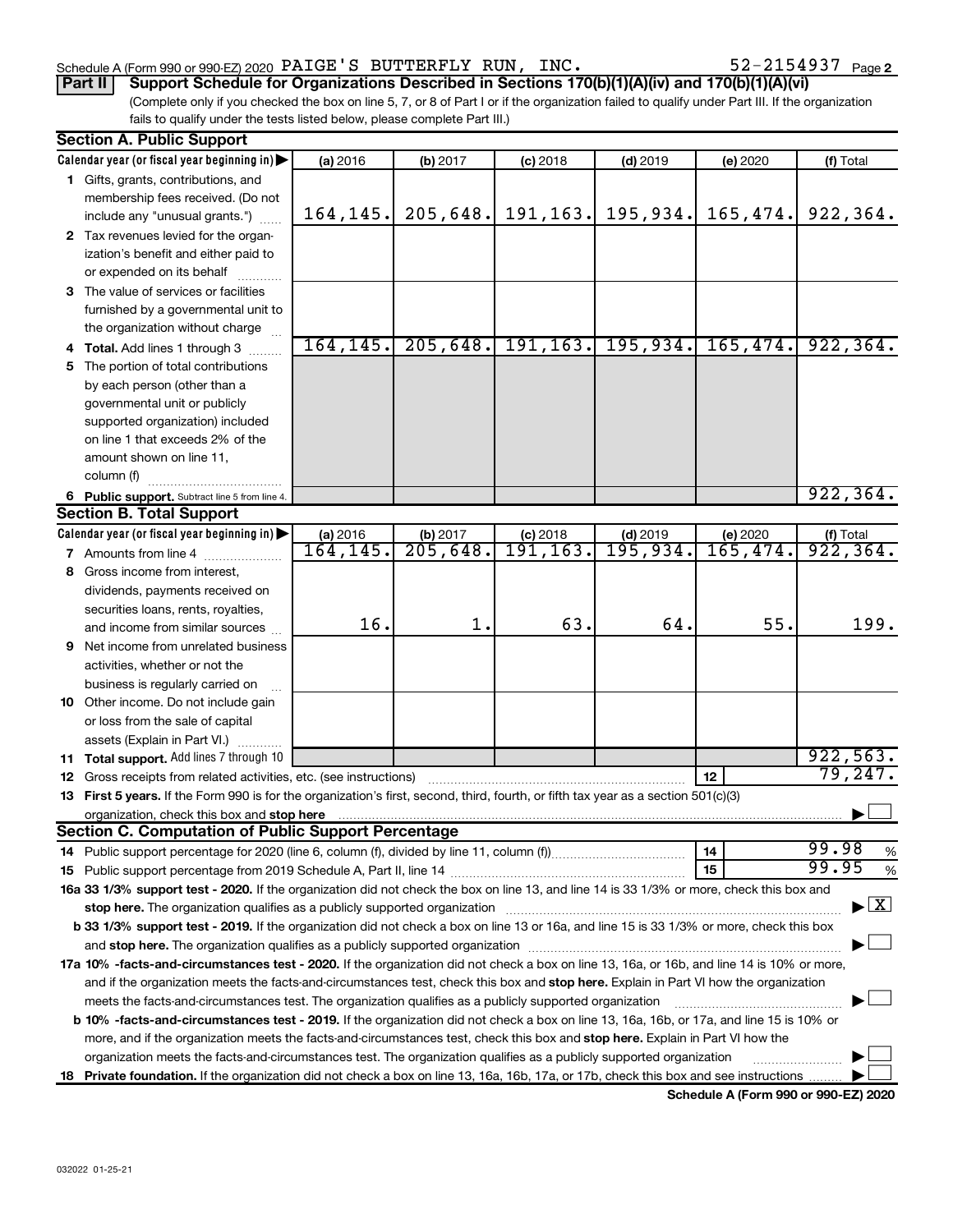Schedule A (Form 990 or 990-EZ) 2020 PAIGE'S BUTTERFLY RUN, INC. 52-2154937 Page 2

**Part II Support Schedule for Organizations Described in Sections 170(b)(1)(A)(iv) and 170(b)(1)(A)(vi)**

(Complete only if you checked the box on line 5, 7, or 8 of Part I or if the organization failed to qualify under Part III. If the organization fails to qualify under the tests listed below, please complete Part III.)

**Section A. Public Support**

| Calendar year (or fiscal year beginning in) | (a) 2016 | (b) 2017 | (c) 2018 | (d) 2019 | (e) 2020 | (f) Total |
|---|---|---|---|---|---|---|
| 1 Gifts, grants, contributions, and membership fees received. (Do not include any "unusual grants.") | 164,145. | 205,648. | 191,163. | 195,934. | 165,474. | 922,364. |
| 2 Tax revenues levied for the organization's benefit and either paid to or expended on its behalf | | | | | | |
| 3 The value of services or facilities furnished by a governmental unit to the organization without charge | | | | | | |
| 4 Total. Add lines 1 through 3 | 164,145. | 205,648. | 191,163. | 195,934. | 165,474. | 922,364. |
| 5 The portion of total contributions by each person (other than a governmental unit or publicly supported organization) included on line 1 that exceeds 2% of the amount shown on line 11, column (f) | | | | | | |
| 6 Public support. Subtract line 5 from line 4. | | | | | | 922,364. |

**Section B. Total Support**

| Calendar year (or fiscal year beginning in) | (a) 2016 | (b) 2017 | (c) 2018 | (d) 2019 | (e) 2020 | (f) Total |
|---|---|---|---|---|---|---|
| 7 Amounts from line 4 | 164,145. | 205,648. | 191,163. | 195,934. | 165,474. | 922,364. |
| 8 Gross income from interest, dividends, payments received on securities loans, rents, royalties, and income from similar sources | 16. | 1. | 63. | 64. | 55. | 199. |
| 9 Net income from unrelated business activities, whether or not the business is regularly carried on | | | | | | |
| 10 Other income. Do not include gain or loss from the sale of capital assets (Explain in Part VI.) | | | | | | |
| 11 Total support. Add lines 7 through 10 | | | | | | 922,563. |

12 Gross receipts from related activities, etc. (see instructions) | 12 | 79,247.

13 **First 5 years.** If the Form 990 is for the organization's first, second, third, fourth, or fifth tax year as a section 501(c)(3) organization, check this box and **stop here** ☐

**Section C. Computation of Public Support Percentage**

14 Public support percentage for 2020 (line 6, column (f), divided by line 11, column (f)) | 14 | 99.98 %

15 Public support percentage from 2019 Schedule A, Part II, line 14 | 15 | 99.95 %

**16a 33 1/3% support test - 2020.** If the organization did not check the box on line 13, and line 14 is 33 1/3% or more, check this box and **stop here.** The organization qualifies as a publicly supported organization ☒

**b 33 1/3% support test - 2019.** If the organization did not check a box on line 13 or 16a, and line 15 is 33 1/3% or more, check this box and **stop here.** The organization qualifies as a publicly supported organization ☐

**17a 10% -facts-and-circumstances test - 2020.** If the organization did not check a box on line 13, 16a, or 16b, and line 14 is 10% or more, and if the organization meets the facts-and-circumstances test, check this box and **stop here.** Explain in Part VI how the organization meets the facts-and-circumstances test. The organization qualifies as a publicly supported organization ☐

**b 10% -facts-and-circumstances test - 2019.** If the organization did not check a box on line 13, 16a, 16b, or 17a, and line 15 is 10% or more, and if the organization meets the facts-and-circumstances test, check this box and **stop here.** Explain in Part VI how the organization meets the facts-and-circumstances test. The organization qualifies as a publicly supported organization ☐

**18 Private foundation.** If the organization did not check a box on line 13, 16a, 16b, 17a, or 17b, check this box and see instructions ☐

**Schedule A (Form 990 or 990-EZ) 2020**

032022 01-25-21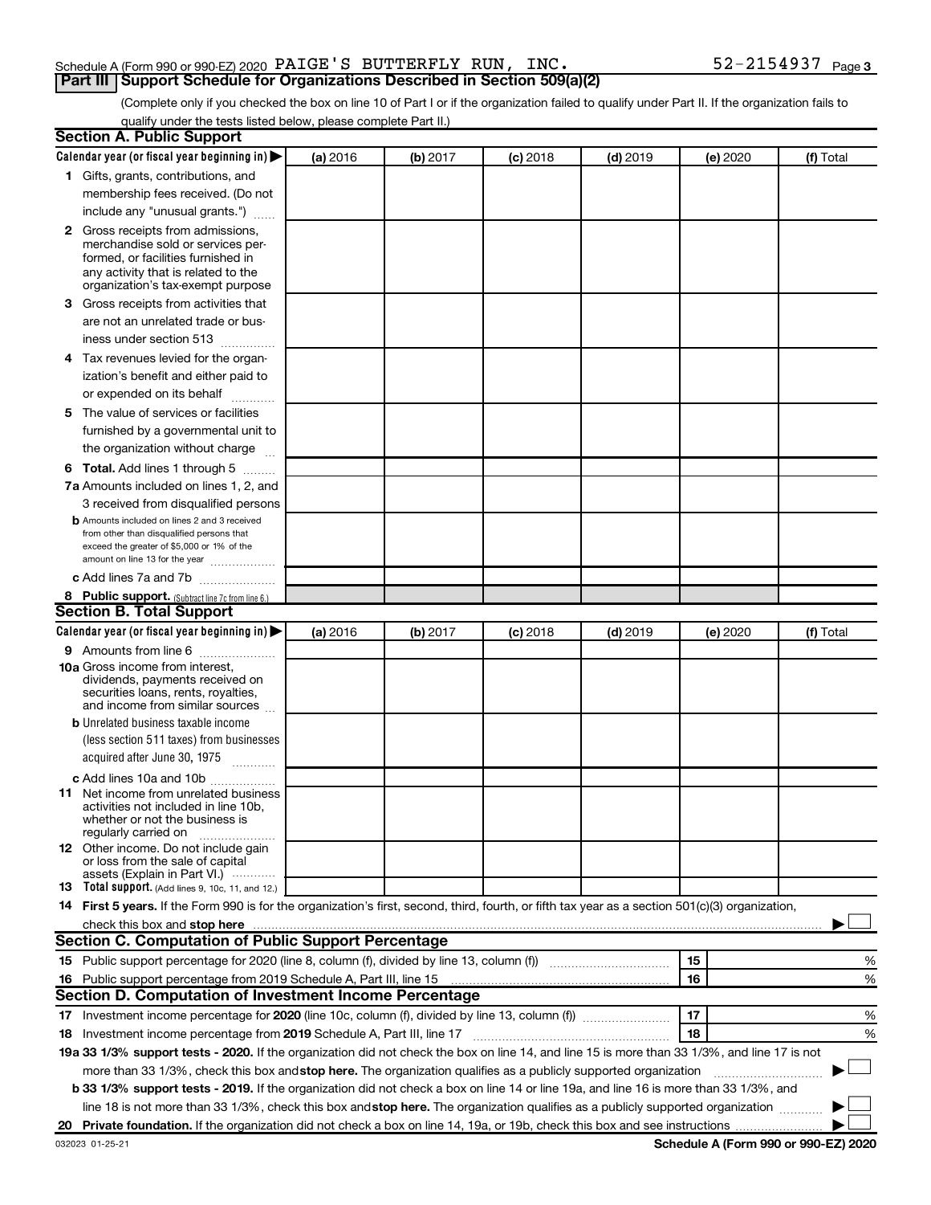Schedule A (Form 990 or 990-EZ) 2020 PAIGE'S BUTTERFLY RUN, INC. 52-2154937 Page 3

**Part III | Support Schedule for Organizations Described in Section 509(a)(2)**

(Complete only if you checked the box on line 10 of Part I or if the organization failed to qualify under Part II. If the organization fails to qualify under the tests listed below, please complete Part II.)

## Section A. Public Support

| Calendar year (or fiscal year beginning in) ▶ | (a) 2016 | (b) 2017 | (c) 2018 | (d) 2019 | (e) 2020 | (f) Total |
|---|---|---|---|---|---|---|
| **1** Gifts, grants, contributions, and membership fees received. (Do not include any "unusual grants.") | | | | | | |
| **2** Gross receipts from admissions, merchandise sold or services performed, or facilities furnished in any activity that is related to the organization's tax-exempt purpose | | | | | | |
| **3** Gross receipts from activities that are not an unrelated trade or business under section 513 | | | | | | |
| **4** Tax revenues levied for the organization's benefit and either paid to or expended on its behalf | | | | | | |
| **5** The value of services or facilities furnished by a governmental unit to the organization without charge | | | | | | |
| **6 Total.** Add lines 1 through 5 | | | | | | |
| **7a** Amounts included on lines 1, 2, and 3 received from disqualified persons | | | | | | |
| **b** Amounts included on lines 2 and 3 received from other than disqualified persons that exceed the greater of $5,000 or 1% of the amount on line 13 for the year | | | | | | |
| **c** Add lines 7a and 7b | | | | | | |
| **8 Public support.** (Subtract line 7c from line 6.) | | | | | | |

## Section B. Total Support

| Calendar year (or fiscal year beginning in) ▶ | (a) 2016 | (b) 2017 | (c) 2018 | (d) 2019 | (e) 2020 | (f) Total |
|---|---|---|---|---|---|---|
| **9** Amounts from line 6 | | | | | | |
| **10a** Gross income from interest, dividends, payments received on securities loans, rents, royalties, and income from similar sources | | | | | | |
| **b** Unrelated business taxable income (less section 511 taxes) from businesses acquired after June 30, 1975 | | | | | | |
| **c** Add lines 10a and 10b | | | | | | |
| **11** Net income from unrelated business activities not included in line 10b, whether or not the business is regularly carried on | | | | | | |
| **12** Other income. Do not include gain or loss from the sale of capital assets (Explain in Part VI.) | | | | | | |
| **13 Total support.** (Add lines 9, 10c, 11, and 12.) | | | | | | |

**14 First 5 years.** If the Form 990 is for the organization's first, second, third, fourth, or fifth tax year as a section 501(c)(3) organization, check this box and **stop here** ▶ ☐

## Section C. Computation of Public Support Percentage

| | | | |
|---|---|---|---|
| **15** Public support percentage for 2020 (line 8, column (f), divided by line 13, column (f)) | 15 | | % |
| **16** Public support percentage from 2019 Schedule A, Part III, line 15 | 16 | | % |

## Section D. Computation of Investment Income Percentage

| | | | |
|---|---|---|---|
| **17** Investment income percentage for **2020** (line 10c, column (f), divided by line 13, column (f)) | 17 | | % |
| **18** Investment income percentage from **2019** Schedule A, Part III, line 17 | 18 | | % |

**19a 33 1/3% support tests - 2020.** If the organization did not check the box on line 14, and line 15 is more than 33 1/3%, and line 17 is not more than 33 1/3%, check this box and **stop here.** The organization qualifies as a publicly supported organization ▶ ☐

**b 33 1/3% support tests - 2019.** If the organization did not check a box on line 14 or line 19a, and line 16 is more than 33 1/3%, and line 18 is not more than 33 1/3%, check this box and **stop here.** The organization qualifies as a publicly supported organization ▶ ☐

**20 Private foundation.** If the organization did not check a box on line 14, 19a, or 19b, check this box and see instructions ▶ ☐

032023 01-25-21 **Schedule A (Form 990 or 990-EZ) 2020**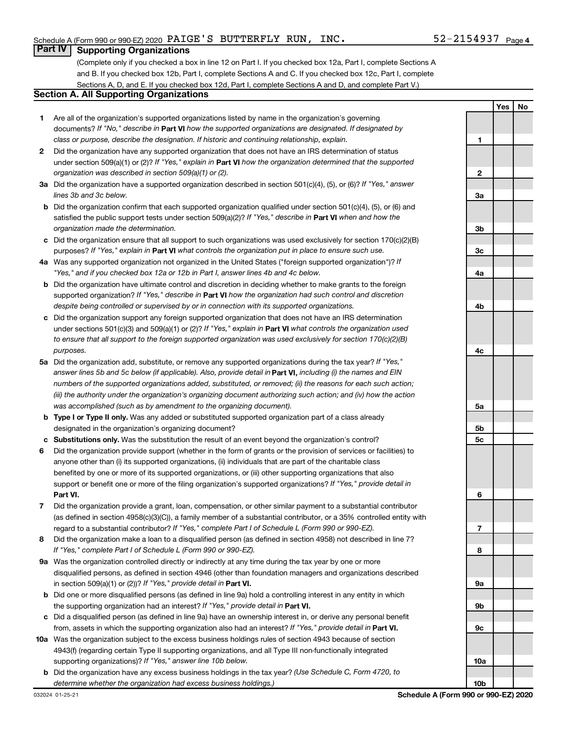## Part IV Supporting Organizations

(Complete only if you checked a box in line 12 on Part I. If you checked box 12a, Part I, complete Sections A and B. If you checked box 12b, Part I, complete Sections A and C. If you checked box 12c, Part I, complete Sections A, D, and E. If you checked box 12d, Part I, complete Sections A and D, and complete Part V.)

### Section A. All Supporting Organizations

| | | | Yes | No |
|---|---|---|---|---|
| 1 | Are all of the organization's supported organizations listed by name in the organization's governing documents? *If "No," describe in* **Part VI** *how the supported organizations are designated. If designated by class or purpose, describe the designation. If historic and continuing relationship, explain.* | 1 | | |
| 2 | Did the organization have any supported organization that does not have an IRS determination of status under section 509(a)(1) or (2)? *If "Yes," explain in* **Part VI** *how the organization determined that the supported organization was described in section 509(a)(1) or (2).* | 2 | | |
| 3a | Did the organization have a supported organization described in section 501(c)(4), (5), or (6)? *If "Yes," answer lines 3b and 3c below.* | 3a | | |
| b | Did the organization confirm that each supported organization qualified under section 501(c)(4), (5), or (6) and satisfied the public support tests under section 509(a)(2)? *If "Yes," describe in* **Part VI** *when and how the organization made the determination.* | 3b | | |
| c | Did the organization ensure that all support to such organizations was used exclusively for section 170(c)(2)(B) purposes? *If "Yes," explain in* **Part VI** *what controls the organization put in place to ensure such use.* | 3c | | |
| 4a | Was any supported organization not organized in the United States ("foreign supported organization")? *If "Yes," and if you checked box 12a or 12b in Part I, answer lines 4b and 4c below.* | 4a | | |
| b | Did the organization have ultimate control and discretion in deciding whether to make grants to the foreign supported organization? *If "Yes," describe in* **Part VI** *how the organization had such control and discretion despite being controlled or supervised by or in connection with its supported organizations.* | 4b | | |
| c | Did the organization support any foreign supported organization that does not have an IRS determination under sections 501(c)(3) and 509(a)(1) or (2)? *If "Yes," explain in* **Part VI** *what controls the organization used to ensure that all support to the foreign supported organization was used exclusively for section 170(c)(2)(B) purposes.* | 4c | | |
| 5a | Did the organization add, substitute, or remove any supported organizations during the tax year? *If "Yes," answer lines 5b and 5c below (if applicable). Also, provide detail in* **Part VI,** *including (i) the names and EIN numbers of the supported organizations added, substituted, or removed; (ii) the reasons for each such action; (iii) the authority under the organization's organizing document authorizing such action; and (iv) how the action was accomplished (such as by amendment to the organizing document).* | 5a | | |
| b | **Type I or Type II only.** Was any added or substituted supported organization part of a class already designated in the organization's organizing document? | 5b | | |
| c | **Substitutions only.** Was the substitution the result of an event beyond the organization's control? | 5c | | |
| 6 | Did the organization provide support (whether in the form of grants or the provision of services or facilities) to anyone other than (i) its supported organizations, (ii) individuals that are part of the charitable class benefited by one or more of its supported organizations, or (iii) other supporting organizations that also support or benefit one or more of the filing organization's supported organizations? *If "Yes," provide detail in* **Part VI.** | 6 | | |
| 7 | Did the organization provide a grant, loan, compensation, or other similar payment to a substantial contributor (as defined in section 4958(c)(3)(C)), a family member of a substantial contributor, or a 35% controlled entity with regard to a substantial contributor? *If "Yes," complete Part I of Schedule L (Form 990 or 990-EZ).* | 7 | | |
| 8 | Did the organization make a loan to a disqualified person (as defined in section 4958) not described in line 7? *If "Yes," complete Part I of Schedule L (Form 990 or 990-EZ).* | 8 | | |
| 9a | Was the organization controlled directly or indirectly at any time during the tax year by one or more disqualified persons, as defined in section 4946 (other than foundation managers and organizations described in section 509(a)(1) or (2))? *If "Yes," provide detail in* **Part VI.** | 9a | | |
| b | Did one or more disqualified persons (as defined in line 9a) hold a controlling interest in any entity in which the supporting organization had an interest? *If "Yes," provide detail in* **Part VI.** | 9b | | |
| c | Did a disqualified person (as defined in line 9a) have an ownership interest in, or derive any personal benefit from, assets in which the supporting organization also had an interest? *If "Yes," provide detail in* **Part VI.** | 9c | | |
| 10a | Was the organization subject to the excess business holdings rules of section 4943 because of section 4943(f) (regarding certain Type II supporting organizations, and all Type III non-functionally integrated supporting organizations)? *If "Yes," answer line 10b below.* | 10a | | |
| b | Did the organization have any excess business holdings in the tax year? *(Use Schedule C, Form 4720, to determine whether the organization had excess business holdings.)* | 10b | | |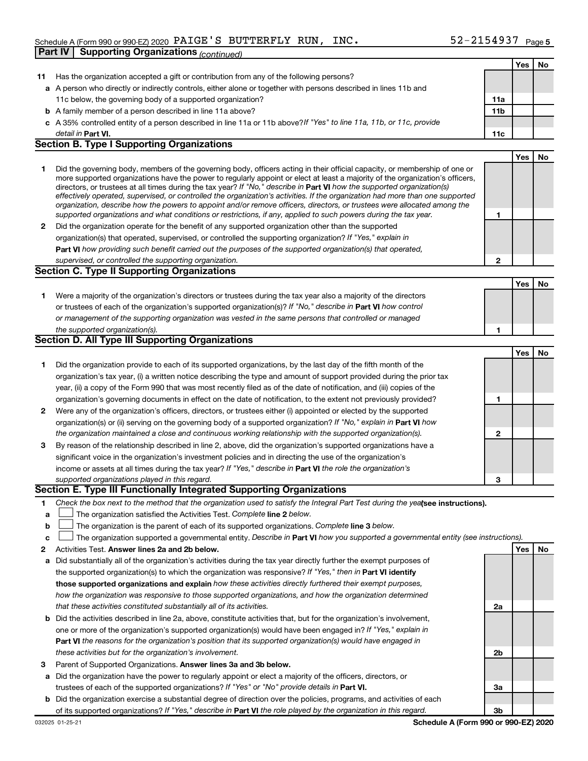Schedule A (Form 990 or 990-EZ) 2020 PAIGE'S BUTTERFLY RUN, INC. 52-2154937 Page 5

**Part IV | Supporting Organizations** *(continued)*

| | | | Yes | No |
|---|---|---|---|---|
| **11** | Has the organization accepted a gift or contribution from any of the following persons? | | | |
| **a** | A person who directly or indirectly controls, either alone or together with persons described in lines 11b and 11c below, the governing body of a supported organization? | **11a** | | |
| **b** | A family member of a person described in line 11a above? | **11b** | | |
| **c** | A 35% controlled entity of a person described in line 11a or 11b above? *If "Yes" to line 11a, 11b, or 11c, provide detail in* **Part VI.** | **11c** | | |

**Section B. Type I Supporting Organizations**

| | | | Yes | No |
|---|---|---|---|---|
| **1** | Did the governing body, members of the governing body, officers acting in their official capacity, or membership of one or more supported organizations have the power to regularly appoint or elect at least a majority of the organization's officers, directors, or trustees at all times during the tax year? *If "No," describe in* **Part VI** *how the supported organization(s) effectively operated, supervised, or controlled the organization's activities. If the organization had more than one supported organization, describe how the powers to appoint and/or remove officers, directors, or trustees were allocated among the supported organizations and what conditions or restrictions, if any, applied to such powers during the tax year.* | **1** | | |
| **2** | Did the organization operate for the benefit of any supported organization other than the supported organization(s) that operated, supervised, or controlled the supporting organization? *If "Yes," explain in* **Part VI** *how providing such benefit carried out the purposes of the supported organization(s) that operated, supervised, or controlled the supporting organization.* | **2** | | |

**Section C. Type II Supporting Organizations**

| | | | Yes | No |
|---|---|---|---|---|
| **1** | Were a majority of the organization's directors or trustees during the tax year also a majority of the directors or trustees of each of the organization's supported organization(s)? *If "No," describe in* **Part VI** *how control or management of the supporting organization was vested in the same persons that controlled or managed the supported organization(s).* | **1** | | |

**Section D. All Type III Supporting Organizations**

| | | | Yes | No |
|---|---|---|---|---|
| **1** | Did the organization provide to each of its supported organizations, by the last day of the fifth month of the organization's tax year, (i) a written notice describing the type and amount of support provided during the prior tax year, (ii) a copy of the Form 990 that was most recently filed as of the date of notification, and (iii) copies of the organization's governing documents in effect on the date of notification, to the extent not previously provided? | **1** | | |
| **2** | Were any of the organization's officers, directors, or trustees either (i) appointed or elected by the supported organization(s) or (ii) serving on the governing body of a supported organization? *If "No," explain in* **Part VI** *how the organization maintained a close and continuous working relationship with the supported organization(s).* | **2** | | |
| **3** | By reason of the relationship described in line 2, above, did the organization's supported organizations have a significant voice in the organization's investment policies and in directing the use of the organization's income or assets at all times during the tax year? *If "Yes," describe in* **Part VI** *the role the organization's supported organizations played in this regard.* | **3** | | |

**Section E. Type III Functionally Integrated Supporting Organizations**

**1** *Check the box next to the method that the organization used to satisfy the Integral Part Test during the year* **(see instructions).**

- **a** ☐ The organization satisfied the Activities Test. *Complete* **line 2** *below.*
- **b** ☐ The organization is the parent of each of its supported organizations. *Complete* **line 3** *below.*
- **c** ☐ The organization supported a governmental entity. *Describe in* **Part VI** *how you supported a governmental entity (see instructions).*

| | | | Yes | No |
|---|---|---|---|---|
| **2** | Activities Test. **Answer lines 2a and 2b below.** | | | |
| **a** | Did substantially all of the organization's activities during the tax year directly further the exempt purposes of the supported organization(s) to which the organization was responsive? *If "Yes," then in* **Part VI identify those supported organizations and explain** *how these activities directly furthered their exempt purposes, how the organization was responsive to those supported organizations, and how the organization determined that these activities constituted substantially all of its activities.* | **2a** | | |
| **b** | Did the activities described in line 2a, above, constitute activities that, but for the organization's involvement, one or more of the organization's supported organization(s) would have been engaged in? *If "Yes," explain in* **Part VI** *the reasons for the organization's position that its supported organization(s) would have engaged in these activities but for the organization's involvement.* | **2b** | | |
| **3** | Parent of Supported Organizations. **Answer lines 3a and 3b below.** | | | |
| **a** | Did the organization have the power to regularly appoint or elect a majority of the officers, directors, or trustees of each of the supported organizations? *If "Yes" or "No" provide details in* **Part VI.** | **3a** | | |
| **b** | Did the organization exercise a substantial degree of direction over the policies, programs, and activities of each of its supported organizations? *If "Yes," describe in* **Part VI** *the role played by the organization in this regard.* | **3b** | | |

032025 01-25-21 **Schedule A (Form 990 or 990-EZ) 2020**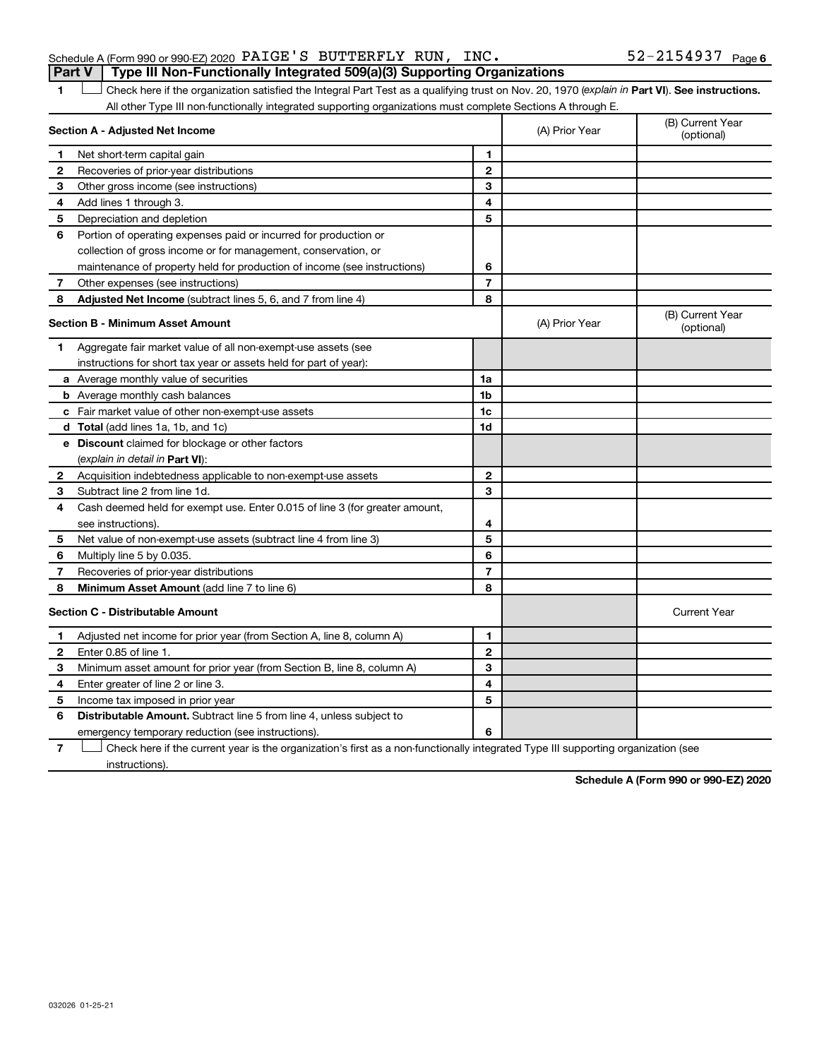Schedule A (Form 990 or 990-EZ) 2020 PAIGE'S BUTTERFLY RUN, INC. 52-2154937 Page 6

**Part V | Type III Non-Functionally Integrated 509(a)(3) Supporting Organizations**

1 ☐ Check here if the organization satisfied the Integral Part Test as a qualifying trust on Nov. 20, 1970 (*explain in* **Part VI**). **See instructions.** All other Type III non-functionally integrated supporting organizations must complete Sections A through E.

| **Section A - Adjusted Net Income** | | | (A) Prior Year | (B) Current Year (optional) |
|---|---|---|---|---|
| 1 | Net short-term capital gain | 1 | | |
| 2 | Recoveries of prior-year distributions | 2 | | |
| 3 | Other gross income (see instructions) | 3 | | |
| 4 | Add lines 1 through 3. | 4 | | |
| 5 | Depreciation and depletion | 5 | | |
| 6 | Portion of operating expenses paid or incurred for production or collection of gross income or for management, conservation, or maintenance of property held for production of income (see instructions) | 6 | | |
| 7 | Other expenses (see instructions) | 7 | | |
| 8 | **Adjusted Net Income** (subtract lines 5, 6, and 7 from line 4) | 8 | | |

| **Section B - Minimum Asset Amount** | | | (A) Prior Year | (B) Current Year (optional) |
|---|---|---|---|---|
| 1 | Aggregate fair market value of all non-exempt-use assets (see instructions for short tax year or assets held for part of year): | | | |
| a | Average monthly value of securities | 1a | | |
| b | Average monthly cash balances | 1b | | |
| c | Fair market value of other non-exempt-use assets | 1c | | |
| d | **Total** (add lines 1a, 1b, and 1c) | 1d | | |
| e | **Discount** claimed for blockage or other factors (*explain in detail in* **Part VI**): | | | |
| 2 | Acquisition indebtedness applicable to non-exempt-use assets | 2 | | |
| 3 | Subtract line 2 from line 1d. | 3 | | |
| 4 | Cash deemed held for exempt use. Enter 0.015 of line 3 (for greater amount, see instructions). | 4 | | |
| 5 | Net value of non-exempt-use assets (subtract line 4 from line 3) | 5 | | |
| 6 | Multiply line 5 by 0.035. | 6 | | |
| 7 | Recoveries of prior-year distributions | 7 | | |
| 8 | **Minimum Asset Amount** (add line 7 to line 6) | 8 | | |

| **Section C - Distributable Amount** | | | | Current Year |
|---|---|---|---|---|
| 1 | Adjusted net income for prior year (from Section A, line 8, column A) | 1 | | |
| 2 | Enter 0.85 of line 1. | 2 | | |
| 3 | Minimum asset amount for prior year (from Section B, line 8, column A) | 3 | | |
| 4 | Enter greater of line 2 or line 3. | 4 | | |
| 5 | Income tax imposed in prior year | 5 | | |
| 6 | **Distributable Amount.** Subtract line 5 from line 4, unless subject to emergency temporary reduction (see instructions). | 6 | | |

7 ☐ Check here if the current year is the organization's first as a non-functionally integrated Type III supporting organization (see instructions).

**Schedule A (Form 990 or 990-EZ) 2020**

032026 01-25-21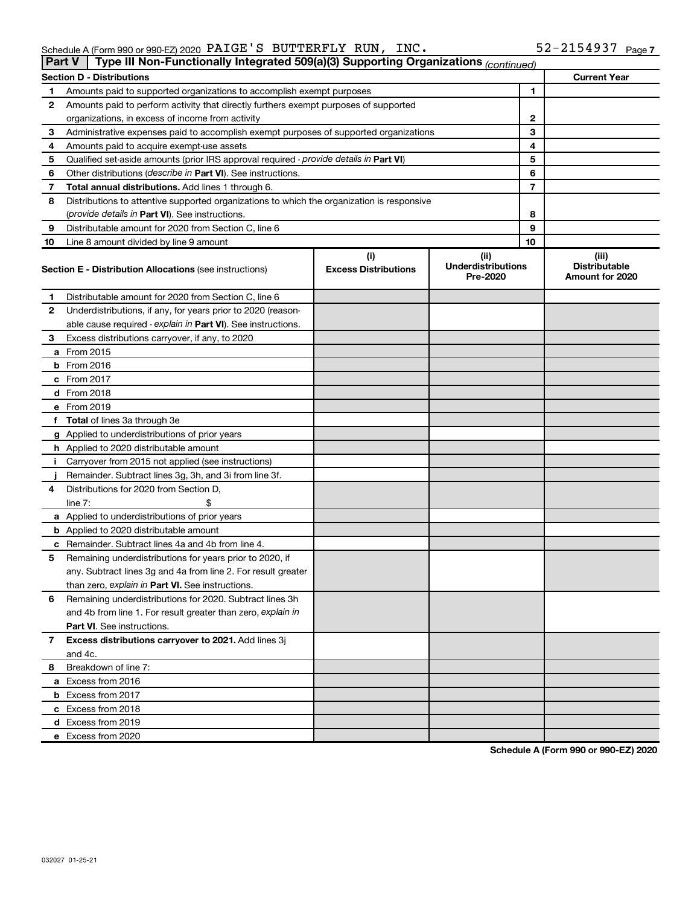Schedule A (Form 990 or 990-EZ) 2020 PAIGE'S BUTTERFLY RUN, INC. 52-2154937

## Part V Type III Non-Functionally Integrated 509(a)(3) Supporting Organizations *(continued)*

| Section D - Distributions | | | Current Year |
|---|---|---|---|
| 1 | Amounts paid to supported organizations to accomplish exempt purposes | 1 | |
| 2 | Amounts paid to perform activity that directly furthers exempt purposes of supported organizations, in excess of income from activity | 2 | |
| 3 | Administrative expenses paid to accomplish exempt purposes of supported organizations | 3 | |
| 4 | Amounts paid to acquire exempt-use assets | 4 | |
| 5 | Qualified set-aside amounts (prior IRS approval required - *provide details in* **Part VI**) | 5 | |
| 6 | Other distributions (*describe in* **Part VI**). See instructions. | 6 | |
| 7 | **Total annual distributions.** Add lines 1 through 6. | 7 | |
| 8 | Distributions to attentive supported organizations to which the organization is responsive (*provide details in* **Part VI**). See instructions. | 8 | |
| 9 | Distributable amount for 2020 from Section C, line 6 | 9 | |
| 10 | Line 8 amount divided by line 9 amount | 10 | |

| Section E - Distribution Allocations (see instructions) | (i) Excess Distributions | (ii) Underdistributions Pre-2020 | (iii) Distributable Amount for 2020 |
|---|---|---|---|
| **1** Distributable amount for 2020 from Section C, line 6 | | | |
| **2** Underdistributions, if any, for years prior to 2020 (reasonable cause required - *explain in* **Part VI**). See instructions. | | | |
| **3** Excess distributions carryover, if any, to 2020 | | | |
| **a** From 2015 | | | |
| **b** From 2016 | | | |
| **c** From 2017 | | | |
| **d** From 2018 | | | |
| **e** From 2019 | | | |
| **f Total** of lines 3a through 3e | | | |
| **g** Applied to underdistributions of prior years | | | |
| **h** Applied to 2020 distributable amount | | | |
| **i** Carryover from 2015 not applied (see instructions) | | | |
| **j** Remainder. Subtract lines 3g, 3h, and 3i from line 3f. | | | |
| **4** Distributions for 2020 from Section D, line 7: $ | | | |
| **a** Applied to underdistributions of prior years | | | |
| **b** Applied to 2020 distributable amount | | | |
| **c** Remainder. Subtract lines 4a and 4b from line 4. | | | |
| **5** Remaining underdistributions for years prior to 2020, if any. Subtract lines 3g and 4a from line 2. For result greater than zero, *explain in* **Part VI.** See instructions. | | | |
| **6** Remaining underdistributions for 2020. Subtract lines 3h and 4b from line 1. For result greater than zero, *explain in* **Part VI**. See instructions. | | | |
| **7 Excess distributions carryover to 2021.** Add lines 3j and 4c. | | | |
| **8** Breakdown of line 7: | | | |
| **a** Excess from 2016 | | | |
| **b** Excess from 2017 | | | |
| **c** Excess from 2018 | | | |
| **d** Excess from 2019 | | | |
| **e** Excess from 2020 | | | |

**Schedule A (Form 990 or 990-EZ) 2020**

032027 01-25-21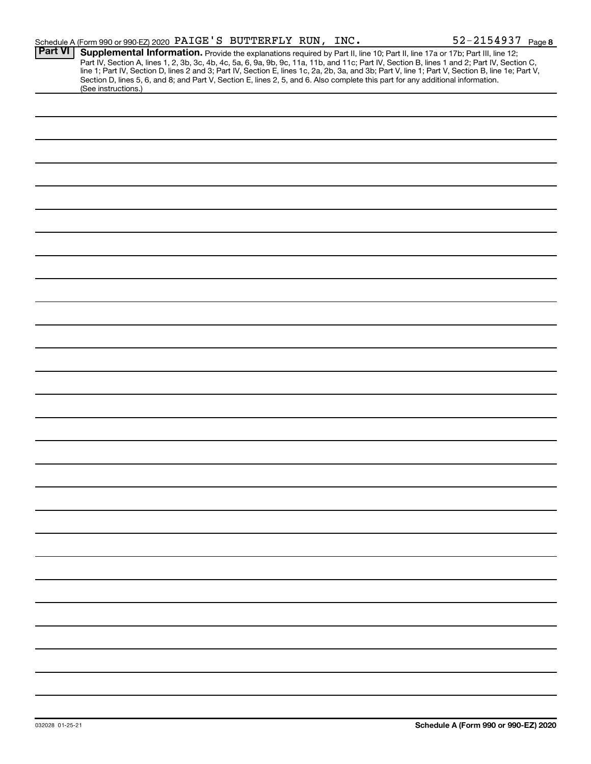Schedule A (Form 990 or 990-EZ) 2020 PAIGE'S BUTTERFLY RUN, INC. 52-2154937 Page 8

**Part VI** **Supplemental Information.** Provide the explanations required by Part II, line 10; Part II, line 17a or 17b; Part III, line 12; Part IV, Section A, lines 1, 2, 3b, 3c, 4b, 4c, 5a, 6, 9a, 9b, 9c, 11a, 11b, and 11c; Part IV, Section B, lines 1 and 2; Part IV, Section C, line 1; Part IV, Section D, lines 2 and 3; Part IV, Section E, lines 1c, 2a, 2b, 3a, and 3b; Part V, line 1; Part V, Section B, line 1e; Part V, Section D, lines 5, 6, and 8; and Part V, Section E, lines 2, 5, and 6. Also complete this part for any additional information. (See instructions.)

032028 01-25-21

**Schedule A (Form 990 or 990-EZ) 2020**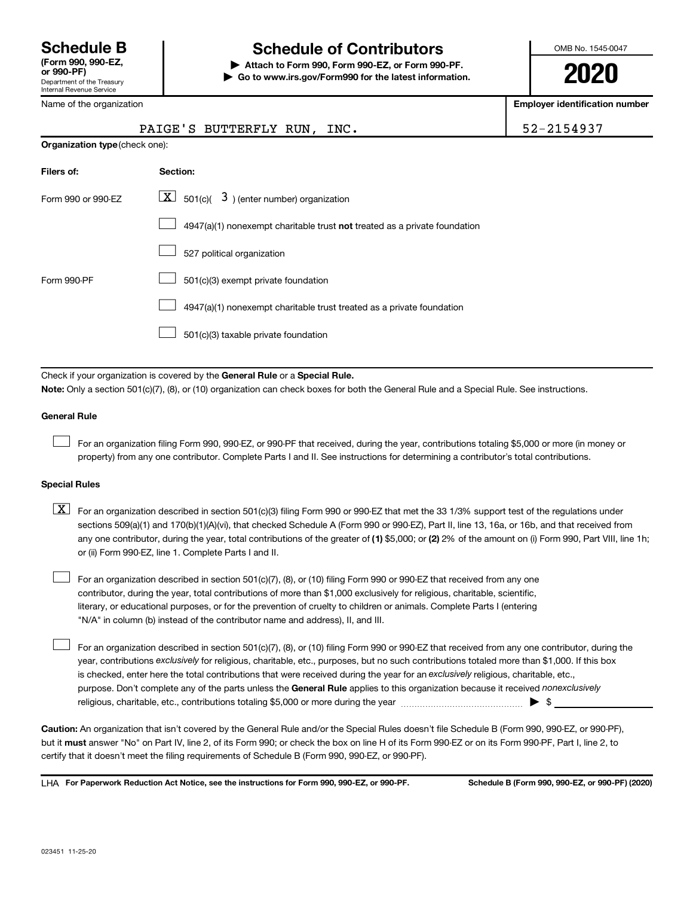# Schedule B

**(Form 990, 990-EZ, or 990-PF)**
Department of the Treasury
Internal Revenue Service

## Schedule of Contributors

▶ **Attach to Form 990, Form 990-EZ, or Form 990-PF.**
▶ **Go to www.irs.gov/Form990 for the latest information.**

OMB No. 1545-0047

**2020**

Name of the organization: PAIGE'S BUTTERFLY RUN, INC.

**Employer identification number:** 52-2154937

**Organization type** (check one):

| Filers of: | Section: |
|---|---|
| Form 990 or 990-EZ | [X] 501(c)( 3 ) (enter number) organization |
| | [ ] 4947(a)(1) nonexempt charitable trust **not** treated as a private foundation |
| | [ ] 527 political organization |
| Form 990-PF | [ ] 501(c)(3) exempt private foundation |
| | [ ] 4947(a)(1) nonexempt charitable trust treated as a private foundation |
| | [ ] 501(c)(3) taxable private foundation |

Check if your organization is covered by the **General Rule** or a **Special Rule.**

**Note:** Only a section 501(c)(7), (8), or (10) organization can check boxes for both the General Rule and a Special Rule. See instructions.

### General Rule

[ ] For an organization filing Form 990, 990-EZ, or 990-PF that received, during the year, contributions totaling $5,000 or more (in money or property) from any one contributor. Complete Parts I and II. See instructions for determining a contributor's total contributions.

### Special Rules

[X] For an organization described in section 501(c)(3) filing Form 990 or 990-EZ that met the 33 1/3% support test of the regulations under sections 509(a)(1) and 170(b)(1)(A)(vi), that checked Schedule A (Form 990 or 990-EZ), Part II, line 13, 16a, or 16b, and that received from any one contributor, during the year, total contributions of the greater of **(1)** $5,000; or **(2)** 2% of the amount on (i) Form 990, Part VIII, line 1h; or (ii) Form 990-EZ, line 1. Complete Parts I and II.

[ ] For an organization described in section 501(c)(7), (8), or (10) filing Form 990 or 990-EZ that received from any one contributor, during the year, total contributions of more than $1,000 exclusively for religious, charitable, scientific, literary, or educational purposes, or for the prevention of cruelty to children or animals. Complete Parts I (entering "N/A" in column (b) instead of the contributor name and address), II, and III.

[ ] For an organization described in section 501(c)(7), (8), or (10) filing Form 990 or 990-EZ that received from any one contributor, during the year, contributions *exclusively* for religious, charitable, etc., purposes, but no such contributions totaled more than $1,000. If this box is checked, enter here the total contributions that were received during the year for an *exclusively* religious, charitable, etc., purpose. Don't complete any of the parts unless the **General Rule** applies to this organization because it received *nonexclusively* religious, charitable, etc., contributions totaling $5,000 or more during the year ▶ $ ______

**Caution:** An organization that isn't covered by the General Rule and/or the Special Rules doesn't file Schedule B (Form 990, 990-EZ, or 990-PF), but it **must** answer "No" on Part IV, line 2, of its Form 990; or check the box on line H of its Form 990-EZ or on its Form 990-PF, Part I, line 2, to certify that it doesn't meet the filing requirements of Schedule B (Form 990, 990-EZ, or 990-PF).

LHA **For Paperwork Reduction Act Notice, see the instructions for Form 990, 990-EZ, or 990-PF.** **Schedule B (Form 990, 990-EZ, or 990-PF) (2020)**

023451 11-25-20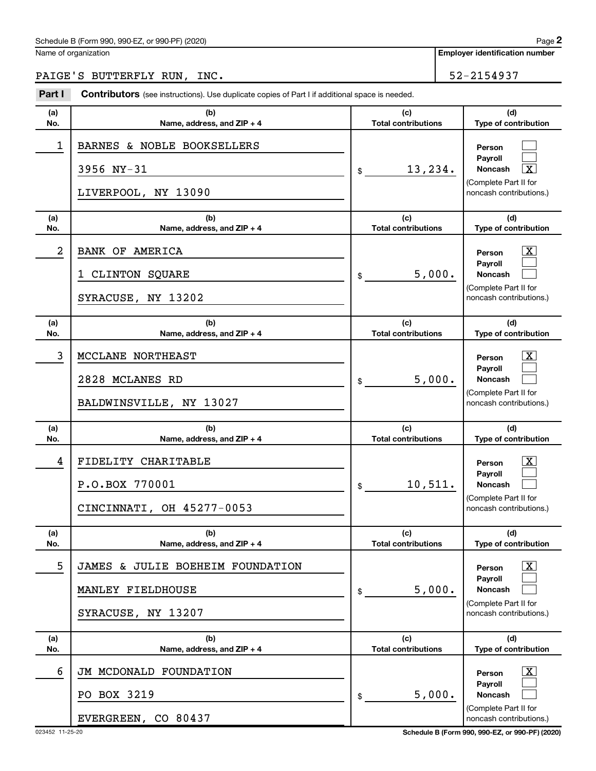Schedule B (Form 990, 990-EZ, or 990-PF) (2020)

Name of organization: PAIGE'S BUTTERFLY RUN, INC.

Employer identification number: 52-2154937

**Part I** **Contributors** (see instructions). Use duplicate copies of Part I if additional space is needed.

| (a) No. | (b) Name, address, and ZIP + 4 | (c) Total contributions | (d) Type of contribution |
|---|---|---|---|
| 1 | BARNES & NOBLE BOOKSELLERS<br>3956 NY-31<br>LIVERPOOL, NY 13090 | $ 13,234. | Person [ ]<br>Payroll [ ]<br>Noncash [X]<br>(Complete Part II for noncash contributions.) |
| 2 | BANK OF AMERICA<br>1 CLINTON SQUARE<br>SYRACUSE, NY 13202 | $ 5,000. | Person [X]<br>Payroll [ ]<br>Noncash [ ]<br>(Complete Part II for noncash contributions.) |
| 3 | MCCLANE NORTHEAST<br>2828 MCLANES RD<br>BALDWINSVILLE, NY 13027 | $ 5,000. | Person [X]<br>Payroll [ ]<br>Noncash [ ]<br>(Complete Part II for noncash contributions.) |
| 4 | FIDELITY CHARITABLE<br>P.O.BOX 770001<br>CINCINNATI, OH 45277-0053 | $ 10,511. | Person [X]<br>Payroll [ ]<br>Noncash [ ]<br>(Complete Part II for noncash contributions.) |
| 5 | JAMES & JULIE BOEHEIM FOUNDATION<br>MANLEY FIELDHOUSE<br>SYRACUSE, NY 13207 | $ 5,000. | Person [X]<br>Payroll [ ]<br>Noncash [ ]<br>(Complete Part II for noncash contributions.) |
| 6 | JM MCDONALD FOUNDATION<br>PO BOX 3219<br>EVERGREEN, CO 80437 | $ 5,000. | Person [X]<br>Payroll [ ]<br>Noncash [ ]<br>(Complete Part II for noncash contributions.) |

023452 11-25-20

Schedule B (Form 990, 990-EZ, or 990-PF) (2020)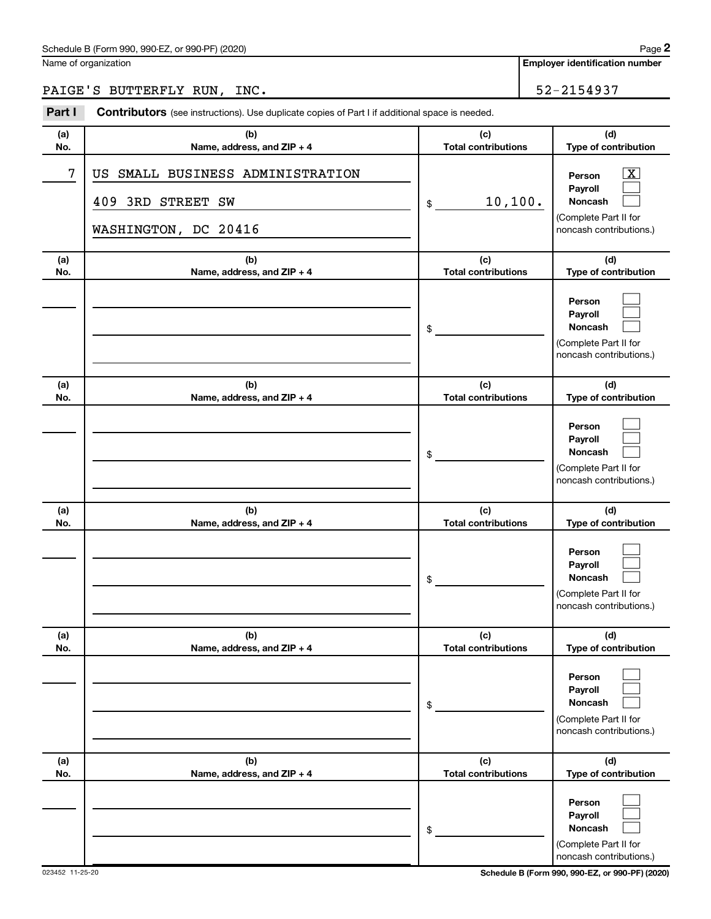Schedule B (Form 990, 990-EZ, or 990-PF) (2020)

Name of organization: PAIGE'S BUTTERFLY RUN, INC.

Employer identification number: 52-2154937

**Part I** **Contributors** (see instructions). Use duplicate copies of Part I if additional space is needed.

| (a) No. | (b) Name, address, and ZIP + 4 | (c) Total contributions | (d) Type of contribution |
|---|---|---|---|
| 7 | US SMALL BUSINESS ADMINISTRATION<br>409 3RD STREET SW<br>WASHINGTON, DC 20416 | $ 10,100. | Person [X]<br>Payroll [ ]<br>Noncash [ ]<br>(Complete Part II for noncash contributions.) |
| | | $ | Person [ ]<br>Payroll [ ]<br>Noncash [ ]<br>(Complete Part II for noncash contributions.) |
| | | $ | Person [ ]<br>Payroll [ ]<br>Noncash [ ]<br>(Complete Part II for noncash contributions.) |
| | | $ | Person [ ]<br>Payroll [ ]<br>Noncash [ ]<br>(Complete Part II for noncash contributions.) |
| | | $ | Person [ ]<br>Payroll [ ]<br>Noncash [ ]<br>(Complete Part II for noncash contributions.) |
| | | $ | Person [ ]<br>Payroll [ ]<br>Noncash [ ]<br>(Complete Part II for noncash contributions.) |

023452 11-25-20

Schedule B (Form 990, 990-EZ, or 990-PF) (2020)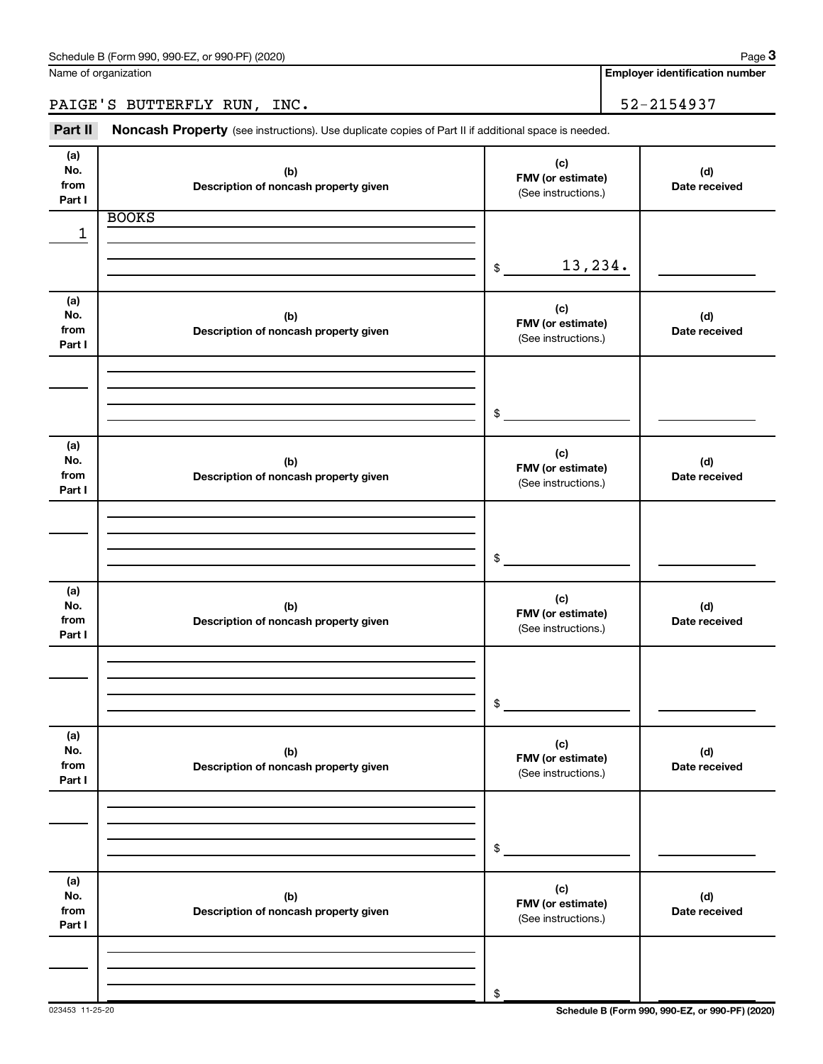Name of organization

PAIGE'S BUTTERFLY RUN, INC.

**Employer identification number**

52-2154937

**Part II** **Noncash Property** (see instructions). Use duplicate copies of Part II if additional space is needed.

| (a) No. from Part I | (b) Description of noncash property given | (c) FMV (or estimate) (See instructions.) | (d) Date received |
|---|---|---|---|
| 1 | BOOKS | $ 13,234. | |
| | | $ | |
| | | $ | |
| | | $ | |
| | | $ | |
| | | $ | |

023453 11-25-20

**Schedule B (Form 990, 990-EZ, or 990-PF) (2020)**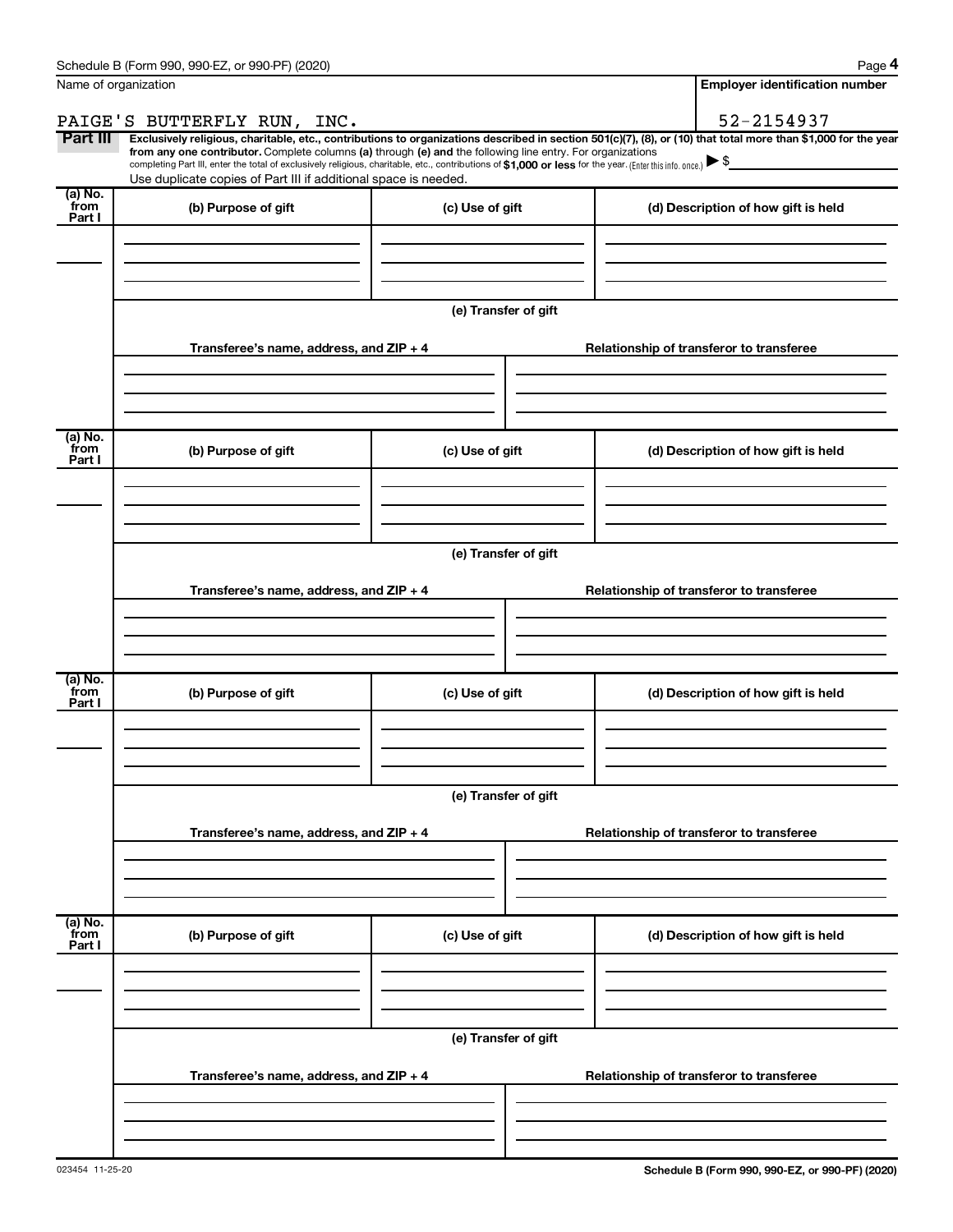Name of organization

PAIGE'S BUTTERFLY RUN, INC.

**Employer identification number**

52-2154937

**Part III** **Exclusively religious, charitable, etc., contributions to organizations described in section 501(c)(7), (8), or (10) that total more than $1,000 for the year from any one contributor.** Complete columns **(a)** through **(e) and** the following line entry. For organizations completing Part III, enter the total of exclusively religious, charitable, etc., contributions of **$1,000 or less** for the year. (Enter this info. once.) ▶ $

Use duplicate copies of Part III if additional space is needed.

| (a) No. from Part I | (b) Purpose of gift | (c) Use of gift | (d) Description of how gift is held |
|---|---|---|---|
| | | | |

(e) Transfer of gift

| Transferee's name, address, and ZIP + 4 | Relationship of transferor to transferee |
|---|---|
| | |

| (a) No. from Part I | (b) Purpose of gift | (c) Use of gift | (d) Description of how gift is held |
|---|---|---|---|
| | | | |

(e) Transfer of gift

| Transferee's name, address, and ZIP + 4 | Relationship of transferor to transferee |
|---|---|
| | |

| (a) No. from Part I | (b) Purpose of gift | (c) Use of gift | (d) Description of how gift is held |
|---|---|---|---|
| | | | |

(e) Transfer of gift

| Transferee's name, address, and ZIP + 4 | Relationship of transferor to transferee |
|---|---|
| | |

| (a) No. from Part I | (b) Purpose of gift | (c) Use of gift | (d) Description of how gift is held |
|---|---|---|---|
| | | | |

(e) Transfer of gift

| Transferee's name, address, and ZIP + 4 | Relationship of transferor to transferee |
|---|---|
| | |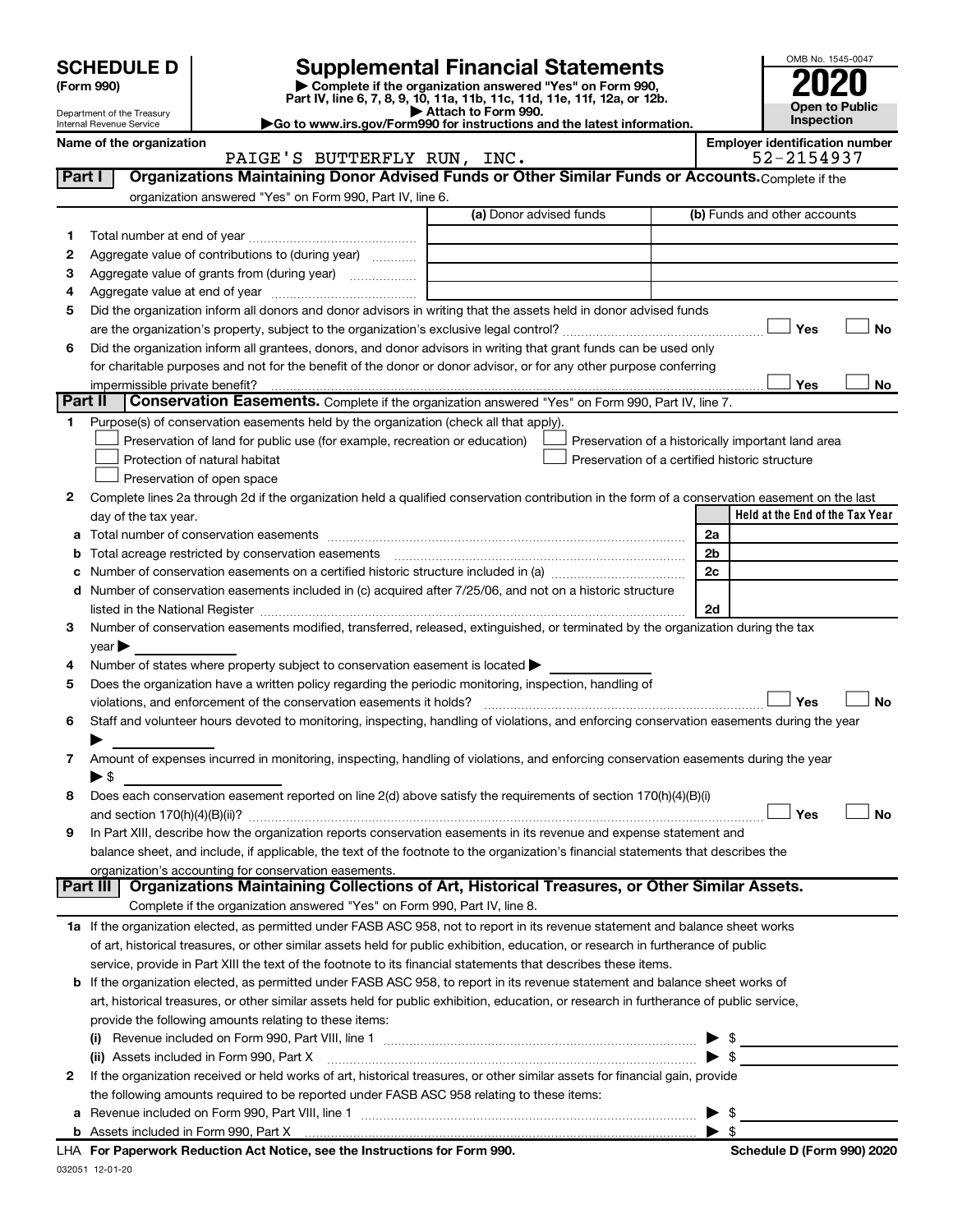# SCHEDULE D (Form 990)

Department of the Treasury
Internal Revenue Service

## Supplemental Financial Statements

▶ Complete if the organization answered "Yes" on Form 990, Part IV, line 6, 7, 8, 9, 10, 11a, 11b, 11c, 11d, 11e, 11f, 12a, or 12b.
▶ Attach to Form 990.
▶Go to www.irs.gov/Form990 for instructions and the latest information.

OMB No. 1545-0047

**2020**

**Open to Public Inspection**

Name of the organization: PAIGE'S BUTTERFLY RUN, INC.

Employer identification number: 52-2154937

### Part I — Organizations Maintaining Donor Advised Funds or Other Similar Funds or Accounts. 
Complete if the organization answered "Yes" on Form 990, Part IV, line 6.

| | | (a) Donor advised funds | (b) Funds and other accounts |
|---|---|---|---|
| 1 | Total number at end of year | | |
| 2 | Aggregate value of contributions to (during year) | | |
| 3 | Aggregate value of grants from (during year) | | |
| 4 | Aggregate value at end of year | | |

5 Did the organization inform all donors and donor advisors in writing that the assets held in donor advised funds are the organization's property, subject to the organization's exclusive legal control? ☐ Yes ☐ No

6 Did the organization inform all grantees, donors, and donor advisors in writing that grant funds can be used only for charitable purposes and not for the benefit of the donor or donor advisor, or for any other purpose conferring impermissible private benefit? ☐ Yes ☐ No

### Part II — Conservation Easements. 
Complete if the organization answered "Yes" on Form 990, Part IV, line 7.

1 Purpose(s) of conservation easements held by the organization (check all that apply).

☐ Preservation of land for public use (for example, recreation or education)
☐ Protection of natural habitat
☐ Preservation of open space
☐ Preservation of a historically important land area
☐ Preservation of a certified historic structure

2 Complete lines 2a through 2d if the organization held a qualified conservation contribution in the form of a conservation easement on the last day of the tax year.

| | | | Held at the End of the Tax Year |
|---|---|---|---|
| a | Total number of conservation easements | 2a | |
| b | Total acreage restricted by conservation easements | 2b | |
| c | Number of conservation easements on a certified historic structure included in (a) | 2c | |
| d | Number of conservation easements included in (c) acquired after 7/25/06, and not on a historic structure listed in the National Register | 2d | |

3 Number of conservation easements modified, transferred, released, extinguished, or terminated by the organization during the tax year ▶

4 Number of states where property subject to conservation easement is located ▶

5 Does the organization have a written policy regarding the periodic monitoring, inspection, handling of violations, and enforcement of the conservation easements it holds? ☐ Yes ☐ No

6 Staff and volunteer hours devoted to monitoring, inspecting, handling of violations, and enforcing conservation easements during the year ▶

7 Amount of expenses incurred in monitoring, inspecting, handling of violations, and enforcing conservation easements during the year ▶ $

8 Does each conservation easement reported on line 2(d) above satisfy the requirements of section 170(h)(4)(B)(i) and section 170(h)(4)(B)(ii)? ☐ Yes ☐ No

9 In Part XIII, describe how the organization reports conservation easements in its revenue and expense statement and balance sheet, and include, if applicable, the text of the footnote to the organization's financial statements that describes the organization's accounting for conservation easements.

### Part III — Organizations Maintaining Collections of Art, Historical Treasures, or Other Similar Assets.
Complete if the organization answered "Yes" on Form 990, Part IV, line 8.

1a If the organization elected, as permitted under FASB ASC 958, not to report in its revenue statement and balance sheet works of art, historical treasures, or other similar assets held for public exhibition, education, or research in furtherance of public service, provide in Part XIII the text of the footnote to its financial statements that describes these items.

b If the organization elected, as permitted under FASB ASC 958, to report in its revenue statement and balance sheet works of art, historical treasures, or other similar assets held for public exhibition, education, or research in furtherance of public service, provide the following amounts relating to these items:

(i) Revenue included on Form 990, Part VIII, line 1 ▶ $

(ii) Assets included in Form 990, Part X ▶ $

2 If the organization received or held works of art, historical treasures, or other similar assets for financial gain, provide the following amounts required to be reported under FASB ASC 958 relating to these items:

a Revenue included on Form 990, Part VIII, line 1 ▶ $

b Assets included in Form 990, Part X ▶ $

LHA For Paperwork Reduction Act Notice, see the Instructions for Form 990. Schedule D (Form 990) 2020

032051 12-01-20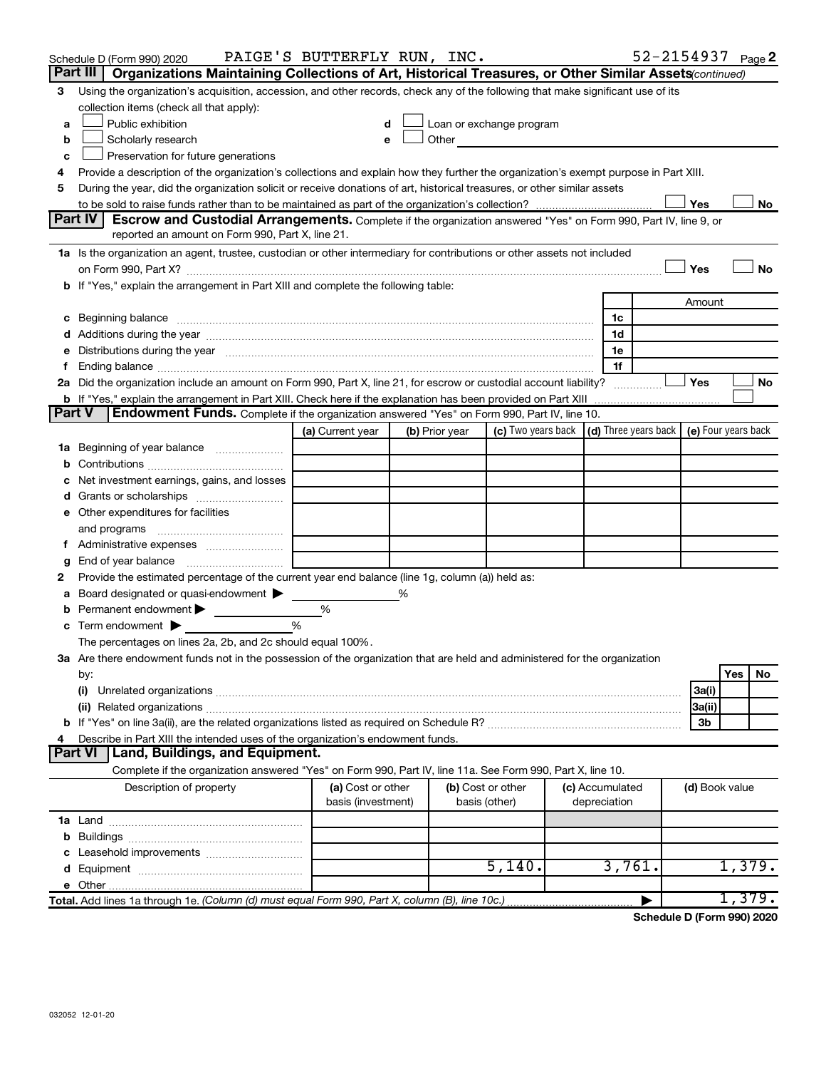Schedule D (Form 990) 2020 PAIGE'S BUTTERFLY RUN, INC. 52-2154937 Page 2

## Part III Organizations Maintaining Collections of Art, Historical Treasures, or Other Similar Assets (continued)

3 Using the organization's acquisition, accession, and other records, check any of the following that make significant use of its collection items (check all that apply):

- a ☐ Public exhibition
- b ☐ Scholarly research
- c ☐ Preservation for future generations
- d ☐ Loan or exchange program
- e ☐ Other

4 Provide a description of the organization's collections and explain how they further the organization's exempt purpose in Part XIII.

5 During the year, did the organization solicit or receive donations of art, historical treasures, or other similar assets to be sold to raise funds rather than to be maintained as part of the organization's collection? ☐ Yes ☐ No

## Part IV Escrow and Custodial Arrangements.

Complete if the organization answered "Yes" on Form 990, Part IV, line 9, or reported an amount on Form 990, Part X, line 21.

1a Is the organization an agent, trustee, custodian or other intermediary for contributions or other assets not included on Form 990, Part X? ☐ Yes ☐ No

b If "Yes," explain the arrangement in Part XIII and complete the following table:

| | | Amount |
|---|---|---|
| c Beginning balance | 1c | |
| d Additions during the year | 1d | |
| e Distributions during the year | 1e | |
| f Ending balance | 1f | |

2a Did the organization include an amount on Form 990, Part X, line 21, for escrow or custodial account liability? ☐ Yes ☐ No

b If "Yes," explain the arrangement in Part XIII. Check here if the explanation has been provided on Part XIII ☐

## Part V Endowment Funds.

Complete if the organization answered "Yes" on Form 990, Part IV, line 10.

| | (a) Current year | (b) Prior year | (c) Two years back | (d) Three years back | (e) Four years back |
|---|---|---|---|---|---|
| 1a Beginning of year balance | | | | | |
| b Contributions | | | | | |
| c Net investment earnings, gains, and losses | | | | | |
| d Grants or scholarships | | | | | |
| e Other expenditures for facilities and programs | | | | | |
| f Administrative expenses | | | | | |
| g End of year balance | | | | | |

2 Provide the estimated percentage of the current year end balance (line 1g, column (a)) held as:

- a Board designated or quasi-endowment ▶ %
- b Permanent endowment ▶ %
- c Term endowment ▶ %

The percentages on lines 2a, 2b, and 2c should equal 100%.

3a Are there endowment funds not in the possession of the organization that are held and administered for the organization by:

| | | Yes | No |
|---|---|---|---|
| (i) Unrelated organizations | 3a(i) | | |
| (ii) Related organizations | 3a(ii) | | |
| b If "Yes" on line 3a(ii), are the related organizations listed as required on Schedule R? | 3b | | |

4 Describe in Part XIII the intended uses of the organization's endowment funds.

## Part VI Land, Buildings, and Equipment.

Complete if the organization answered "Yes" on Form 990, Part IV, line 11a. See Form 990, Part X, line 10.

| Description of property | (a) Cost or other basis (investment) | (b) Cost or other basis (other) | (c) Accumulated depreciation | (d) Book value |
|---|---|---|---|---|
| 1a Land | | | | |
| b Buildings | | | | |
| c Leasehold improvements | | | | |
| d Equipment | | 5,140. | 3,761. | 1,379. |
| e Other | | | | |
| Total. Add lines 1a through 1e. (Column (d) must equal Form 990, Part X, column (B), line 10c.) | | | ▶ | 1,379. |

Schedule D (Form 990) 2020

032052 12-01-20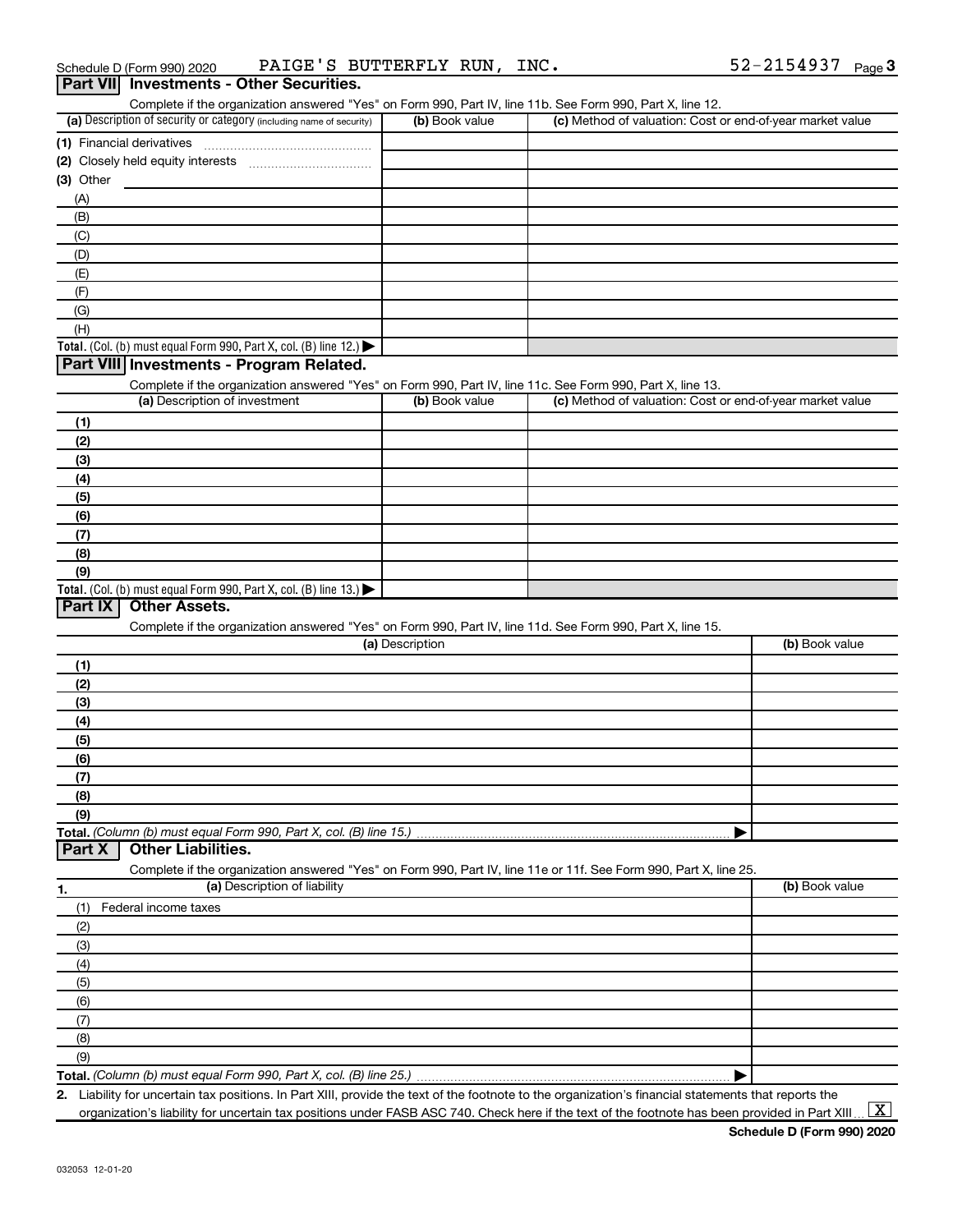Schedule D (Form 990) 2020 PAIGE'S BUTTERFLY RUN, INC. 52-2154937

## Part VII Investments - Other Securities.

Complete if the organization answered "Yes" on Form 990, Part IV, line 11b. See Form 990, Part X, line 12.

| (a) Description of security or category (including name of security) | (b) Book value | (c) Method of valuation: Cost or end-of-year market value |
|---|---|---|
| (1) Financial derivatives | | |
| (2) Closely held equity interests | | |
| (3) Other | | |
| (A) | | |
| (B) | | |
| (C) | | |
| (D) | | |
| (E) | | |
| (F) | | |
| (G) | | |
| (H) | | |
| **Total.** (Col. (b) must equal Form 990, Part X, col. (B) line 12.) ▶ | | |

## Part VIII Investments - Program Related.

Complete if the organization answered "Yes" on Form 990, Part IV, line 11c. See Form 990, Part X, line 13.

| (a) Description of investment | (b) Book value | (c) Method of valuation: Cost or end-of-year market value |
|---|---|---|
| (1) | | |
| (2) | | |
| (3) | | |
| (4) | | |
| (5) | | |
| (6) | | |
| (7) | | |
| (8) | | |
| (9) | | |
| **Total.** (Col. (b) must equal Form 990, Part X, col. (B) line 13.) ▶ | | |

## Part IX Other Assets.

Complete if the organization answered "Yes" on Form 990, Part IV, line 11d. See Form 990, Part X, line 15.

| (a) Description | (b) Book value |
|---|---|
| (1) | |
| (2) | |
| (3) | |
| (4) | |
| (5) | |
| (6) | |
| (7) | |
| (8) | |
| (9) | |
| **Total.** *(Column (b) must equal Form 990, Part X, col. (B) line 15.)* ▶ | |

## Part X Other Liabilities.

Complete if the organization answered "Yes" on Form 990, Part IV, line 11e or 11f. See Form 990, Part X, line 25.

| 1. (a) Description of liability | (b) Book value |
|---|---|
| (1) Federal income taxes | |
| (2) | |
| (3) | |
| (4) | |
| (5) | |
| (6) | |
| (7) | |
| (8) | |
| (9) | |
| **Total.** *(Column (b) must equal Form 990, Part X, col. (B) line 25.)* ▶ | |

2. Liability for uncertain tax positions. In Part XIII, provide the text of the footnote to the organization's financial statements that reports the organization's liability for uncertain tax positions under FASB ASC 740. Check here if the text of the footnote has been provided in Part XIII ... [X]

**Schedule D (Form 990) 2020**

032053 12-01-20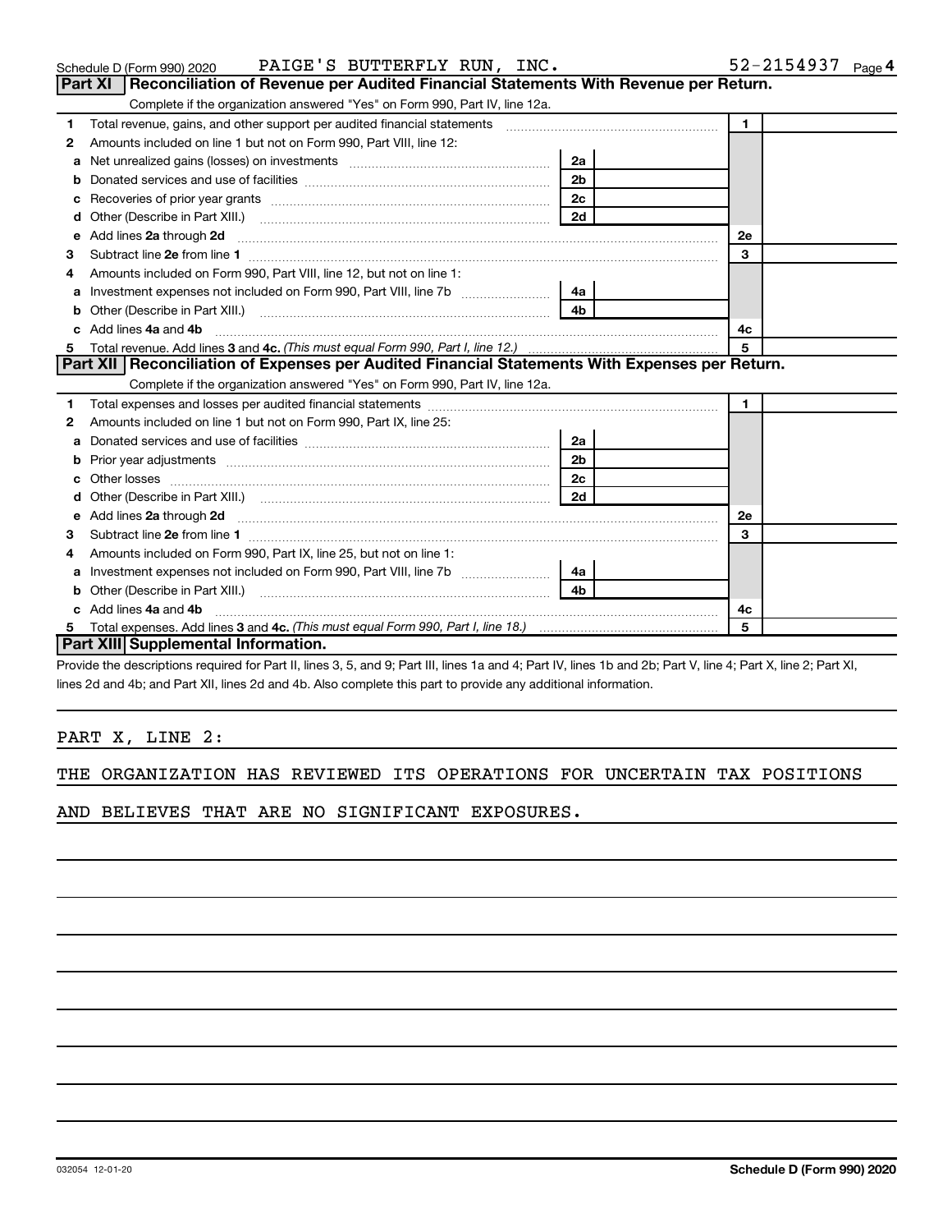Schedule D (Form 990) 2020 PAIGE'S BUTTERFLY RUN, INC. 52-2154937

## Part XI Reconciliation of Revenue per Audited Financial Statements With Revenue per Return.

Complete if the organization answered "Yes" on Form 990, Part IV, line 12a.

| | | | | | |
|---|---|---|---|---|---|
| 1 | Total revenue, gains, and other support per audited financial statements | | | 1 | |
| 2 | Amounts included on line 1 but not on Form 990, Part VIII, line 12: | | | | |
| a | Net unrealized gains (losses) on investments | 2a | | | |
| b | Donated services and use of facilities | 2b | | | |
| c | Recoveries of prior year grants | 2c | | | |
| d | Other (Describe in Part XIII.) | 2d | | | |
| e | Add lines 2a through 2d | | | 2e | |
| 3 | Subtract line 2e from line 1 | | | 3 | |
| 4 | Amounts included on Form 990, Part VIII, line 12, but not on line 1: | | | | |
| a | Investment expenses not included on Form 990, Part VIII, line 7b | 4a | | | |
| b | Other (Describe in Part XIII.) | 4b | | | |
| c | Add lines 4a and 4b | | | 4c | |
| 5 | Total revenue. Add lines 3 and 4c. *(This must equal Form 990, Part I, line 12.)* | | | 5 | |

## Part XII Reconciliation of Expenses per Audited Financial Statements With Expenses per Return.

Complete if the organization answered "Yes" on Form 990, Part IV, line 12a.

| | | | | | |
|---|---|---|---|---|---|
| 1 | Total expenses and losses per audited financial statements | | | 1 | |
| 2 | Amounts included on line 1 but not on Form 990, Part IX, line 25: | | | | |
| a | Donated services and use of facilities | 2a | | | |
| b | Prior year adjustments | 2b | | | |
| c | Other losses | 2c | | | |
| d | Other (Describe in Part XIII.) | 2d | | | |
| e | Add lines 2a through 2d | | | 2e | |
| 3 | Subtract line 2e from line 1 | | | 3 | |
| 4 | Amounts included on Form 990, Part IX, line 25, but not on line 1: | | | | |
| a | Investment expenses not included on Form 990, Part VIII, line 7b | 4a | | | |
| b | Other (Describe in Part XIII.) | 4b | | | |
| c | Add lines 4a and 4b | | | 4c | |
| 5 | Total expenses. Add lines 3 and 4c. *(This must equal Form 990, Part I, line 18.)* | | | 5 | |

## Part XIII Supplemental Information.

Provide the descriptions required for Part II, lines 3, 5, and 9; Part III, lines 1a and 4; Part IV, lines 1b and 2b; Part V, line 4; Part X, line 2; Part XI, lines 2d and 4b; and Part XII, lines 2d and 4b. Also complete this part to provide any additional information.

PART X, LINE 2:

THE ORGANIZATION HAS REVIEWED ITS OPERATIONS FOR UNCERTAIN TAX POSITIONS AND BELIEVES THAT ARE NO SIGNIFICANT EXPOSURES.

032054 12-01-20 Schedule D (Form 990) 2020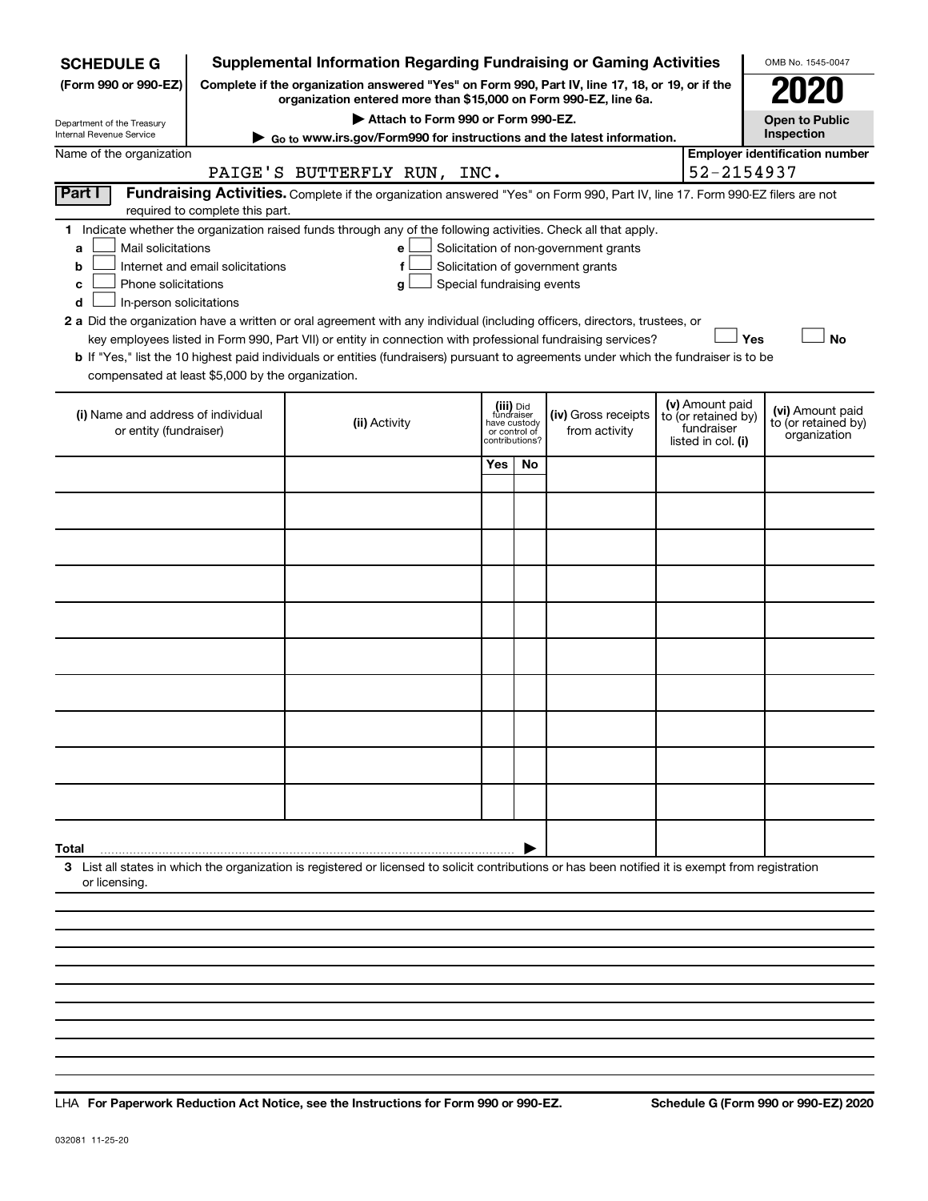# SCHEDULE G (Form 990 or 990-EZ)

Department of the Treasury
Internal Revenue Service

## Supplemental Information Regarding Fundraising or Gaming Activities

**Complete if the organization answered "Yes" on Form 990, Part IV, line 17, 18, or 19, or if the organization entered more than $15,000 on Form 990-EZ, line 6a.**

**▶ Attach to Form 990 or Form 990-EZ.**

**▶ Go to www.irs.gov/Form990 for instructions and the latest information.**

OMB No. 1545-0047

**2020**

**Open to Public Inspection**

Name of the organization: PAIGE'S BUTTERFLY RUN, INC.

**Employer identification number**: 52-2154937

**Part I** **Fundraising Activities.** Complete if the organization answered "Yes" on Form 990, Part IV, line 17. Form 990-EZ filers are not required to complete this part.

**1** Indicate whether the organization raised funds through any of the following activities. Check all that apply.

- **a** ☐ Mail solicitations
- **b** ☐ Internet and email solicitations
- **c** ☐ Phone solicitations
- **d** ☐ In-person solicitations
- **e** ☐ Solicitation of non-government grants
- **f** ☐ Solicitation of government grants
- **g** ☐ Special fundraising events

**2 a** Did the organization have a written or oral agreement with any individual (including officers, directors, trustees, or key employees listed in Form 990, Part VII) or entity in connection with professional fundraising services? ☐ **Yes** ☐ **No**

**b** If "Yes," list the 10 highest paid individuals or entities (fundraisers) pursuant to agreements under which the fundraiser is to be compensated at least $5,000 by the organization.

| (i) Name and address of individual or entity (fundraiser) | (ii) Activity | (iii) Did fundraiser have custody or control of contributions? | | (iv) Gross receipts from activity | (v) Amount paid to (or retained by) fundraiser listed in col. (i) | (vi) Amount paid to (or retained by) organization |
|---|---|---|---|---|---|---|
| | | Yes | No | | | |
| | | | | | | |
| | | | | | | |
| | | | | | | |
| | | | | | | |
| | | | | | | |
| | | | | | | |
| | | | | | | |
| | | | | | | |
| | | | | | | |
| | | | | | | |
| **Total** ▶ | | | | | | |

**3** List all states in which the organization is registered or licensed to solicit contributions or has been notified it is exempt from registration or licensing.

LHA **For Paperwork Reduction Act Notice, see the Instructions for Form 990 or 990-EZ.**

**Schedule G (Form 990 or 990-EZ) 2020**

032081 11-25-20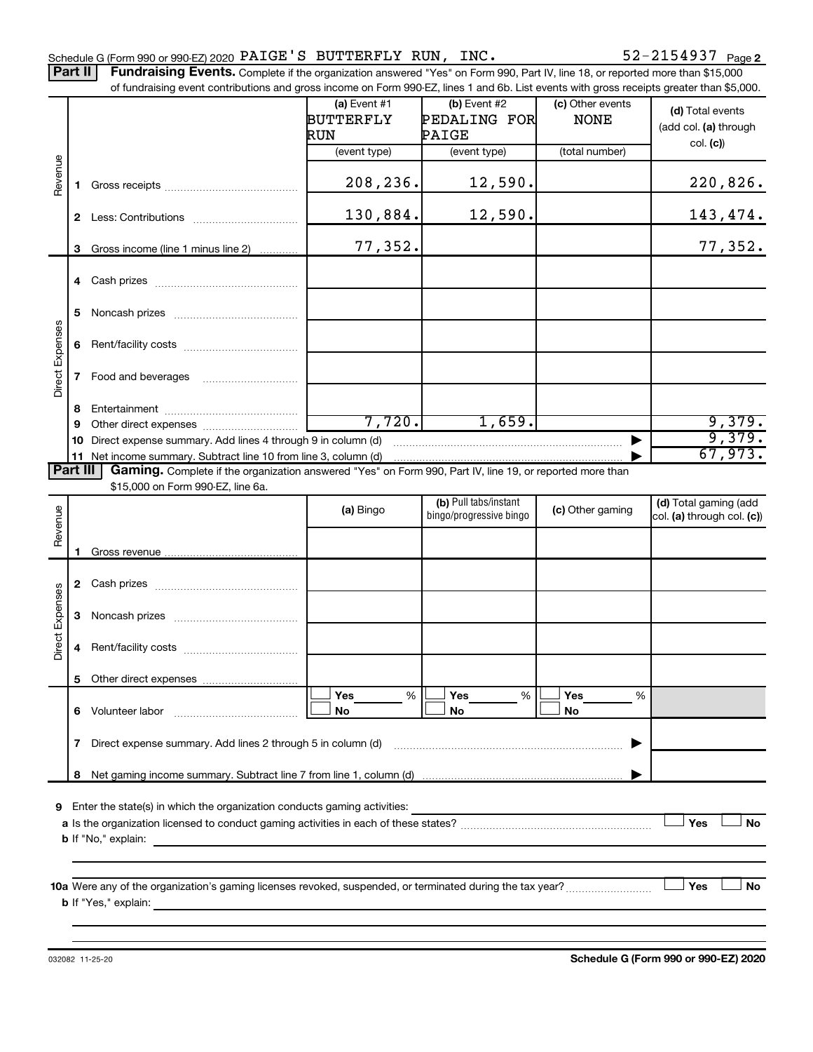Schedule G (Form 990 or 990-EZ) 2020 PAIGE'S BUTTERFLY RUN, INC. 52-2154937 Page 2

**Part II** **Fundraising Events.** Complete if the organization answered "Yes" on Form 990, Part IV, line 18, or reported more than $15,000 of fundraising event contributions and gross income on Form 990-EZ, lines 1 and 6b. List events with gross receipts greater than $5,000.

| | | (a) Event #1 BUTTERFLY RUN (event type) | (b) Event #2 PEDALING FOR PAIGE (event type) | (c) Other events NONE (total number) | (d) Total events (add col. (a) through col. (c)) |
|---|---|---|---|---|---|
| Revenue | 1 Gross receipts | 208,236. | 12,590. | | 220,826. |
| | 2 Less: Contributions | 130,884. | 12,590. | | 143,474. |
| | 3 Gross income (line 1 minus line 2) | 77,352. | | | 77,352. |
| Direct Expenses | 4 Cash prizes | | | | |
| | 5 Noncash prizes | | | | |
| | 6 Rent/facility costs | | | | |
| | 7 Food and beverages | | | | |
| | 8 Entertainment | | | | |
| | 9 Other direct expenses | 7,720. | 1,659. | | 9,379. |
| | 10 Direct expense summary. Add lines 4 through 9 in column (d) | | | ▶ | 9,379. |
| | 11 Net income summary. Subtract line 10 from line 3, column (d) | | | ▶ | 67,973. |

**Part III** **Gaming.** Complete if the organization answered "Yes" on Form 990, Part IV, line 19, or reported more than $15,000 on Form 990-EZ, line 6a.

| | | (a) Bingo | (b) Pull tabs/instant bingo/progressive bingo | (c) Other gaming | (d) Total gaming (add col. (a) through col. (c)) |
|---|---|---|---|---|---|
| Revenue | 1 Gross revenue | | | | |
| Direct Expenses | 2 Cash prizes | | | | |
| | 3 Noncash prizes | | | | |
| | 4 Rent/facility costs | | | | |
| | 5 Other direct expenses | | | | |
| | 6 Volunteer labor | ☐ Yes ___% ☐ No | ☐ Yes ___% ☐ No | ☐ Yes ___% ☐ No | |
| | 7 Direct expense summary. Add lines 2 through 5 in column (d) | | | ▶ | |
| | 8 Net gaming income summary. Subtract line 7 from line 1, column (d) | | | ▶ | |

9 Enter the state(s) in which the organization conducts gaming activities: ______

a Is the organization licensed to conduct gaming activities in each of these states? ☐ Yes ☐ No

b If "No," explain: ______

10a Were any of the organization's gaming licenses revoked, suspended, or terminated during the tax year? ☐ Yes ☐ No

b If "Yes," explain: ______

032082 11-25-20 **Schedule G (Form 990 or 990-EZ) 2020**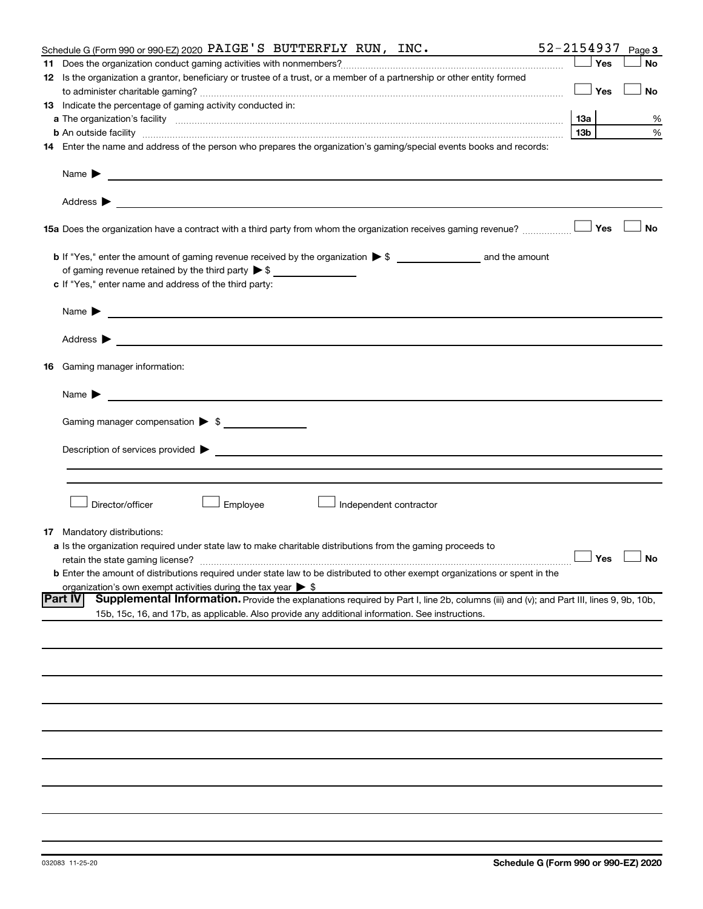Schedule G (Form 990 or 990-EZ) 2020 PAIGE'S BUTTERFLY RUN, INC. 52-2154937 Page 3

**11** Does the organization conduct gaming activities with nonmembers? ☐ Yes ☐ No

**12** Is the organization a grantor, beneficiary or trustee of a trust, or a member of a partnership or other entity formed to administer charitable gaming? ☐ Yes ☐ No

**13** Indicate the percentage of gaming activity conducted in:

**a** The organization's facility **13a** %

**b** An outside facility **13b** %

**14** Enter the name and address of the person who prepares the organization's gaming/special events books and records:

Name ▶

Address ▶

**15a** Does the organization have a contract with a third party from whom the organization receives gaming revenue? ☐ Yes ☐ No

**b** If "Yes," enter the amount of gaming revenue received by the organization ▶ $ ______ and the amount of gaming revenue retained by the third party ▶ $ ______

**c** If "Yes," enter name and address of the third party:

Name ▶

Address ▶

**16** Gaming manager information:

Name ▶

Gaming manager compensation ▶ $

Description of services provided ▶

☐ Director/officer ☐ Employee ☐ Independent contractor

**17** Mandatory distributions:

**a** Is the organization required under state law to make charitable distributions from the gaming proceeds to retain the state gaming license? ☐ Yes ☐ No

**b** Enter the amount of distributions required under state law to be distributed to other exempt organizations or spent in the organization's own exempt activities during the tax year ▶ $

**Part IV** **Supplemental Information.** Provide the explanations required by Part I, line 2b, columns (iii) and (v); and Part III, lines 9, 9b, 10b, 15b, 15c, 16, and 17b, as applicable. Also provide any additional information. See instructions.

032083 11-25-20 **Schedule G (Form 990 or 990-EZ) 2020**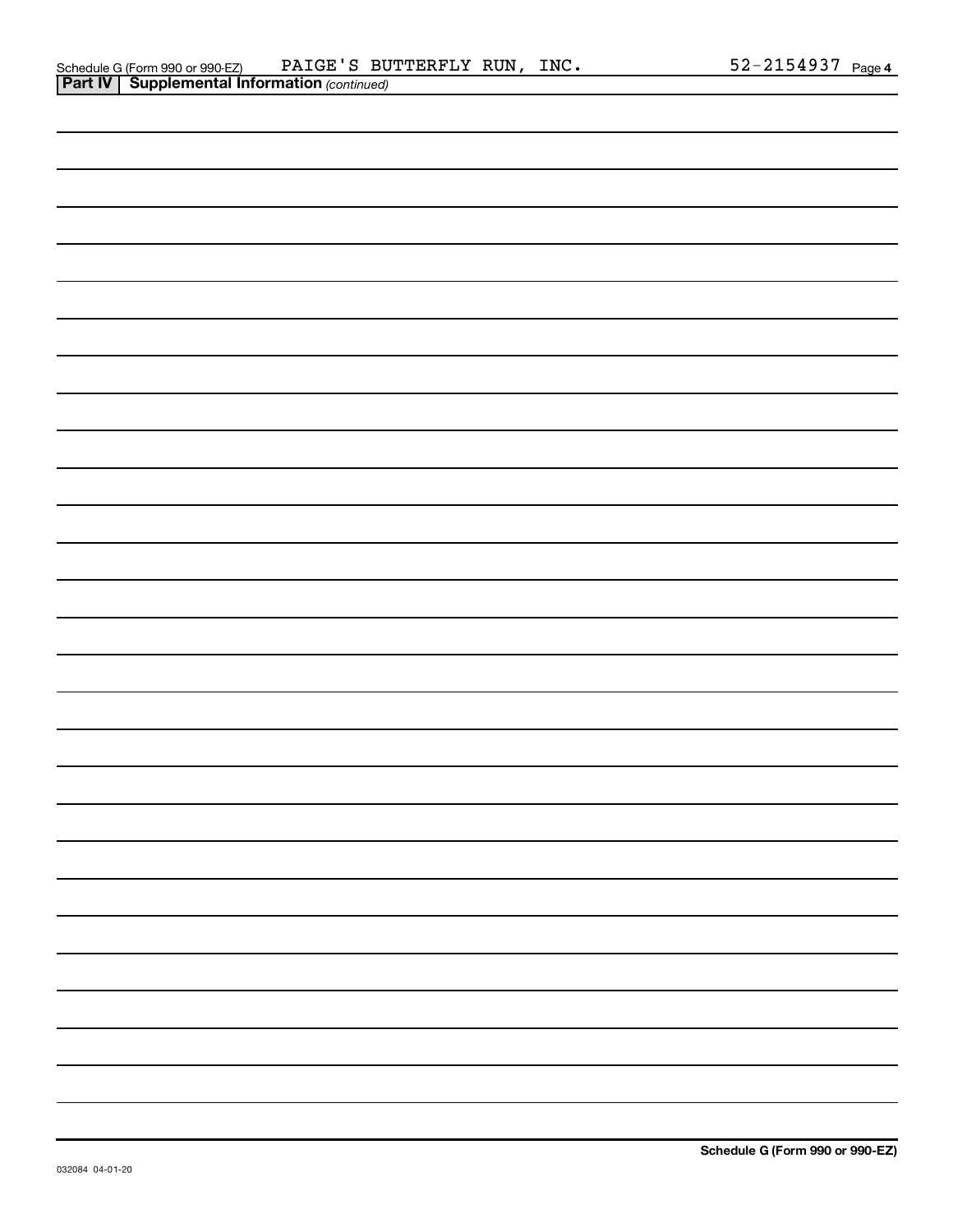Schedule G (Form 990 or 990-EZ) PAIGE'S BUTTERFLY RUN, INC. 52-2154937 Page 4

**Part IV | Supplemental Information** *(continued)*

**Schedule G (Form 990 or 990-EZ)**

032084 04-01-20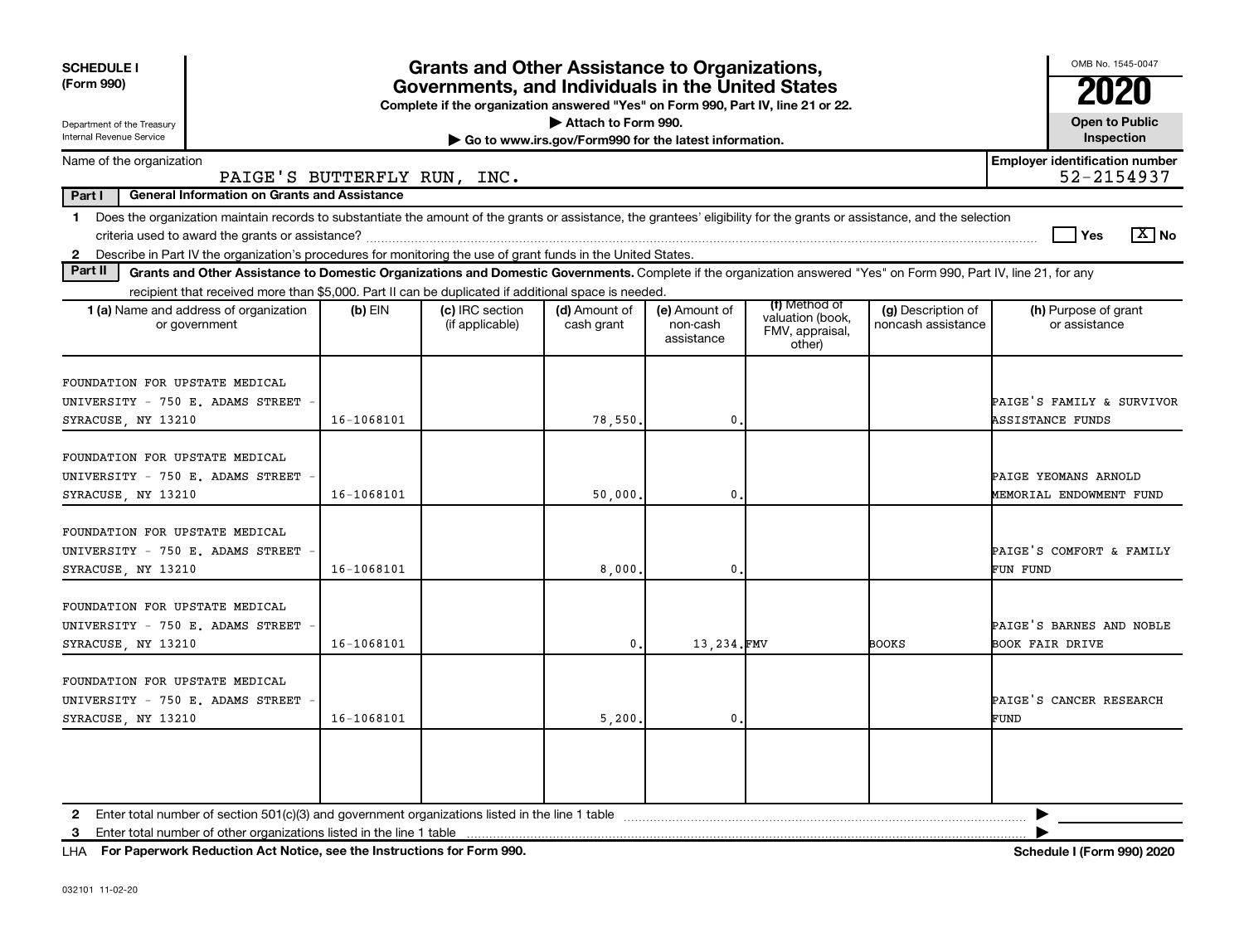**SCHEDULE I**
**(Form 990)**

Department of the Treasury
Internal Revenue Service

# Grants and Other Assistance to Organizations, Governments, and Individuals in the United States

**Complete if the organization answered "Yes" on Form 990, Part IV, line 21 or 22.**

▶ **Attach to Form 990.**

▶ **Go to www.irs.gov/Form990 for the latest information.**

OMB No. 1545-0047

**2020**

**Open to Public Inspection**

Name of the organization: PAIGE'S BUTTERFLY RUN, INC.

**Employer identification number**: 52-2154937

**Part I — General Information on Grants and Assistance**

1 Does the organization maintain records to substantiate the amount of the grants or assistance, the grantees' eligibility for the grants or assistance, and the selection criteria used to award the grants or assistance? ☐ Yes ☒ No

2 Describe in Part IV the organization's procedures for monitoring the use of grant funds in the United States.

**Part II — Grants and Other Assistance to Domestic Organizations and Domestic Governments.** Complete if the organization answered "Yes" on Form 990, Part IV, line 21, for any recipient that received more than $5,000. Part II can be duplicated if additional space is needed.

| 1 (a) Name and address of organization or government | (b) EIN | (c) IRC section (if applicable) | (d) Amount of cash grant | (e) Amount of non-cash assistance | (f) Method of valuation (book, FMV, appraisal, other) | (g) Description of noncash assistance | (h) Purpose of grant or assistance |
|---|---|---|---|---|---|---|---|
| FOUNDATION FOR UPSTATE MEDICAL UNIVERSITY - 750 E. ADAMS STREET - SYRACUSE, NY 13210 | 16-1068101 | | 78,550. | 0. | | | PAIGE'S FAMILY & SURVIVOR ASSISTANCE FUNDS |
| FOUNDATION FOR UPSTATE MEDICAL UNIVERSITY - 750 E. ADAMS STREET - SYRACUSE, NY 13210 | 16-1068101 | | 50,000. | 0. | | | PAIGE YEOMANS ARNOLD MEMORIAL ENDOWMENT FUND |
| FOUNDATION FOR UPSTATE MEDICAL UNIVERSITY - 750 E. ADAMS STREET - SYRACUSE, NY 13210 | 16-1068101 | | 8,000. | 0. | | | PAIGE'S COMFORT & FAMILY FUN FUND |
| FOUNDATION FOR UPSTATE MEDICAL UNIVERSITY - 750 E. ADAMS STREET - SYRACUSE, NY 13210 | 16-1068101 | | 0. | 13,234. | FMV | BOOKS | PAIGE'S BARNES AND NOBLE BOOK FAIR DRIVE |
| FOUNDATION FOR UPSTATE MEDICAL UNIVERSITY - 750 E. ADAMS STREET - SYRACUSE, NY 13210 | 16-1068101 | | 5,200. | 0. | | | PAIGE'S CANCER RESEARCH FUND |
| | | | | | | | |

2 Enter total number of section 501(c)(3) and government organizations listed in the line 1 table ▶

3 Enter total number of other organizations listed in the line 1 table ▶

LHA **For Paperwork Reduction Act Notice, see the Instructions for Form 990.** **Schedule I (Form 990) 2020**

032101 11-02-20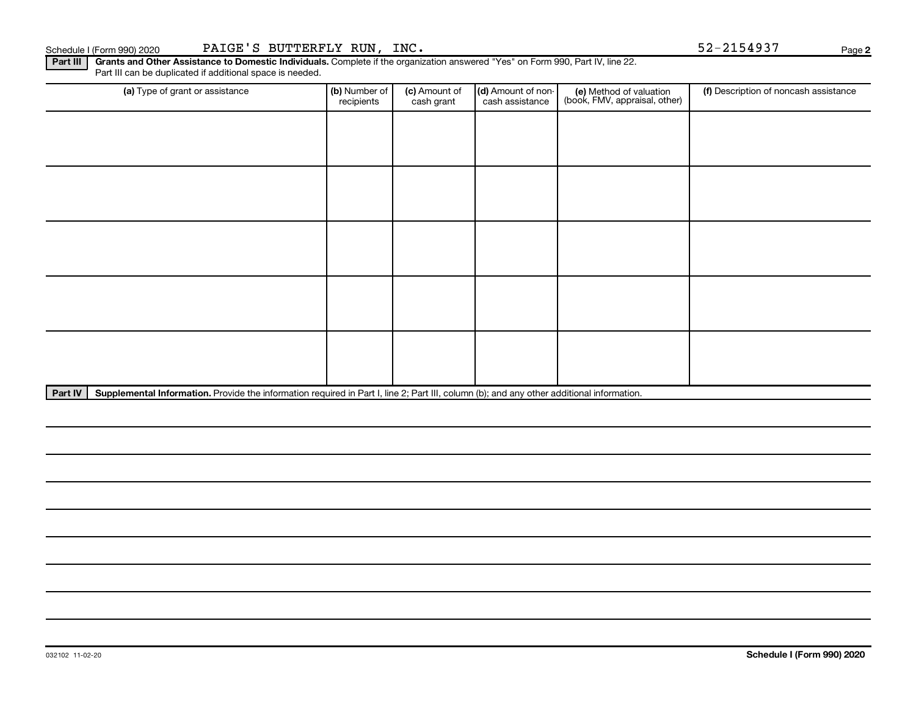Schedule I (Form 990) 2020 PAIGE'S BUTTERFLY RUN, INC. 52-2154937

**Part III** **Grants and Other Assistance to Domestic Individuals.** Complete if the organization answered "Yes" on Form 990, Part IV, line 22. Part III can be duplicated if additional space is needed.

| (a) Type of grant or assistance | (b) Number of recipients | (c) Amount of cash grant | (d) Amount of non-cash assistance | (e) Method of valuation (book, FMV, appraisal, other) | (f) Description of noncash assistance |
|---|---|---|---|---|---|
| | | | | | |
| | | | | | |
| | | | | | |
| | | | | | |
| | | | | | |

**Part IV** **Supplemental Information.** Provide the information required in Part I, line 2; Part III, column (b); and any other additional information.

032102 11-02-20 **Schedule I (Form 990) 2020**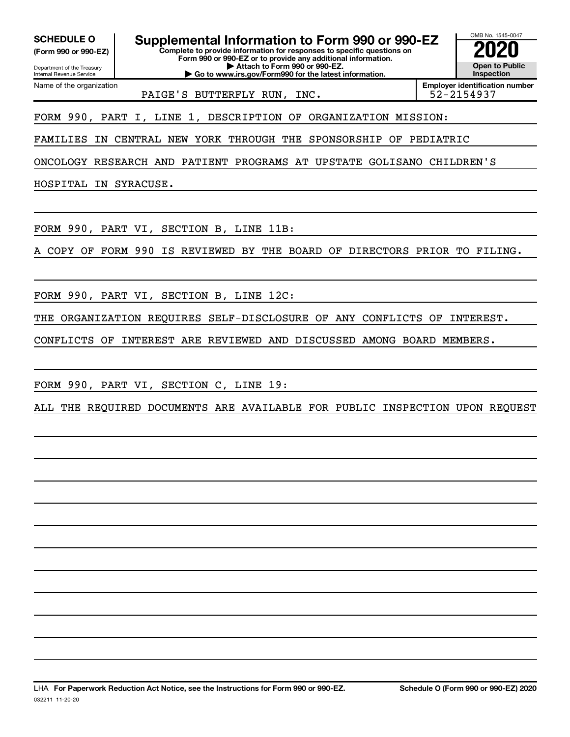**SCHEDULE O**
**(Form 990 or 990-EZ)**

Department of the Treasury
Internal Revenue Service

# Supplemental Information to Form 990 or 990-EZ

**Complete to provide information for responses to specific questions on Form 990 or 990-EZ or to provide any additional information.**
**▶ Attach to Form 990 or 990-EZ.**
**▶ Go to www.irs.gov/Form990 for the latest information.**

OMB No. 1545-0047
**2020**
**Open to Public Inspection**

Name of the organization: PAIGE'S BUTTERFLY RUN, INC.
**Employer identification number:** 52-2154937

FORM 990, PART I, LINE 1, DESCRIPTION OF ORGANIZATION MISSION:

FAMILIES IN CENTRAL NEW YORK THROUGH THE SPONSORSHIP OF PEDIATRIC ONCOLOGY RESEARCH AND PATIENT PROGRAMS AT UPSTATE GOLISANO CHILDREN'S HOSPITAL IN SYRACUSE.

FORM 990, PART VI, SECTION B, LINE 11B:

A COPY OF FORM 990 IS REVIEWED BY THE BOARD OF DIRECTORS PRIOR TO FILING.

FORM 990, PART VI, SECTION B, LINE 12C:

THE ORGANIZATION REQUIRES SELF-DISCLOSURE OF ANY CONFLICTS OF INTEREST. CONFLICTS OF INTEREST ARE REVIEWED AND DISCUSSED AMONG BOARD MEMBERS.

FORM 990, PART VI, SECTION C, LINE 19:

ALL THE REQUIRED DOCUMENTS ARE AVAILABLE FOR PUBLIC INSPECTION UPON REQUEST

LHA **For Paperwork Reduction Act Notice, see the Instructions for Form 990 or 990-EZ.** **Schedule O (Form 990 or 990-EZ) 2020**
032211 11-20-20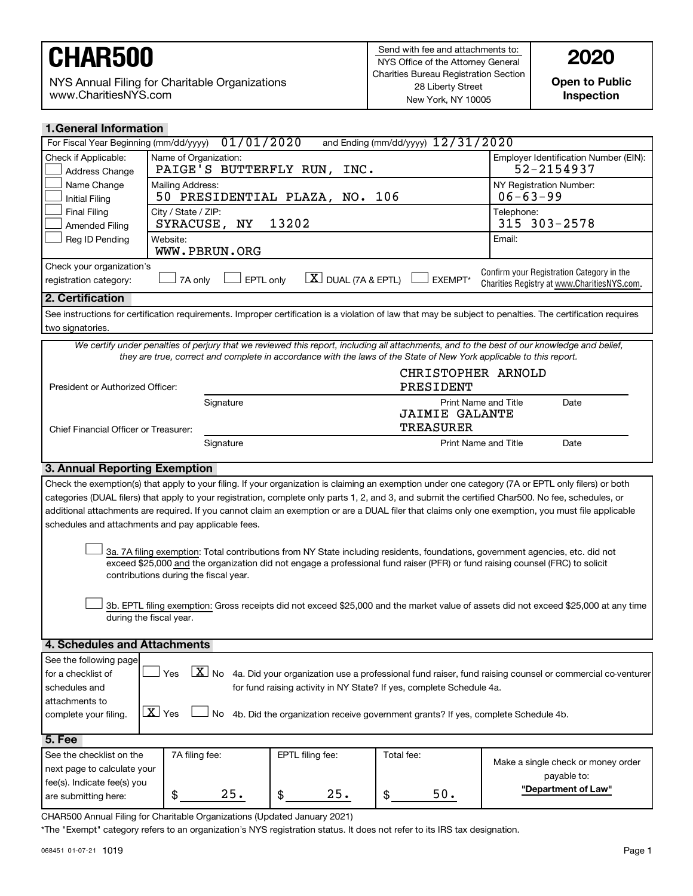# CHAR500

NYS Annual Filing for Charitable Organizations
www.CharitiesNYS.com

Send with fee and attachments to:
NYS Office of the Attorney General
Charities Bureau Registration Section
28 Liberty Street
New York, NY 10005

**2020**

**Open to Public Inspection**

## 1. General Information

For Fiscal Year Beginning (mm/dd/yyyy) 01/01/2020 and Ending (mm/dd/yyyy) 12/31/2020

| Check if Applicable: | | |
|---|---|---|
| ☐ Address Change | Name of Organization: PAIGE'S BUTTERFLY RUN, INC. | Employer Identification Number (EIN): 52-2154937 |
| ☐ Name Change | Mailing Address: 50 PRESIDENTIAL PLAZA, NO. 106 | NY Registration Number: 06-63-99 |
| ☐ Initial Filing | | |
| ☐ Final Filing | City / State / ZIP: SYRACUSE, NY 13202 | Telephone: 315 303-2578 |
| ☐ Amended Filing | | |
| ☐ Reg ID Pending | Website: WWW.PBRUN.ORG | Email: |

Check your organization's registration category: ☐ 7A only ☐ EPTL only ☒ DUAL (7A & EPTL) ☐ EXEMPT*

Confirm your Registration Category in the Charities Registry at www.CharitiesNYS.com.

## 2. Certification

See instructions for certification requirements. Improper certification is a violation of law that may be subject to penalties. The certification requires two signatories.

*We certify under penalties of perjury that we reviewed this report, including all attachments, and to the best of our knowledge and belief, they are true, correct and complete in accordance with the laws of the State of New York applicable to this report.*

President or Authorized Officer: ______ Signature — CHRISTOPHER ARNOLD, PRESIDENT (Print Name and Title) — Date

Chief Financial Officer or Treasurer: ______ Signature — JAIMIE GALANTE, TREASURER (Print Name and Title) — Date

## 3. Annual Reporting Exemption

Check the exemption(s) that apply to your filing. If your organization is claiming an exemption under one category (7A or EPTL only filers) or both categories (DUAL filers) that apply to your registration, complete only parts 1, 2, and 3, and submit the certified Char500. No fee, schedules, or additional attachments are required. If you cannot claim an exemption or are a DUAL filer that claims only one exemption, you must file applicable schedules and attachments and pay applicable fees.

☐ 3a. 7A filing exemption: Total contributions from NY State including residents, foundations, government agencies, etc. did not exceed $25,000 and the organization did not engage a professional fund raiser (PFR) or fund raising counsel (FRC) to solicit contributions during the fiscal year.

☐ 3b. EPTL filing exemption: Gross receipts did not exceed $25,000 and the market value of assets did not exceed $25,000 at any time during the fiscal year.

## 4. Schedules and Attachments

See the following page for a checklist of schedules and attachments to complete your filing.

☐ Yes ☒ No 4a. Did your organization use a professional fund raiser, fund raising counsel or commercial co-venturer for fund raising activity in NY State? If yes, complete Schedule 4a.

☒ Yes ☐ No 4b. Did the organization receive government grants? If yes, complete Schedule 4b.

## 5. Fee

| See the checklist on the next page to calculate your fee(s). Indicate fee(s) you are submitting here: | 7A filing fee: | EPTL filing fee: | Total fee: | Make a single check or money order payable to: **"Department of Law"** |
|---|---|---|---|---|
| | $ 25. | $ 25. | $ 50. | |

CHAR500 Annual Filing for Charitable Organizations (Updated January 2021)

*The "Exempt" category refers to an organization's NYS registration status. It does not refer to its IRS tax designation.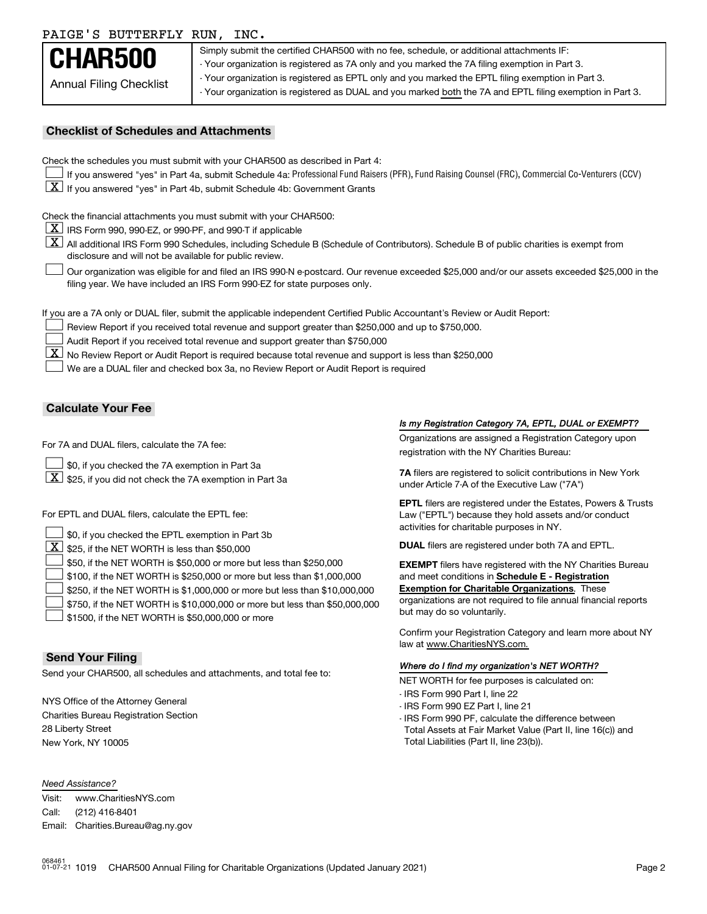PAIGE'S BUTTERFLY RUN, INC.

# CHAR500

Annual Filing Checklist

Simply submit the certified CHAR500 with no fee, schedule, or additional attachments IF:
- Your organization is registered as 7A only and you marked the 7A filing exemption in Part 3.
- Your organization is registered as EPTL only and you marked the EPTL filing exemption in Part 3.
- Your organization is registered as DUAL and you marked both the 7A and EPTL filing exemption in Part 3.

## Checklist of Schedules and Attachments

Check the schedules you must submit with your CHAR500 as described in Part 4:

- [ ] If you answered "yes" in Part 4a, submit Schedule 4a: Professional Fund Raisers (PFR), Fund Raising Counsel (FRC), Commercial Co-Venturers (CCV)
- [X] If you answered "yes" in Part 4b, submit Schedule 4b: Government Grants

Check the financial attachments you must submit with your CHAR500:

- [X] IRS Form 990, 990-EZ, or 990-PF, and 990-T if applicable
- [X] All additional IRS Form 990 Schedules, including Schedule B (Schedule of Contributors). Schedule B of public charities is exempt from disclosure and will not be available for public review.
- [ ] Our organization was eligible for and filed an IRS 990-N e-postcard. Our revenue exceeded $25,000 and/or our assets exceeded $25,000 in the filing year. We have included an IRS Form 990-EZ for state purposes only.

If you are a 7A only or DUAL filer, submit the applicable independent Certified Public Accountant's Review or Audit Report:

- [ ] Review Report if you received total revenue and support greater than $250,000 and up to $750,000.
- [ ] Audit Report if you received total revenue and support greater than $750,000
- [X] No Review Report or Audit Report is required because total revenue and support is less than $250,000
- [ ] We are a DUAL filer and checked box 3a, no Review Report or Audit Report is required

## Calculate Your Fee

For 7A and DUAL filers, calculate the 7A fee:

- [ ] $0, if you checked the 7A exemption in Part 3a
- [X] $25, if you did not check the 7A exemption in Part 3a

For EPTL and DUAL filers, calculate the EPTL fee:

- [ ] $0, if you checked the EPTL exemption in Part 3b
- [X] $25, if the NET WORTH is less than $50,000
- [ ] $50, if the NET WORTH is $50,000 or more but less than $250,000
- [ ] $100, if the NET WORTH is $250,000 or more but less than $1,000,000
- [ ] $250, if the NET WORTH is $1,000,000 or more but less than $10,000,000
- [ ] $750, if the NET WORTH is $10,000,000 or more but less than $50,000,000
- [ ] $1500, if the NET WORTH is $50,000,000 or more

## Send Your Filing

Send your CHAR500, all schedules and attachments, and total fee to:

NYS Office of the Attorney General
Charities Bureau Registration Section
28 Liberty Street
New York, NY 10005

*Need Assistance?*

Visit: www.CharitiesNYS.com
Call: (212) 416-8401
Email: Charities.Bureau@ag.ny.gov

***Is my Registration Category 7A, EPTL, DUAL or EXEMPT?***

Organizations are assigned a Registration Category upon registration with the NY Charities Bureau:

**7A** filers are registered to solicit contributions in New York under Article 7-A of the Executive Law ("7A")

**EPTL** filers are registered under the Estates, Powers & Trusts Law ("EPTL") because they hold assets and/or conduct activities for charitable purposes in NY.

**DUAL** filers are registered under both 7A and EPTL.

**EXEMPT** filers have registered with the NY Charities Bureau and meet conditions in **Schedule E - Registration Exemption for Charitable Organizations**. These organizations are not required to file annual financial reports but may do so voluntarily.

Confirm your Registration Category and learn more about NY law at www.CharitiesNYS.com.

***Where do I find my organization's NET WORTH?***

NET WORTH for fee purposes is calculated on:
- IRS Form 990 Part I, line 22
- IRS Form 990 EZ Part I, line 21
- IRS Form 990 PF, calculate the difference between Total Assets at Fair Market Value (Part II, line 16(c)) and Total Liabilities (Part II, line 23(b)).

068461 01-07-21 1019 CHAR500 Annual Filing for Charitable Organizations (Updated January 2021)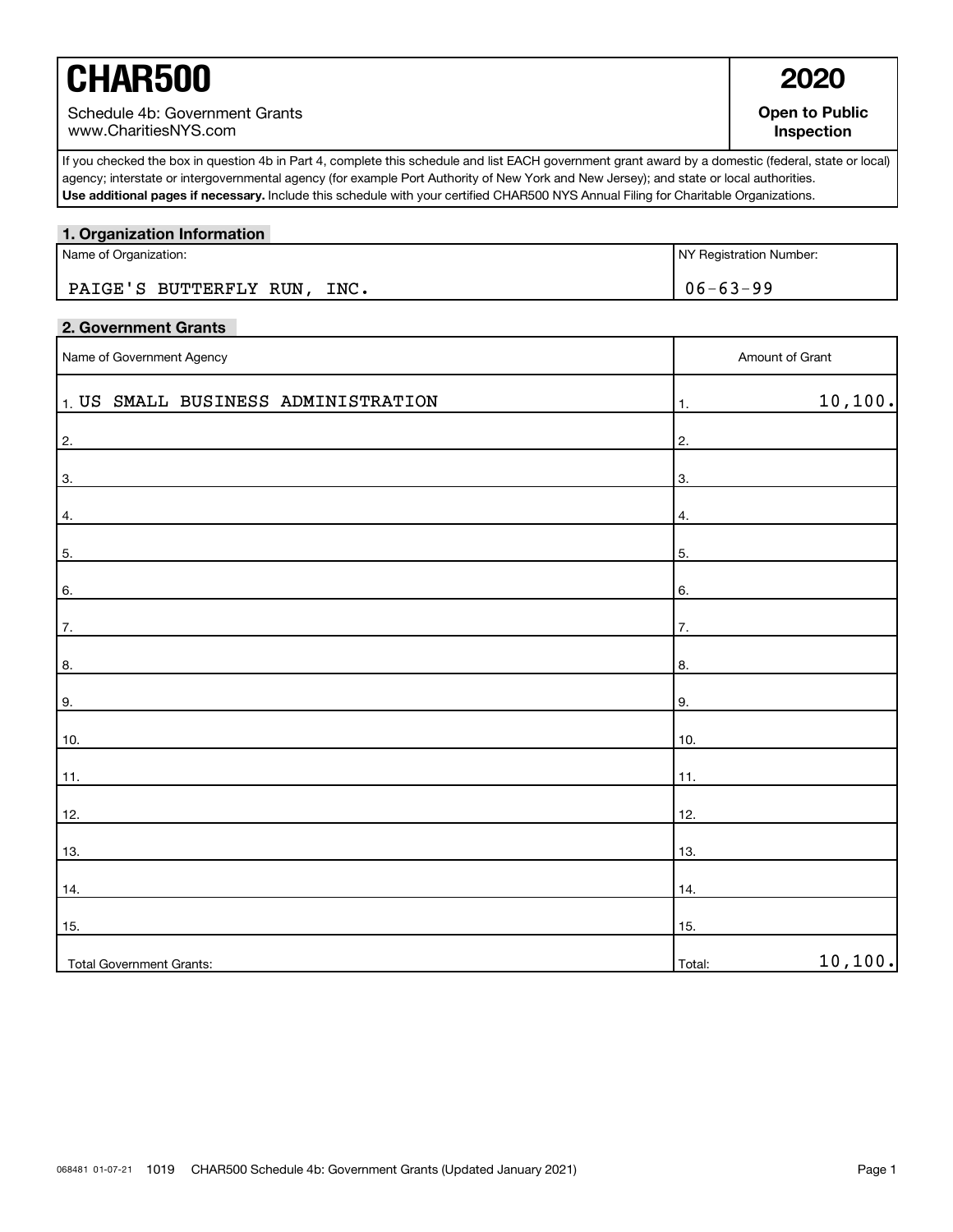# CHAR500

Schedule 4b: Government Grants
www.CharitiesNYS.com

**2020**

**Open to Public Inspection**

If you checked the box in question 4b in Part 4, complete this schedule and list EACH government grant award by a domestic (federal, state or local) agency; interstate or intergovernmental agency (for example Port Authority of New York and New Jersey); and state or local authorities. **Use additional pages if necessary.** Include this schedule with your certified CHAR500 NYS Annual Filing for Charitable Organizations.

## 1. Organization Information

| Name of Organization: | NY Registration Number: |
|---|---|
| PAIGE'S BUTTERFLY RUN, INC. | 06-63-99 |

## 2. Government Grants

| Name of Government Agency | Amount of Grant |
|---|---|
| 1. US SMALL BUSINESS ADMINISTRATION | 1. 10,100. |
| 2. | 2. |
| 3. | 3. |
| 4. | 4. |
| 5. | 5. |
| 6. | 6. |
| 7. | 7. |
| 8. | 8. |
| 9. | 9. |
| 10. | 10. |
| 11. | 11. |
| 12. | 12. |
| 13. | 13. |
| 14. | 14. |
| 15. | 15. |
| Total Government Grants: | Total: 10,100. |

068481 01-07-21 1019 CHAR500 Schedule 4b: Government Grants (Updated January 2021)